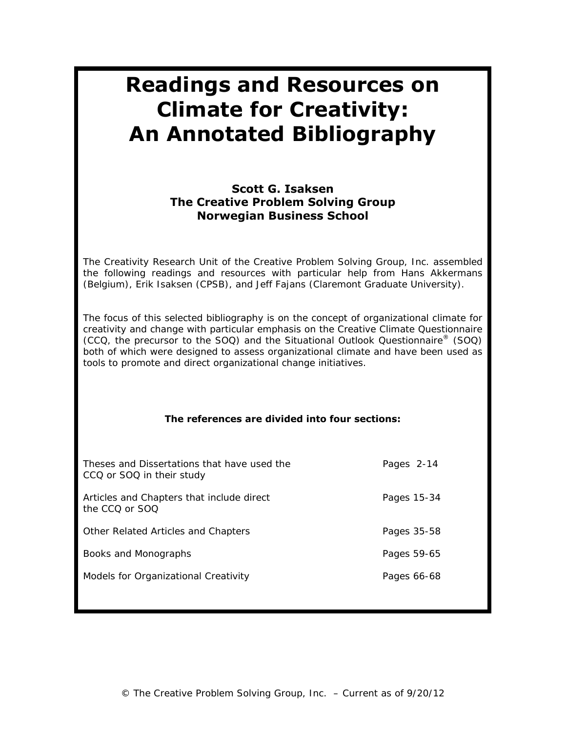# Readings and Resources on Climate for Creativity: An Annotated Bibliography

**Scott G. Isaksen**
**The Creative Problem Solving Group**
**Norwegian Business School**

The Creativity Research Unit of the Creative Problem Solving Group, Inc. assembled the following readings and resources with particular help from Hans Akkermans (Belgium), Erik Isaksen (CPSB), and Jeff Fajans (Claremont Graduate University).

The focus of this selected bibliography is on the concept of organizational climate for creativity and change with particular emphasis on the Creative Climate Questionnaire (CCQ, the precursor to the SOQ) and the Situational Outlook Questionnaire® (SOQ) both of which were designed to assess organizational climate and have been used as tools to promote and direct organizational change initiatives.

**The references are divided into four sections:**

| | |
|---|---|
| Theses and Dissertations that have used the CCQ or SOQ in their study | Pages 2-14 |
| Articles and Chapters that include direct the CCQ or SOQ | Pages 15-34 |
| Other Related Articles and Chapters | Pages 35-58 |
| Books and Monographs | Pages 59-65 |
| Models for Organizational Creativity | Pages 66-68 |

© The Creative Problem Solving Group, Inc. – Current as of 9/20/12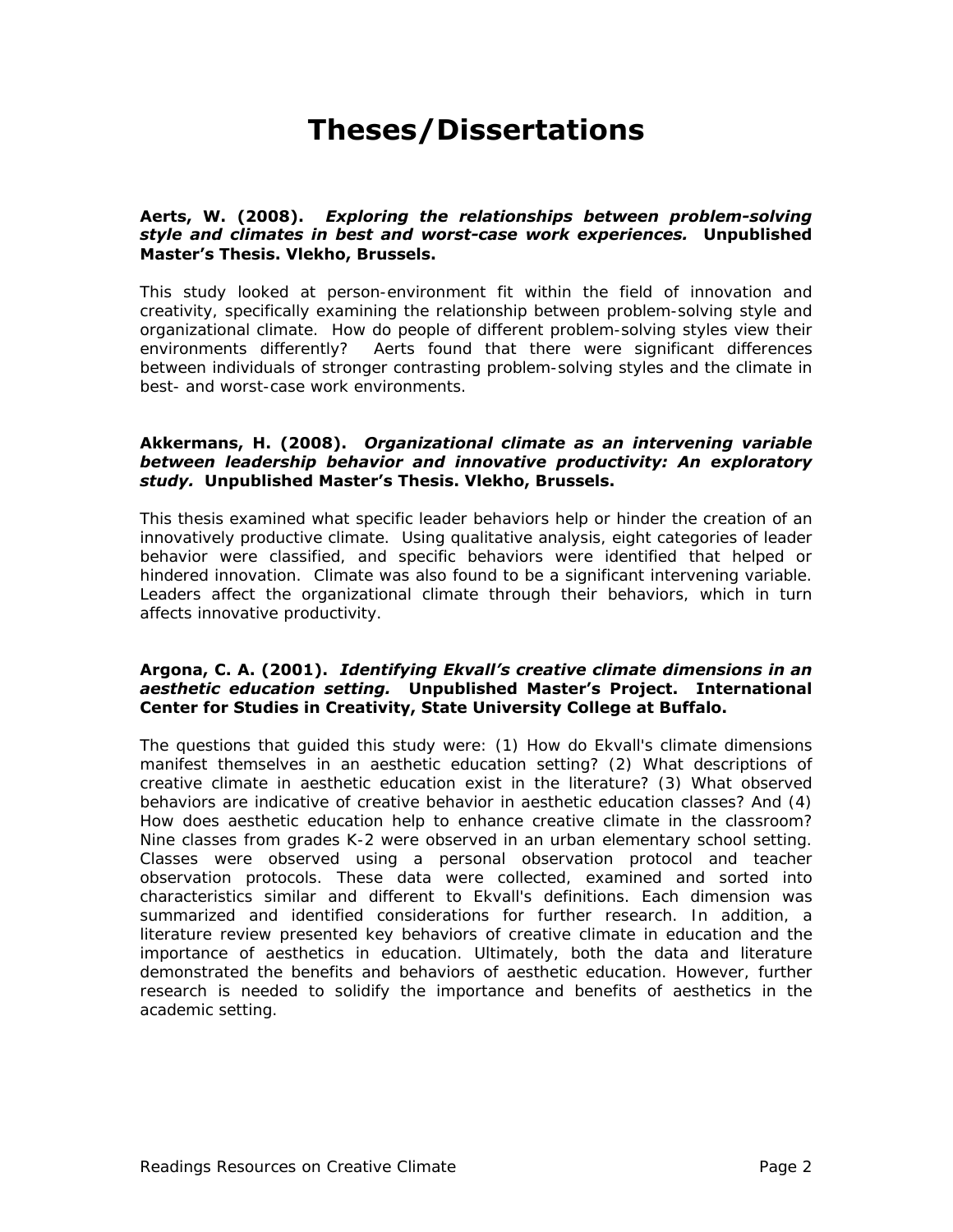# Theses/Dissertations

**Aerts, W. (2008).** ***Exploring the relationships between problem-solving style and climates in best and worst-case work experiences.*** **Unpublished Master's Thesis. Vlekho, Brussels.**

This study looked at person-environment fit within the field of innovation and creativity, specifically examining the relationship between problem-solving style and organizational climate. How do people of different problem-solving styles view their environments differently? Aerts found that there were significant differences between individuals of stronger contrasting problem-solving styles and the climate in best- and worst-case work environments.

**Akkermans, H. (2008).** ***Organizational climate as an intervening variable between leadership behavior and innovative productivity: An exploratory study.*** **Unpublished Master's Thesis. Vlekho, Brussels.**

This thesis examined what specific leader behaviors help or hinder the creation of an innovatively productive climate. Using qualitative analysis, eight categories of leader behavior were classified, and specific behaviors were identified that helped or hindered innovation. Climate was also found to be a significant intervening variable. Leaders affect the organizational climate through their behaviors, which in turn affects innovative productivity.

**Argona, C. A. (2001).** ***Identifying Ekvall's creative climate dimensions in an aesthetic education setting.*** **Unpublished Master's Project. International Center for Studies in Creativity, State University College at Buffalo.**

The questions that guided this study were: (1) How do Ekvall's climate dimensions manifest themselves in an aesthetic education setting? (2) What descriptions of creative climate in aesthetic education exist in the literature? (3) What observed behaviors are indicative of creative behavior in aesthetic education classes? And (4) How does aesthetic education help to enhance creative climate in the classroom? Nine classes from grades K-2 were observed in an urban elementary school setting. Classes were observed using a personal observation protocol and teacher observation protocols. These data were collected, examined and sorted into characteristics similar and different to Ekvall's definitions. Each dimension was summarized and identified considerations for further research. In addition, a literature review presented key behaviors of creative climate in education and the importance of aesthetics in education. Ultimately, both the data and literature demonstrated the benefits and behaviors of aesthetic education. However, further research is needed to solidify the importance and benefits of aesthetics in the academic setting.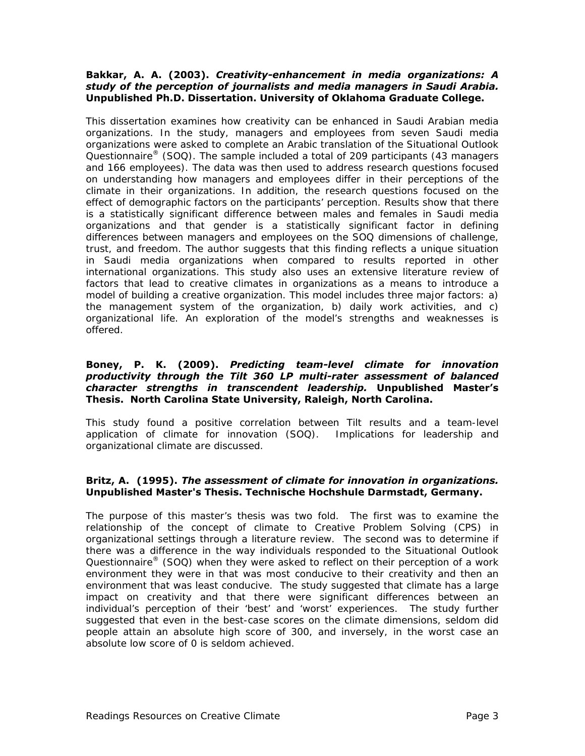**Bakkar, A. A. (2003).** ***Creativity-enhancement in media organizations: A study of the perception of journalists and media managers in Saudi Arabia.*** **Unpublished Ph.D. Dissertation. University of Oklahoma Graduate College.**

This dissertation examines how creativity can be enhanced in Saudi Arabian media organizations. In the study, managers and employees from seven Saudi media organizations were asked to complete an Arabic translation of the Situational Outlook Questionnaire® (SOQ). The sample included a total of 209 participants (43 managers and 166 employees). The data was then used to address research questions focused on understanding how managers and employees differ in their perceptions of the climate in their organizations. In addition, the research questions focused on the effect of demographic factors on the participants' perception. Results show that there is a statistically significant difference between males and females in Saudi media organizations and that gender is a statistically significant factor in defining differences between managers and employees on the SOQ dimensions of challenge, trust, and freedom. The author suggests that this finding reflects a unique situation in Saudi media organizations when compared to results reported in other international organizations. This study also uses an extensive literature review of factors that lead to creative climates in organizations as a means to introduce a model of building a creative organization. This model includes three major factors: a) the management system of the organization, b) daily work activities, and c) organizational life. An exploration of the model's strengths and weaknesses is offered.

**Boney, P. K. (2009).** ***Predicting team-level climate for innovation productivity through the Tilt 360 LP multi-rater assessment of balanced character strengths in transcendent leadership.*** **Unpublished Master's Thesis. North Carolina State University, Raleigh, North Carolina.**

This study found a positive correlation between Tilt results and a team-level application of climate for innovation (SOQ). Implications for leadership and organizational climate are discussed.

**Britz, A. (1995).** ***The assessment of climate for innovation in organizations.*** **Unpublished Master's Thesis. Technische Hochshule Darmstadt, Germany.**

The purpose of this master's thesis was two fold. The first was to examine the relationship of the concept of climate to Creative Problem Solving (CPS) in organizational settings through a literature review. The second was to determine if there was a difference in the way individuals responded to the Situational Outlook Questionnaire® (SOQ) when they were asked to reflect on their perception of a work environment they were in that was most conducive to their creativity and then an environment that was least conducive. The study suggested that climate has a large impact on creativity and that there were significant differences between an individual's perception of their 'best' and 'worst' experiences. The study further suggested that even in the best-case scores on the climate dimensions, seldom did people attain an absolute high score of 300, and inversely, in the worst case an absolute low score of 0 is seldom achieved.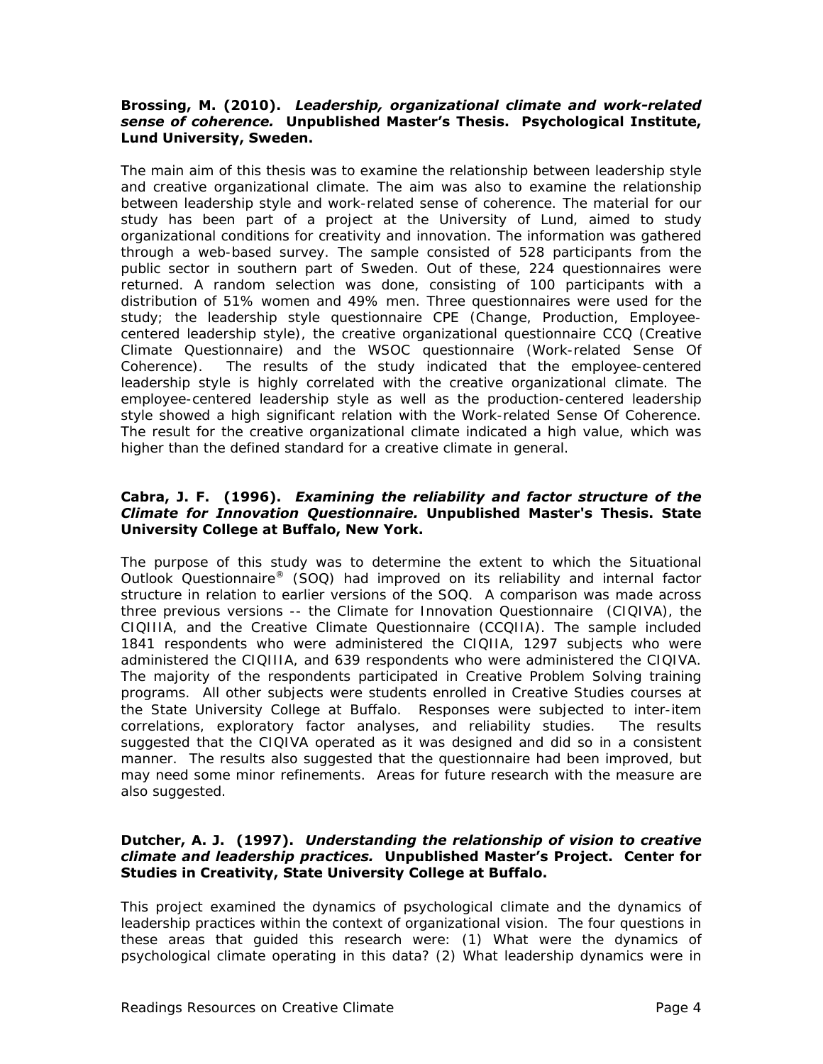**Brossing, M. (2010).** ***Leadership, organizational climate and work-related sense of coherence.*** **Unpublished Master's Thesis. Psychological Institute, Lund University, Sweden.**

The main aim of this thesis was to examine the relationship between leadership style and creative organizational climate. The aim was also to examine the relationship between leadership style and work-related sense of coherence. The material for our study has been part of a project at the University of Lund, aimed to study organizational conditions for creativity and innovation. The information was gathered through a web-based survey. The sample consisted of 528 participants from the public sector in southern part of Sweden. Out of these, 224 questionnaires were returned. A random selection was done, consisting of 100 participants with a distribution of 51% women and 49% men. Three questionnaires were used for the study; the leadership style questionnaire CPE (Change, Production, Employee-centered leadership style), the creative organizational questionnaire CCQ (Creative Climate Questionnaire) and the WSOC questionnaire (Work-related Sense Of Coherence). The results of the study indicated that the employee-centered leadership style is highly correlated with the creative organizational climate. The employee-centered leadership style as well as the production-centered leadership style showed a high significant relation with the Work-related Sense Of Coherence. The result for the creative organizational climate indicated a high value, which was higher than the defined standard for a creative climate in general.

**Cabra, J. F. (1996).** ***Examining the reliability and factor structure of the Climate for Innovation Questionnaire.*** **Unpublished Master's Thesis. State University College at Buffalo, New York.**

The purpose of this study was to determine the extent to which the Situational Outlook Questionnaire® (SOQ) had improved on its reliability and internal factor structure in relation to earlier versions of the SOQ. A comparison was made across three previous versions -- the Climate for Innovation Questionnaire (CIQIVA), the CIQIIIA, and the Creative Climate Questionnaire (CCQIIA). The sample included 1841 respondents who were administered the CIQIIA, 1297 subjects who were administered the CIQIIIA, and 639 respondents who were administered the CIQIVA. The majority of the respondents participated in Creative Problem Solving training programs. All other subjects were students enrolled in Creative Studies courses at the State University College at Buffalo. Responses were subjected to inter-item correlations, exploratory factor analyses, and reliability studies. The results suggested that the CIQIVA operated as it was designed and did so in a consistent manner. The results also suggested that the questionnaire had been improved, but may need some minor refinements. Areas for future research with the measure are also suggested.

**Dutcher, A. J. (1997).** ***Understanding the relationship of vision to creative climate and leadership practices.*** **Unpublished Master's Project. Center for Studies in Creativity, State University College at Buffalo.**

This project examined the dynamics of psychological climate and the dynamics of leadership practices within the context of organizational vision. The four questions in these areas that guided this research were: (1) What were the dynamics of psychological climate operating in this data? (2) What leadership dynamics were in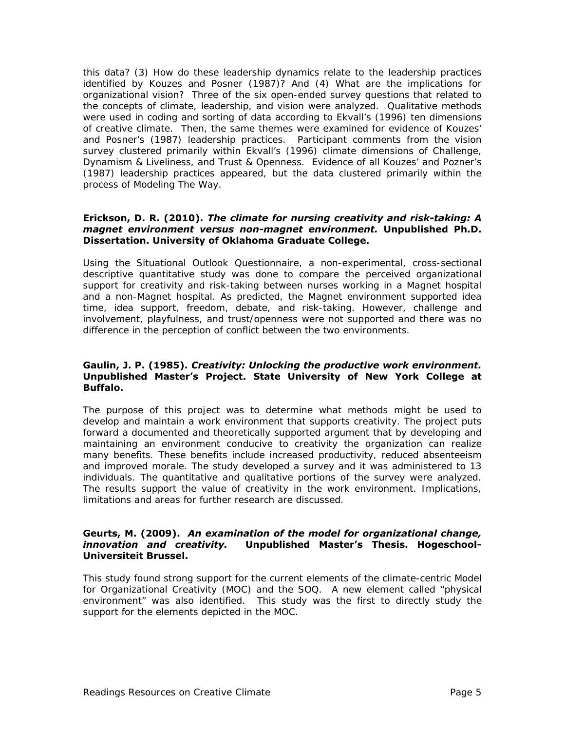this data? (3) How do these leadership dynamics relate to the leadership practices identified by Kouzes and Posner (1987)? And (4) What are the implications for organizational vision? Three of the six open-ended survey questions that related to the concepts of climate, leadership, and vision were analyzed. Qualitative methods were used in coding and sorting of data according to Ekvall's (1996) ten dimensions of creative climate. Then, the same themes were examined for evidence of Kouzes' and Posner's (1987) leadership practices. Participant comments from the vision survey clustered primarily within Ekvall's (1996) climate dimensions of Challenge, Dynamism & Liveliness, and Trust & Openness. Evidence of all Kouzes' and Pozner's (1987) leadership practices appeared, but the data clustered primarily within the process of Modeling The Way.

**Erickson, D. R. (2010). *The climate for nursing creativity and risk-taking: A magnet environment versus non-magnet environment.* Unpublished Ph.D. Dissertation. University of Oklahoma Graduate College.**

Using the Situational Outlook Questionnaire, a non-experimental, cross-sectional descriptive quantitative study was done to compare the perceived organizational support for creativity and risk-taking between nurses working in a Magnet hospital and a non-Magnet hospital. As predicted, the Magnet environment supported idea time, idea support, freedom, debate, and risk-taking. However, challenge and involvement, playfulness, and trust/openness were not supported and there was no difference in the perception of conflict between the two environments.

**Gaulin, J. P. (1985). *Creativity: Unlocking the productive work environment.* Unpublished Master's Project. State University of New York College at Buffalo.**

The purpose of this project was to determine what methods might be used to develop and maintain a work environment that supports creativity. The project puts forward a documented and theoretically supported argument that by developing and maintaining an environment conducive to creativity the organization can realize many benefits. These benefits include increased productivity, reduced absenteeism and improved morale. The study developed a survey and it was administered to 13 individuals. The quantitative and qualitative portions of the survey were analyzed. The results support the value of creativity in the work environment. Implications, limitations and areas for further research are discussed.

**Geurts, M. (2009). *An examination of the model for organizational change, innovation and creativity.* Unpublished Master's Thesis. Hogeschool-Universiteit Brussel.**

This study found strong support for the current elements of the climate-centric Model for Organizational Creativity (MOC) and the SOQ. A new element called "physical environment" was also identified. This study was the first to directly study the support for the elements depicted in the MOC.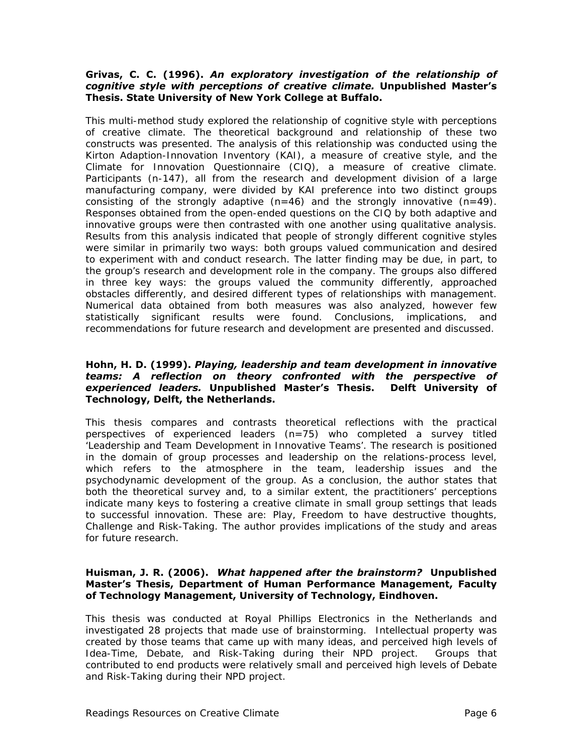**Grivas, C. C. (1996).** ***An exploratory investigation of the relationship of cognitive style with perceptions of creative climate.*** **Unpublished Master's Thesis. State University of New York College at Buffalo.**

This multi-method study explored the relationship of cognitive style with perceptions of creative climate. The theoretical background and relationship of these two constructs was presented. The analysis of this relationship was conducted using the Kirton Adaption-Innovation Inventory (KAI), a measure of creative style, and the Climate for Innovation Questionnaire (CIQ), a measure of creative climate. Participants (n-147), all from the research and development division of a large manufacturing company, were divided by KAI preference into two distinct groups consisting of the strongly adaptive (n=46) and the strongly innovative (n=49). Responses obtained from the open-ended questions on the CIQ by both adaptive and innovative groups were then contrasted with one another using qualitative analysis. Results from this analysis indicated that people of strongly different cognitive styles were similar in primarily two ways: both groups valued communication and desired to experiment with and conduct research. The latter finding may be due, in part, to the group's research and development role in the company. The groups also differed in three key ways: the groups valued the community differently, approached obstacles differently, and desired different types of relationships with management. Numerical data obtained from both measures was also analyzed, however few statistically significant results were found. Conclusions, implications, and recommendations for future research and development are presented and discussed.

**Hohn, H. D. (1999).** ***Playing, leadership and team development in innovative teams: A reflection on theory confronted with the perspective of experienced leaders.*** **Unpublished Master's Thesis. Delft University of Technology, Delft, the Netherlands.**

This thesis compares and contrasts theoretical reflections with the practical perspectives of experienced leaders (n=75) who completed a survey titled 'Leadership and Team Development in Innovative Teams'. The research is positioned in the domain of group processes and leadership on the relations-process level, which refers to the atmosphere in the team, leadership issues and the psychodynamic development of the group. As a conclusion, the author states that both the theoretical survey and, to a similar extent, the practitioners' perceptions indicate many keys to fostering a creative climate in small group settings that leads to successful innovation. These are: Play, Freedom to have destructive thoughts, Challenge and Risk-Taking. The author provides implications of the study and areas for future research.

**Huisman, J. R. (2006).** ***What happened after the brainstorm?*** **Unpublished Master's Thesis, Department of Human Performance Management, Faculty of Technology Management, University of Technology, Eindhoven.**

This thesis was conducted at Royal Phillips Electronics in the Netherlands and investigated 28 projects that made use of brainstorming. Intellectual property was created by those teams that came up with many ideas, and perceived high levels of Idea-Time, Debate, and Risk-Taking during their NPD project. Groups that contributed to end products were relatively small and perceived high levels of Debate and Risk-Taking during their NPD project.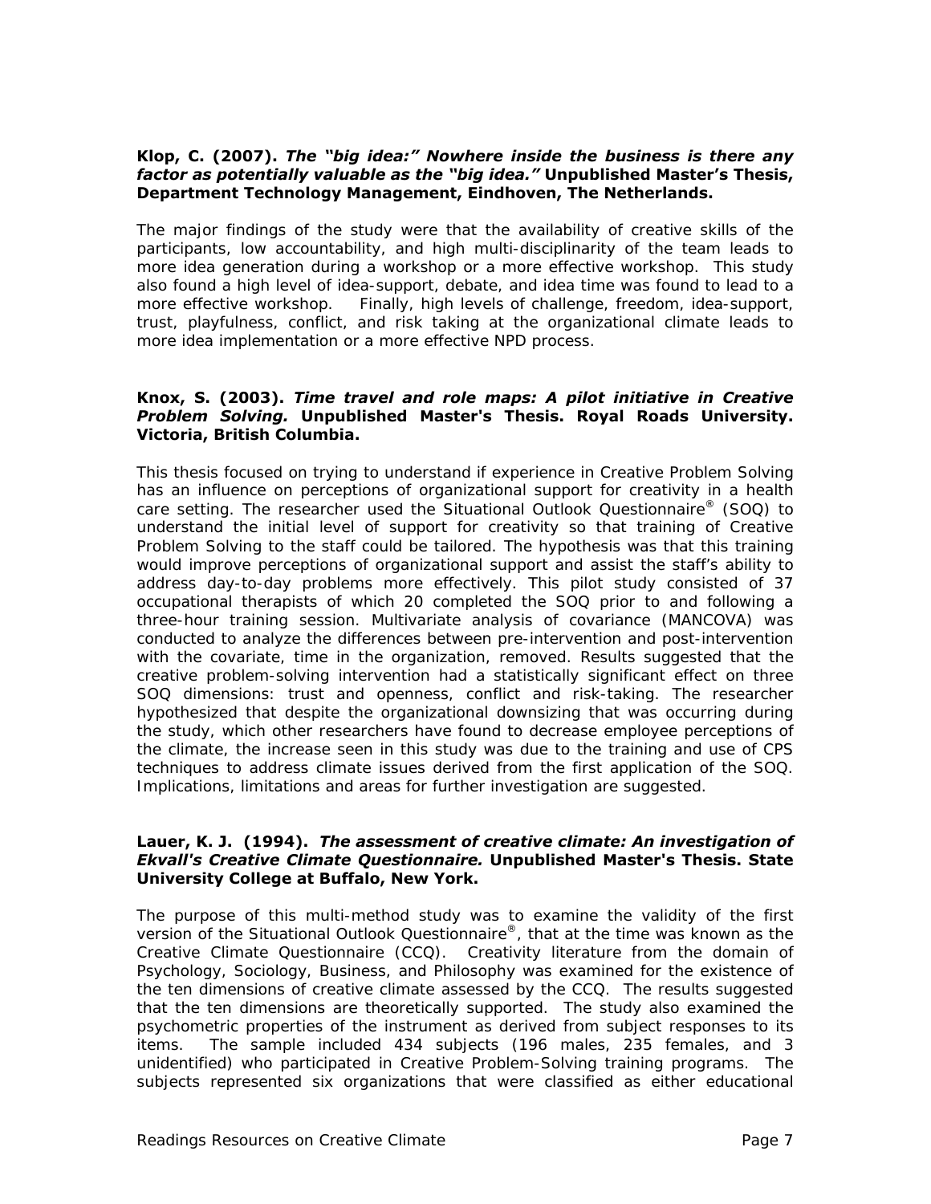**Klop, C. (2007).** ***The "big idea:" Nowhere inside the business is there any factor as potentially valuable as the "big idea."*** **Unpublished Master's Thesis, Department Technology Management, Eindhoven, The Netherlands.**

The major findings of the study were that the availability of creative skills of the participants, low accountability, and high multi-disciplinarity of the team leads to more idea generation during a workshop or a more effective workshop. This study also found a high level of idea-support, debate, and idea time was found to lead to a more effective workshop. Finally, high levels of challenge, freedom, idea-support, trust, playfulness, conflict, and risk taking at the organizational climate leads to more idea implementation or a more effective NPD process.

**Knox, S. (2003).** ***Time travel and role maps: A pilot initiative in Creative Problem Solving.*** **Unpublished Master's Thesis. Royal Roads University. Victoria, British Columbia.**

This thesis focused on trying to understand if experience in Creative Problem Solving has an influence on perceptions of organizational support for creativity in a health care setting. The researcher used the Situational Outlook Questionnaire® (SOQ) to understand the initial level of support for creativity so that training of Creative Problem Solving to the staff could be tailored. The hypothesis was that this training would improve perceptions of organizational support and assist the staff's ability to address day-to-day problems more effectively. This pilot study consisted of 37 occupational therapists of which 20 completed the SOQ prior to and following a three-hour training session. Multivariate analysis of covariance (MANCOVA) was conducted to analyze the differences between pre-intervention and post-intervention with the covariate, time in the organization, removed. Results suggested that the creative problem-solving intervention had a statistically significant effect on three SOQ dimensions: trust and openness, conflict and risk-taking. The researcher hypothesized that despite the organizational downsizing that was occurring during the study, which other researchers have found to decrease employee perceptions of the climate, the increase seen in this study was due to the training and use of CPS techniques to address climate issues derived from the first application of the SOQ. Implications, limitations and areas for further investigation are suggested.

**Lauer, K. J. (1994).** ***The assessment of creative climate: An investigation of Ekvall's Creative Climate Questionnaire.*** **Unpublished Master's Thesis. State University College at Buffalo, New York.**

The purpose of this multi-method study was to examine the validity of the first version of the Situational Outlook Questionnaire®, that at the time was known as the Creative Climate Questionnaire (CCQ). Creativity literature from the domain of Psychology, Sociology, Business, and Philosophy was examined for the existence of the ten dimensions of creative climate assessed by the CCQ. The results suggested that the ten dimensions are theoretically supported. The study also examined the psychometric properties of the instrument as derived from subject responses to its items. The sample included 434 subjects (196 males, 235 females, and 3 unidentified) who participated in Creative Problem-Solving training programs. The subjects represented six organizations that were classified as either educational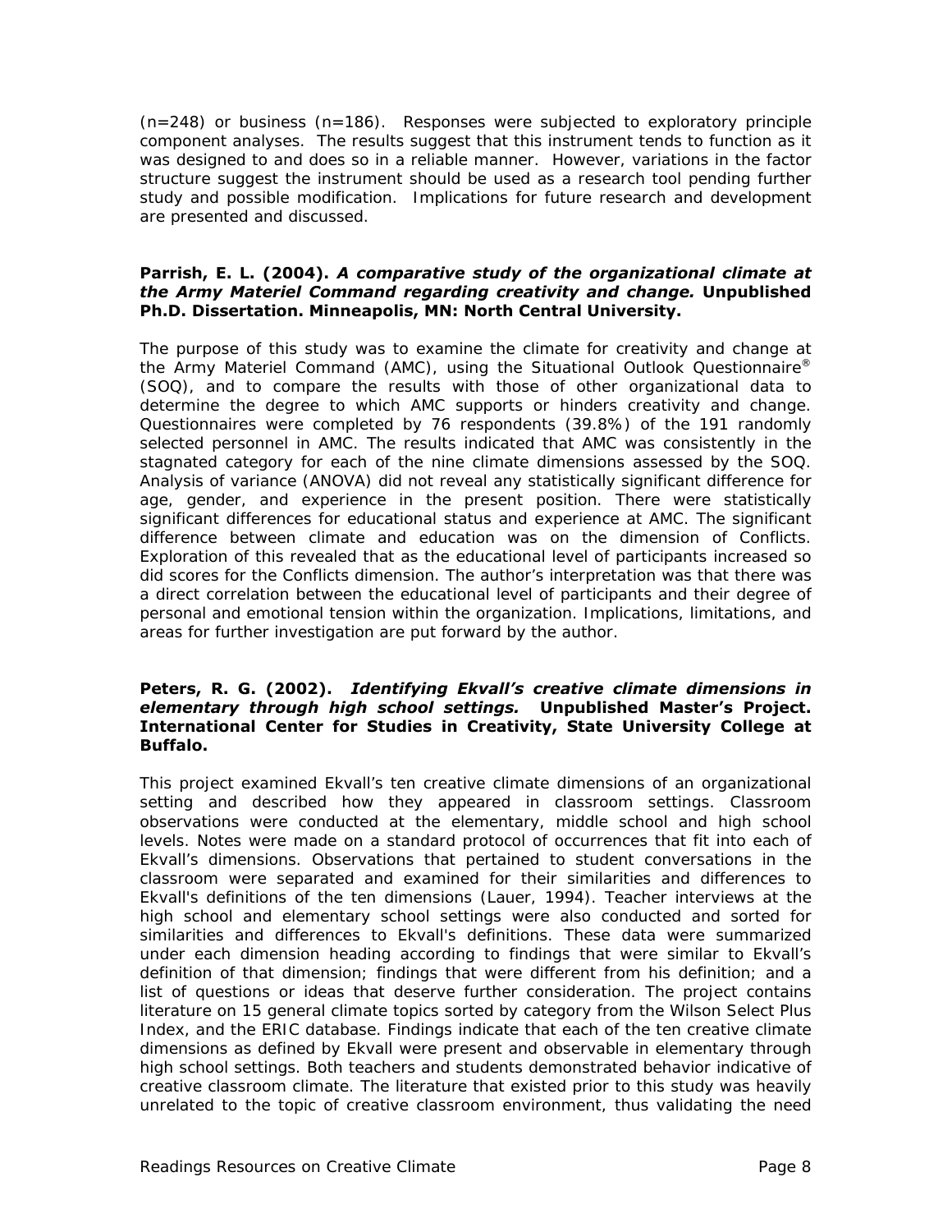(n=248) or business (n=186). Responses were subjected to exploratory principle component analyses. The results suggest that this instrument tends to function as it was designed to and does so in a reliable manner. However, variations in the factor structure suggest the instrument should be used as a research tool pending further study and possible modification. Implications for future research and development are presented and discussed.

**Parrish, E. L. (2004). *A comparative study of the organizational climate at the Army Materiel Command regarding creativity and change.* Unpublished Ph.D. Dissertation. Minneapolis, MN: North Central University.**

The purpose of this study was to examine the climate for creativity and change at the Army Materiel Command (AMC), using the Situational Outlook Questionnaire® (SOQ), and to compare the results with those of other organizational data to determine the degree to which AMC supports or hinders creativity and change. Questionnaires were completed by 76 respondents (39.8%) of the 191 randomly selected personnel in AMC. The results indicated that AMC was consistently in the stagnated category for each of the nine climate dimensions assessed by the SOQ. Analysis of variance (ANOVA) did not reveal any statistically significant difference for age, gender, and experience in the present position. There were statistically significant differences for educational status and experience at AMC. The significant difference between climate and education was on the dimension of Conflicts. Exploration of this revealed that as the educational level of participants increased so did scores for the Conflicts dimension. The author's interpretation was that there was a direct correlation between the educational level of participants and their degree of personal and emotional tension within the organization. Implications, limitations, and areas for further investigation are put forward by the author.

**Peters, R. G. (2002). *Identifying Ekvall's creative climate dimensions in elementary through high school settings.* Unpublished Master's Project. International Center for Studies in Creativity, State University College at Buffalo.**

This project examined Ekvall's ten creative climate dimensions of an organizational setting and described how they appeared in classroom settings. Classroom observations were conducted at the elementary, middle school and high school levels. Notes were made on a standard protocol of occurrences that fit into each of Ekvall's dimensions. Observations that pertained to student conversations in the classroom were separated and examined for their similarities and differences to Ekvall's definitions of the ten dimensions (Lauer, 1994). Teacher interviews at the high school and elementary school settings were also conducted and sorted for similarities and differences to Ekvall's definitions. These data were summarized under each dimension heading according to findings that were similar to Ekvall's definition of that dimension; findings that were different from his definition; and a list of questions or ideas that deserve further consideration. The project contains literature on 15 general climate topics sorted by category from the Wilson Select Plus Index, and the ERIC database. Findings indicate that each of the ten creative climate dimensions as defined by Ekvall were present and observable in elementary through high school settings. Both teachers and students demonstrated behavior indicative of creative classroom climate. The literature that existed prior to this study was heavily unrelated to the topic of creative classroom environment, thus validating the need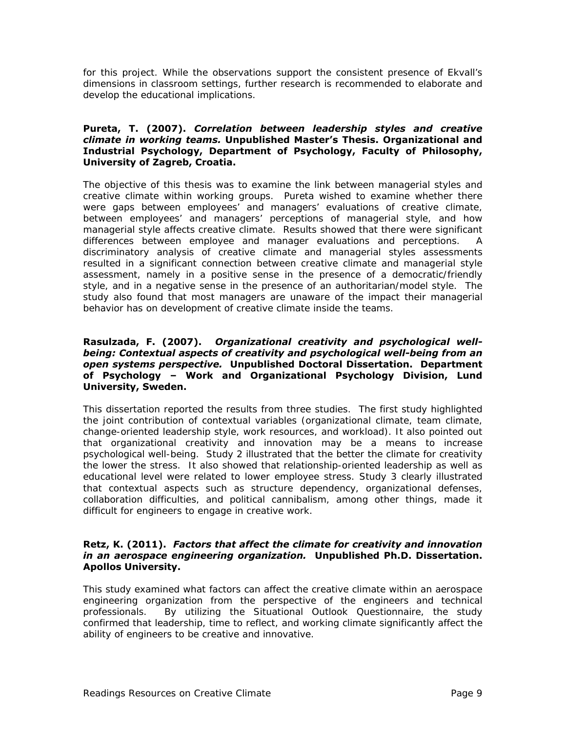for this project. While the observations support the consistent presence of Ekvall's dimensions in classroom settings, further research is recommended to elaborate and develop the educational implications.

**Pureta, T. (2007). *Correlation between leadership styles and creative climate in working teams.* Unpublished Master's Thesis. Organizational and Industrial Psychology, Department of Psychology, Faculty of Philosophy, University of Zagreb, Croatia.**

The objective of this thesis was to examine the link between managerial styles and creative climate within working groups. Pureta wished to examine whether there were gaps between employees' and managers' evaluations of creative climate, between employees' and managers' perceptions of managerial style, and how managerial style affects creative climate. Results showed that there were significant differences between employee and manager evaluations and perceptions. A discriminatory analysis of creative climate and managerial styles assessments resulted in a significant connection between creative climate and managerial style assessment, namely in a positive sense in the presence of a democratic/friendly style, and in a negative sense in the presence of an authoritarian/model style. The study also found that most managers are unaware of the impact their managerial behavior has on development of creative climate inside the teams.

**Rasulzada, F. (2007). *Organizational creativity and psychological well-being: Contextual aspects of creativity and psychological well-being from an open systems perspective.* Unpublished Doctoral Dissertation. Department of Psychology – Work and Organizational Psychology Division, Lund University, Sweden.**

This dissertation reported the results from three studies. The first study highlighted the joint contribution of contextual variables (organizational climate, team climate, change-oriented leadership style, work resources, and workload). It also pointed out that organizational creativity and innovation may be a means to increase psychological well-being. Study 2 illustrated that the better the climate for creativity the lower the stress. It also showed that relationship-oriented leadership as well as educational level were related to lower employee stress. Study 3 clearly illustrated that contextual aspects such as structure dependency, organizational defenses, collaboration difficulties, and political cannibalism, among other things, made it difficult for engineers to engage in creative work.

**Retz, K. (2011). *Factors that affect the climate for creativity and innovation in an aerospace engineering organization.* Unpublished Ph.D. Dissertation. Apollos University.**

This study examined what factors can affect the creative climate within an aerospace engineering organization from the perspective of the engineers and technical professionals. By utilizing the Situational Outlook Questionnaire, the study confirmed that leadership, time to reflect, and working climate significantly affect the ability of engineers to be creative and innovative.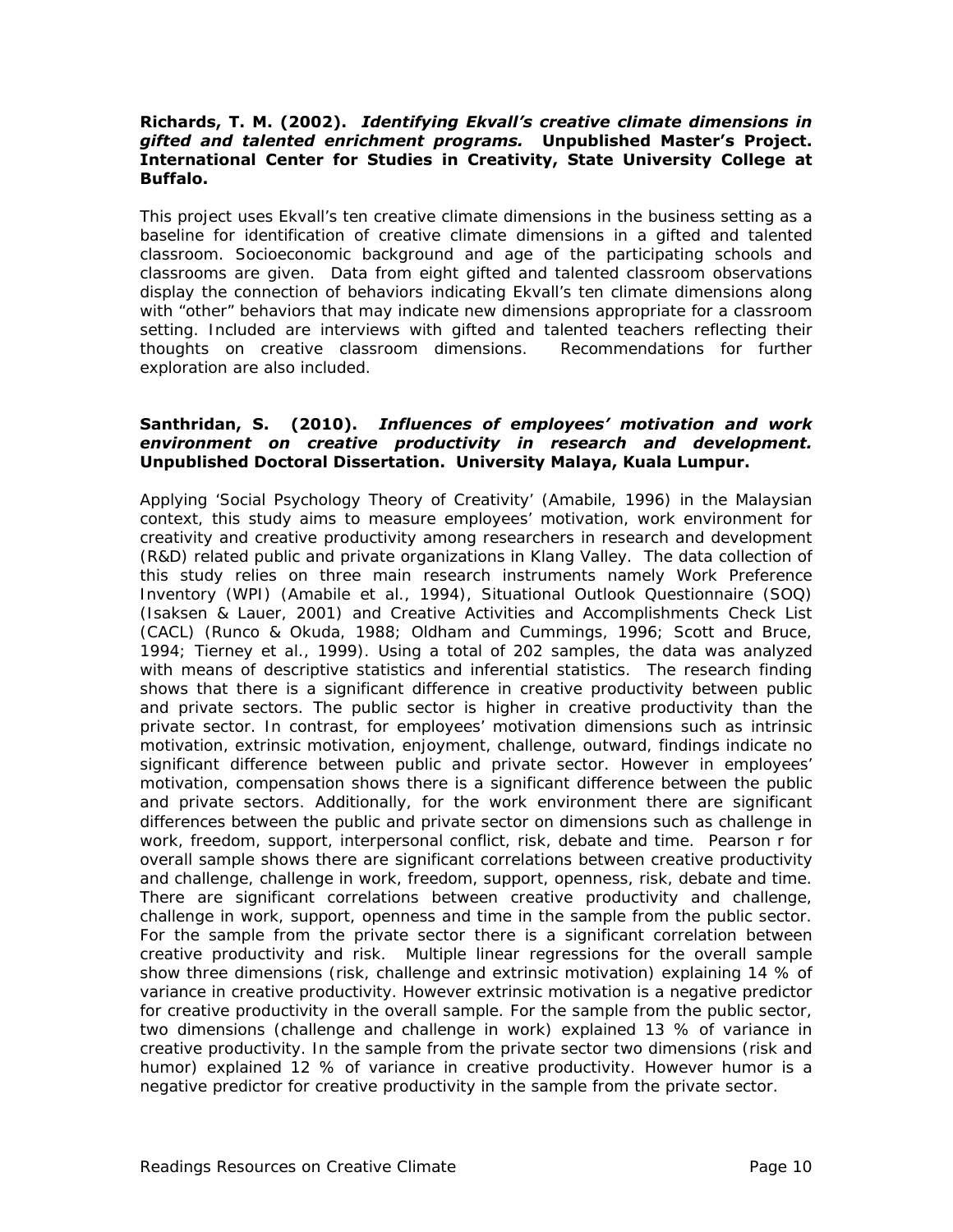**Richards, T. M. (2002).** ***Identifying Ekvall's creative climate dimensions in gifted and talented enrichment programs.*** **Unpublished Master's Project. International Center for Studies in Creativity, State University College at Buffalo.**

This project uses Ekvall's ten creative climate dimensions in the business setting as a baseline for identification of creative climate dimensions in a gifted and talented classroom. Socioeconomic background and age of the participating schools and classrooms are given. Data from eight gifted and talented classroom observations display the connection of behaviors indicating Ekvall's ten climate dimensions along with "other" behaviors that may indicate new dimensions appropriate for a classroom setting. Included are interviews with gifted and talented teachers reflecting their thoughts on creative classroom dimensions. Recommendations for further exploration are also included.

**Santhridan, S. (2010).** ***Influences of employees' motivation and work environment on creative productivity in research and development.*** **Unpublished Doctoral Dissertation. University Malaya, Kuala Lumpur.**

Applying 'Social Psychology Theory of Creativity' (Amabile, 1996) in the Malaysian context, this study aims to measure employees' motivation, work environment for creativity and creative productivity among researchers in research and development (R&D) related public and private organizations in Klang Valley. The data collection of this study relies on three main research instruments namely Work Preference Inventory (WPI) (Amabile et al., 1994), Situational Outlook Questionnaire (SOQ) (Isaksen & Lauer, 2001) and Creative Activities and Accomplishments Check List (CACL) (Runco & Okuda, 1988; Oldham and Cummings, 1996; Scott and Bruce, 1994; Tierney et al., 1999). Using a total of 202 samples, the data was analyzed with means of descriptive statistics and inferential statistics. The research finding shows that there is a significant difference in creative productivity between public and private sectors. The public sector is higher in creative productivity than the private sector. In contrast, for employees' motivation dimensions such as intrinsic motivation, extrinsic motivation, enjoyment, challenge, outward, findings indicate no significant difference between public and private sector. However in employees' motivation, compensation shows there is a significant difference between the public and private sectors. Additionally, for the work environment there are significant differences between the public and private sector on dimensions such as challenge in work, freedom, support, interpersonal conflict, risk, debate and time. Pearson r for overall sample shows there are significant correlations between creative productivity and challenge, challenge in work, freedom, support, openness, risk, debate and time. There are significant correlations between creative productivity and challenge, challenge in work, support, openness and time in the sample from the public sector. For the sample from the private sector there is a significant correlation between creative productivity and risk. Multiple linear regressions for the overall sample show three dimensions (risk, challenge and extrinsic motivation) explaining 14 % of variance in creative productivity. However extrinsic motivation is a negative predictor for creative productivity in the overall sample. For the sample from the public sector, two dimensions (challenge and challenge in work) explained 13 % of variance in creative productivity. In the sample from the private sector two dimensions (risk and humor) explained 12 % of variance in creative productivity. However humor is a negative predictor for creative productivity in the sample from the private sector.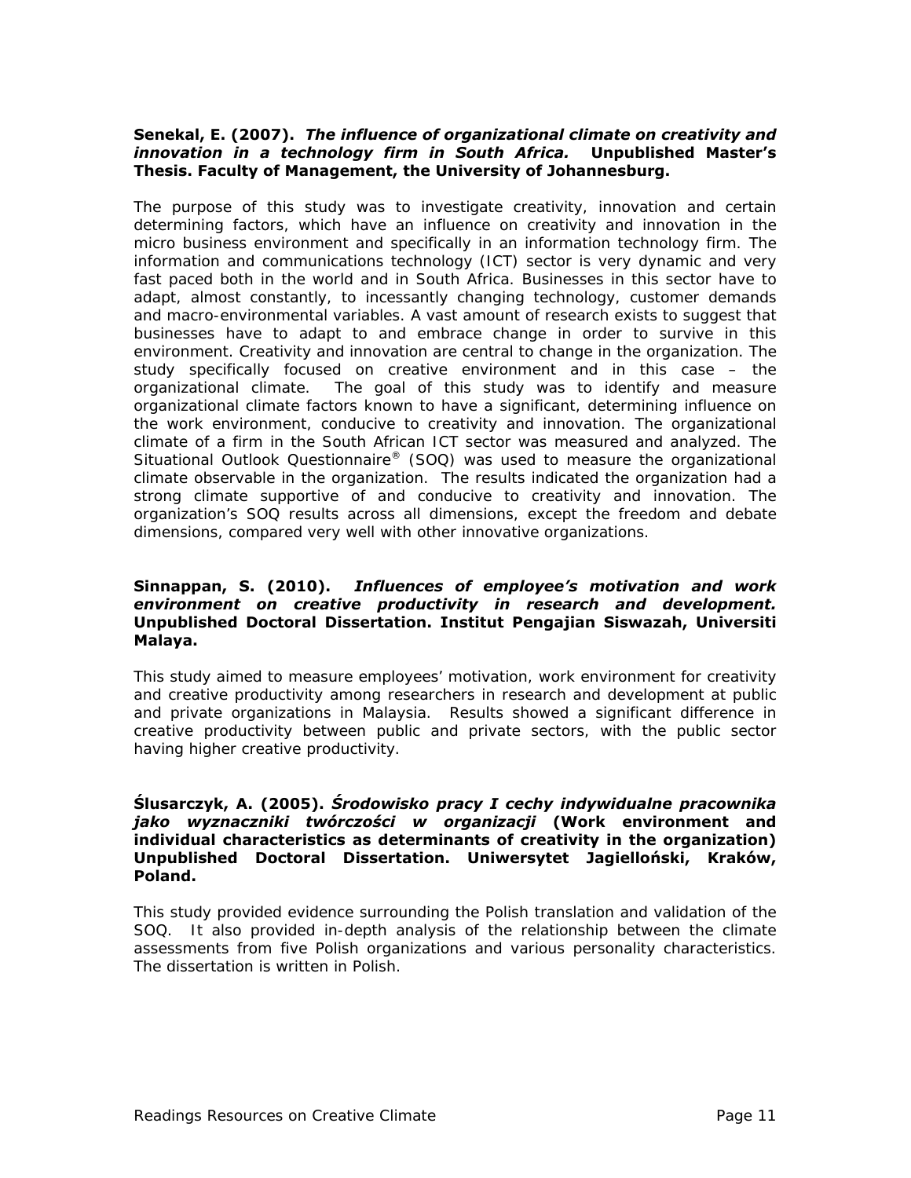**Senekal, E. (2007).** ***The influence of organizational climate on creativity and innovation in a technology firm in South Africa.*** **Unpublished Master's Thesis. Faculty of Management, the University of Johannesburg.**

The purpose of this study was to investigate creativity, innovation and certain determining factors, which have an influence on creativity and innovation in the micro business environment and specifically in an information technology firm. The information and communications technology (ICT) sector is very dynamic and very fast paced both in the world and in South Africa. Businesses in this sector have to adapt, almost constantly, to incessantly changing technology, customer demands and macro-environmental variables. A vast amount of research exists to suggest that businesses have to adapt to and embrace change in order to survive in this environment. Creativity and innovation are central to change in the organization. The study specifically focused on creative environment and in this case – the organizational climate. The goal of this study was to identify and measure organizational climate factors known to have a significant, determining influence on the work environment, conducive to creativity and innovation. The organizational climate of a firm in the South African ICT sector was measured and analyzed. The Situational Outlook Questionnaire® (SOQ) was used to measure the organizational climate observable in the organization. The results indicated the organization had a strong climate supportive of and conducive to creativity and innovation. The organization's SOQ results across all dimensions, except the freedom and debate dimensions, compared very well with other innovative organizations.

**Sinnappan, S. (2010).** ***Influences of employee's motivation and work environment on creative productivity in research and development.*** **Unpublished Doctoral Dissertation. Institut Pengajian Siswazah, Universiti Malaya.**

This study aimed to measure employees' motivation, work environment for creativity and creative productivity among researchers in research and development at public and private organizations in Malaysia. Results showed a significant difference in creative productivity between public and private sectors, with the public sector having higher creative productivity.

**Ślusarczyk, A. (2005).** ***Środowisko pracy I cechy indywidualne pracownika jako wyznaczniki twórczości w organizacji*** **(Work environment and individual characteristics as determinants of creativity in the organization) Unpublished Doctoral Dissertation. Uniwersytet Jagielloński, Kraków, Poland.**

This study provided evidence surrounding the Polish translation and validation of the SOQ. It also provided in-depth analysis of the relationship between the climate assessments from five Polish organizations and various personality characteristics. The dissertation is written in Polish.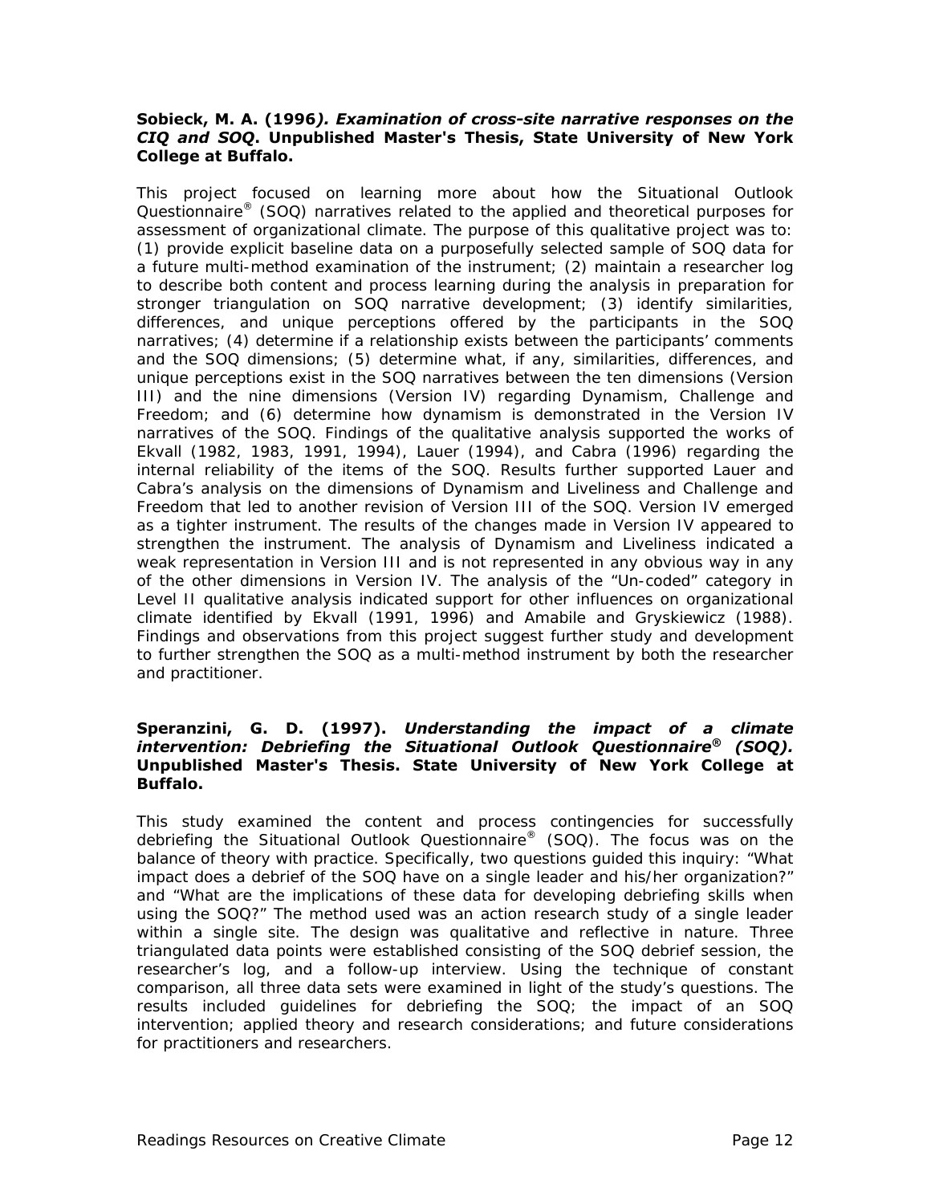**Sobieck, M. A. (1996*). Examination of cross-site narrative responses on the CIQ and SOQ*. Unpublished Master's Thesis, State University of New York College at Buffalo.**

This project focused on learning more about how the Situational Outlook Questionnaire® (SOQ) narratives related to the applied and theoretical purposes for assessment of organizational climate. The purpose of this qualitative project was to: (1) provide explicit baseline data on a purposefully selected sample of SOQ data for a future multi-method examination of the instrument; (2) maintain a researcher log to describe both content and process learning during the analysis in preparation for stronger triangulation on SOQ narrative development; (3) identify similarities, differences, and unique perceptions offered by the participants in the SOQ narratives; (4) determine if a relationship exists between the participants' comments and the SOQ dimensions; (5) determine what, if any, similarities, differences, and unique perceptions exist in the SOQ narratives between the ten dimensions (Version III) and the nine dimensions (Version IV) regarding Dynamism, Challenge and Freedom; and (6) determine how dynamism is demonstrated in the Version IV narratives of the SOQ. Findings of the qualitative analysis supported the works of Ekvall (1982, 1983, 1991, 1994), Lauer (1994), and Cabra (1996) regarding the internal reliability of the items of the SOQ. Results further supported Lauer and Cabra's analysis on the dimensions of Dynamism and Liveliness and Challenge and Freedom that led to another revision of Version III of the SOQ. Version IV emerged as a tighter instrument. The results of the changes made in Version IV appeared to strengthen the instrument. The analysis of Dynamism and Liveliness indicated a weak representation in Version III and is not represented in any obvious way in any of the other dimensions in Version IV. The analysis of the "Un-coded" category in Level II qualitative analysis indicated support for other influences on organizational climate identified by Ekvall (1991, 1996) and Amabile and Gryskiewicz (1988). Findings and observations from this project suggest further study and development to further strengthen the SOQ as a multi-method instrument by both the researcher and practitioner.

**Speranzini, G. D. (1997). *Understanding the impact of a climate intervention: Debriefing the Situational Outlook Questionnaire® (SOQ).* Unpublished Master's Thesis. State University of New York College at Buffalo.**

This study examined the content and process contingencies for successfully debriefing the Situational Outlook Questionnaire® (SOQ). The focus was on the balance of theory with practice. Specifically, two questions guided this inquiry: "What impact does a debrief of the SOQ have on a single leader and his/her organization?" and "What are the implications of these data for developing debriefing skills when using the SOQ?" The method used was an action research study of a single leader within a single site. The design was qualitative and reflective in nature. Three triangulated data points were established consisting of the SOQ debrief session, the researcher's log, and a follow-up interview. Using the technique of constant comparison, all three data sets were examined in light of the study's questions. The results included guidelines for debriefing the SOQ; the impact of an SOQ intervention; applied theory and research considerations; and future considerations for practitioners and researchers.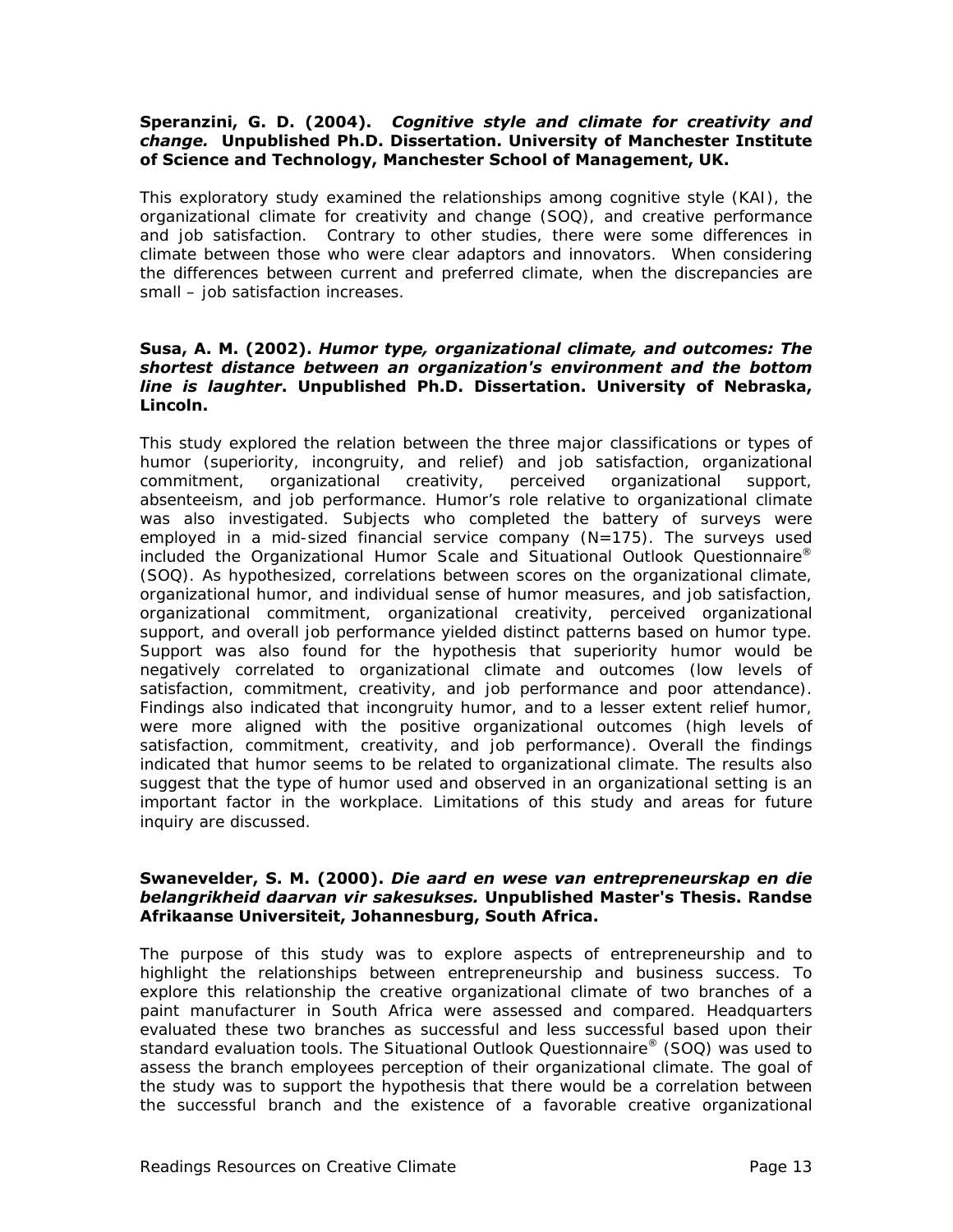**Speranzini, G. D. (2004).** ***Cognitive style and climate for creativity and change.*** **Unpublished Ph.D. Dissertation. University of Manchester Institute of Science and Technology, Manchester School of Management, UK.**

This exploratory study examined the relationships among cognitive style (KAI), the organizational climate for creativity and change (SOQ), and creative performance and job satisfaction. Contrary to other studies, there were some differences in climate between those who were clear adaptors and innovators. When considering the differences between current and preferred climate, when the discrepancies are small – job satisfaction increases.

**Susa, A. M. (2002).** ***Humor type, organizational climate, and outcomes: The shortest distance between an organization's environment and the bottom line is laughter*****. Unpublished Ph.D. Dissertation. University of Nebraska, Lincoln.**

This study explored the relation between the three major classifications or types of humor (superiority, incongruity, and relief) and job satisfaction, organizational commitment, organizational creativity, perceived organizational support, absenteeism, and job performance. Humor's role relative to organizational climate was also investigated. Subjects who completed the battery of surveys were employed in a mid-sized financial service company (N=175). The surveys used included the Organizational Humor Scale and Situational Outlook Questionnaire® (SOQ). As hypothesized, correlations between scores on the organizational climate, organizational humor, and individual sense of humor measures, and job satisfaction, organizational commitment, organizational creativity, perceived organizational support, and overall job performance yielded distinct patterns based on humor type. Support was also found for the hypothesis that superiority humor would be negatively correlated to organizational climate and outcomes (low levels of satisfaction, commitment, creativity, and job performance and poor attendance). Findings also indicated that incongruity humor, and to a lesser extent relief humor, were more aligned with the positive organizational outcomes (high levels of satisfaction, commitment, creativity, and job performance). Overall the findings indicated that humor seems to be related to organizational climate. The results also suggest that the type of humor used and observed in an organizational setting is an important factor in the workplace. Limitations of this study and areas for future inquiry are discussed.

**Swanevelder, S. M. (2000).** ***Die aard en wese van entrepreneurskap en die belangrikheid daarvan vir sakesukses.*** **Unpublished Master's Thesis. Randse Afrikaanse Universiteit, Johannesburg, South Africa.**

The purpose of this study was to explore aspects of entrepreneurship and to highlight the relationships between entrepreneurship and business success. To explore this relationship the creative organizational climate of two branches of a paint manufacturer in South Africa were assessed and compared. Headquarters evaluated these two branches as successful and less successful based upon their standard evaluation tools. The Situational Outlook Questionnaire® (SOQ) was used to assess the branch employees perception of their organizational climate. The goal of the study was to support the hypothesis that there would be a correlation between the successful branch and the existence of a favorable creative organizational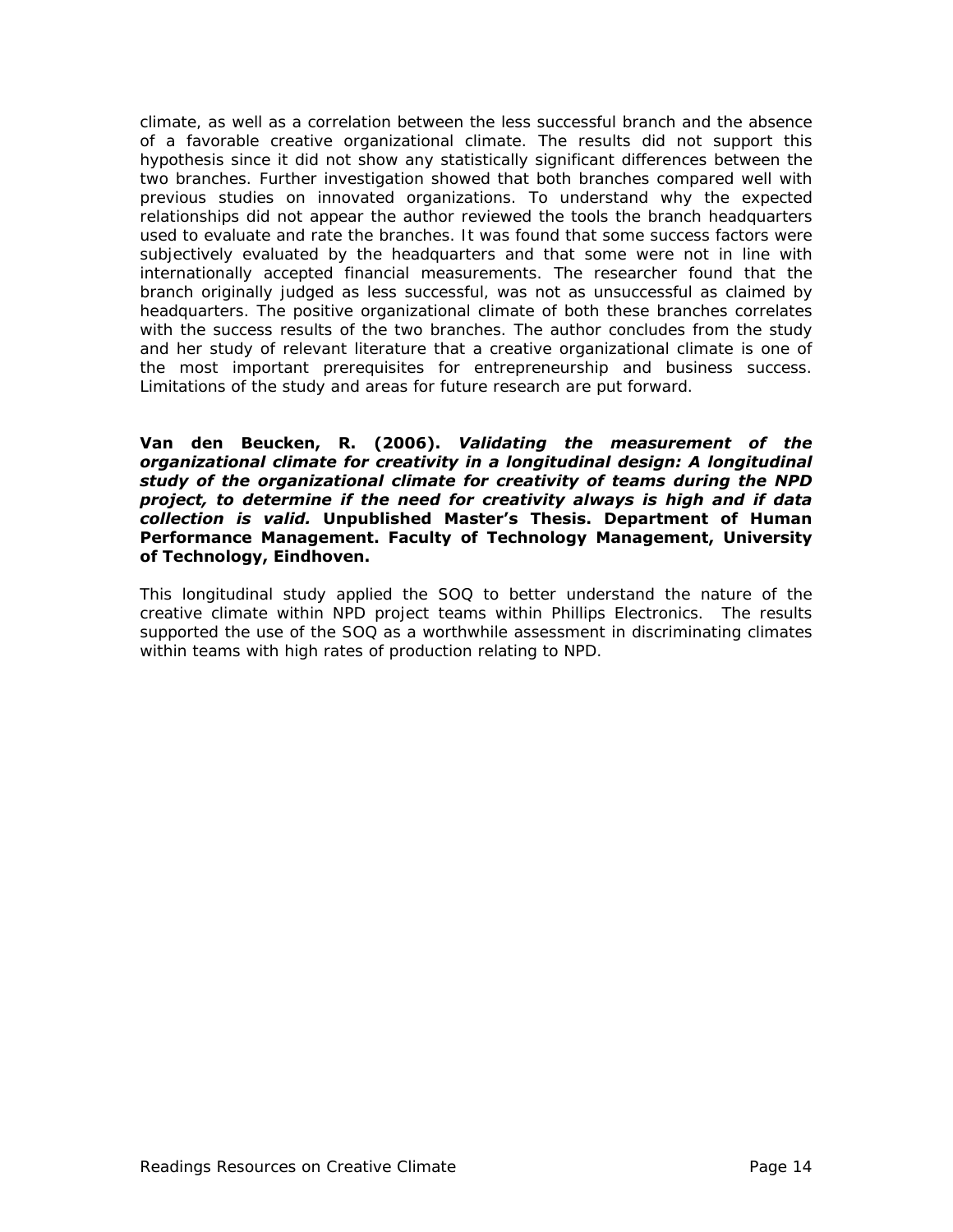climate, as well as a correlation between the less successful branch and the absence of a favorable creative organizational climate. The results did not support this hypothesis since it did not show any statistically significant differences between the two branches. Further investigation showed that both branches compared well with previous studies on innovated organizations. To understand why the expected relationships did not appear the author reviewed the tools the branch headquarters used to evaluate and rate the branches. It was found that some success factors were subjectively evaluated by the headquarters and that some were not in line with internationally accepted financial measurements. The researcher found that the branch originally judged as less successful, was not as unsuccessful as claimed by headquarters. The positive organizational climate of both these branches correlates with the success results of the two branches. The author concludes from the study and her study of relevant literature that a creative organizational climate is one of the most important prerequisites for entrepreneurship and business success. Limitations of the study and areas for future research are put forward.

**Van den Beucken, R. (2006). *Validating the measurement of the organizational climate for creativity in a longitudinal design: A longitudinal study of the organizational climate for creativity of teams during the NPD project, to determine if the need for creativity always is high and if data collection is valid.* Unpublished Master's Thesis. Department of Human Performance Management. Faculty of Technology Management, University of Technology, Eindhoven.**

This longitudinal study applied the SOQ to better understand the nature of the creative climate within NPD project teams within Phillips Electronics. The results supported the use of the SOQ as a worthwhile assessment in discriminating climates within teams with high rates of production relating to NPD.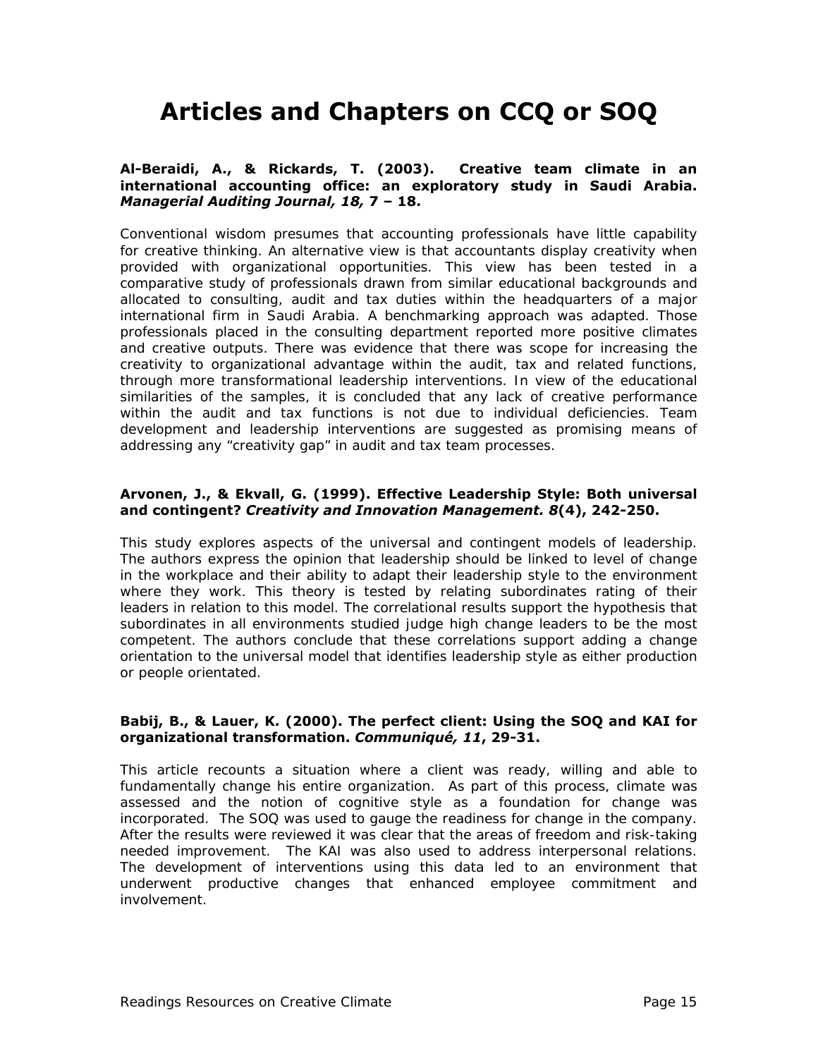# Articles and Chapters on CCQ or SOQ

**Al-Beraidi, A., & Rickards, T. (2003). Creative team climate in an international accounting office: an exploratory study in Saudi Arabia. *Managerial Auditing Journal, 18,* 7 – 18.**

Conventional wisdom presumes that accounting professionals have little capability for creative thinking. An alternative view is that accountants display creativity when provided with organizational opportunities. This view has been tested in a comparative study of professionals drawn from similar educational backgrounds and allocated to consulting, audit and tax duties within the headquarters of a major international firm in Saudi Arabia. A benchmarking approach was adapted. Those professionals placed in the consulting department reported more positive climates and creative outputs. There was evidence that there was scope for increasing the creativity to organizational advantage within the audit, tax and related functions, through more transformational leadership interventions. In view of the educational similarities of the samples, it is concluded that any lack of creative performance within the audit and tax functions is not due to individual deficiencies. Team development and leadership interventions are suggested as promising means of addressing any "creativity gap" in audit and tax team processes.

**Arvonen, J., & Ekvall, G. (1999). Effective Leadership Style: Both universal and contingent? *Creativity and Innovation Management. 8*(4), 242-250.**

This study explores aspects of the universal and contingent models of leadership. The authors express the opinion that leadership should be linked to level of change in the workplace and their ability to adapt their leadership style to the environment where they work. This theory is tested by relating subordinates rating of their leaders in relation to this model. The correlational results support the hypothesis that subordinates in all environments studied judge high change leaders to be the most competent. The authors conclude that these correlations support adding a change orientation to the universal model that identifies leadership style as either production or people orientated.

**Babij, B., & Lauer, K. (2000). The perfect client: Using the SOQ and KAI for organizational transformation. *Communiqué, 11*, 29-31.**

This article recounts a situation where a client was ready, willing and able to fundamentally change his entire organization. As part of this process, climate was assessed and the notion of cognitive style as a foundation for change was incorporated. The SOQ was used to gauge the readiness for change in the company. After the results were reviewed it was clear that the areas of freedom and risk-taking needed improvement. The KAI was also used to address interpersonal relations. The development of interventions using this data led to an environment that underwent productive changes that enhanced employee commitment and involvement.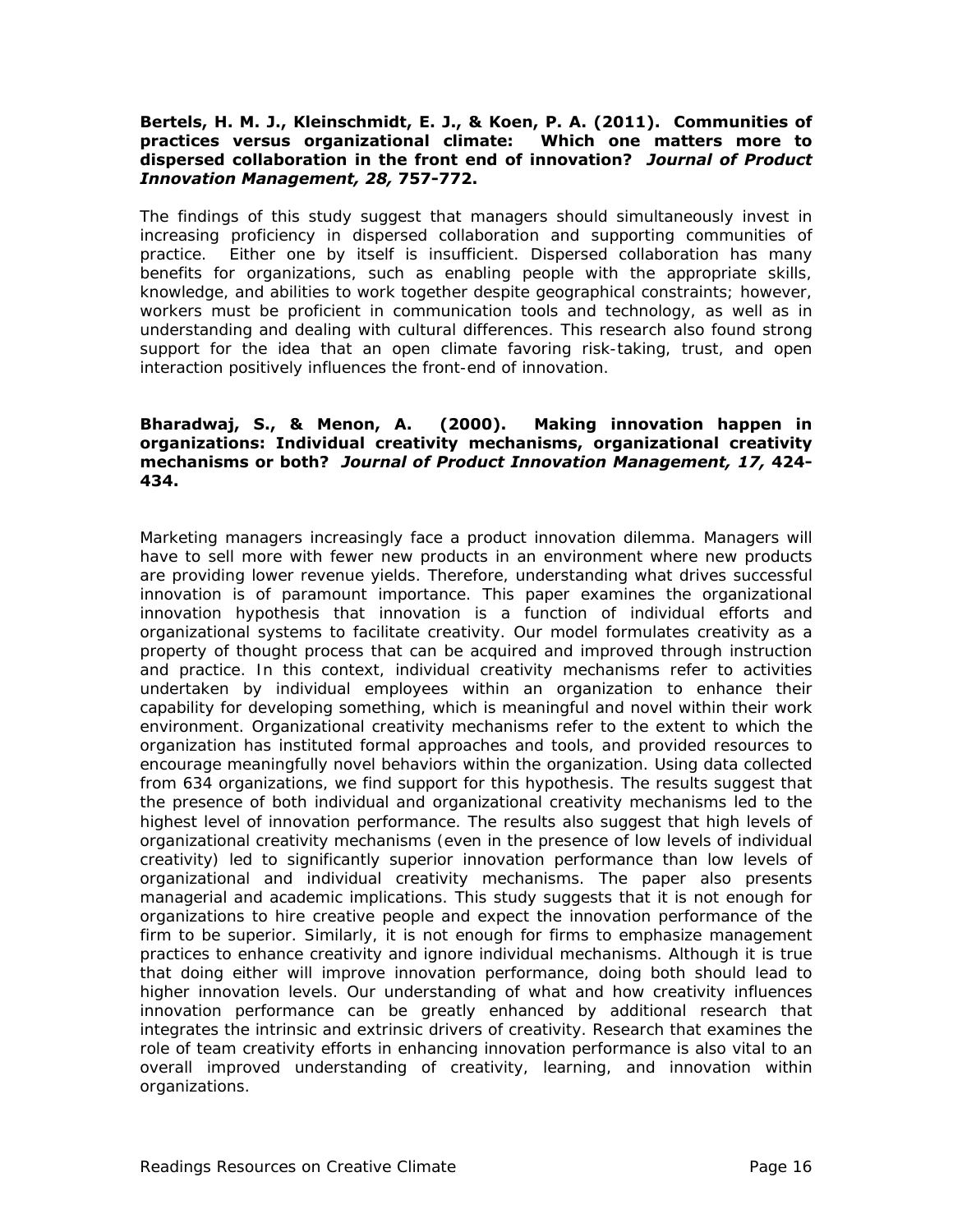**Bertels, H. M. J., Kleinschmidt, E. J., & Koen, P. A. (2011). Communities of practices versus organizational climate: Which one matters more to dispersed collaboration in the front end of innovation? *Journal of Product Innovation Management, 28,* 757-772.**

The findings of this study suggest that managers should simultaneously invest in increasing proficiency in dispersed collaboration and supporting communities of practice. Either one by itself is insufficient. Dispersed collaboration has many benefits for organizations, such as enabling people with the appropriate skills, knowledge, and abilities to work together despite geographical constraints; however, workers must be proficient in communication tools and technology, as well as in understanding and dealing with cultural differences. This research also found strong support for the idea that an open climate favoring risk-taking, trust, and open interaction positively influences the front-end of innovation.

**Bharadwaj, S., & Menon, A. (2000). Making innovation happen in organizations: Individual creativity mechanisms, organizational creativity mechanisms or both? *Journal of Product Innovation Management, 17,* 424-434.**

Marketing managers increasingly face a product innovation dilemma. Managers will have to sell more with fewer new products in an environment where new products are providing lower revenue yields. Therefore, understanding what drives successful innovation is of paramount importance. This paper examines the organizational innovation hypothesis that innovation is a function of individual efforts and organizational systems to facilitate creativity. Our model formulates creativity as a property of thought process that can be acquired and improved through instruction and practice. In this context, individual creativity mechanisms refer to activities undertaken by individual employees within an organization to enhance their capability for developing something, which is meaningful and novel within their work environment. Organizational creativity mechanisms refer to the extent to which the organization has instituted formal approaches and tools, and provided resources to encourage meaningfully novel behaviors within the organization. Using data collected from 634 organizations, we find support for this hypothesis. The results suggest that the presence of both individual and organizational creativity mechanisms led to the highest level of innovation performance. The results also suggest that high levels of organizational creativity mechanisms (even in the presence of low levels of individual creativity) led to significantly superior innovation performance than low levels of organizational and individual creativity mechanisms. The paper also presents managerial and academic implications. This study suggests that it is not enough for organizations to hire creative people and expect the innovation performance of the firm to be superior. Similarly, it is not enough for firms to emphasize management practices to enhance creativity and ignore individual mechanisms. Although it is true that doing either will improve innovation performance, doing both should lead to higher innovation levels. Our understanding of what and how creativity influences innovation performance can be greatly enhanced by additional research that integrates the intrinsic and extrinsic drivers of creativity. Research that examines the role of team creativity efforts in enhancing innovation performance is also vital to an overall improved understanding of creativity, learning, and innovation within organizations.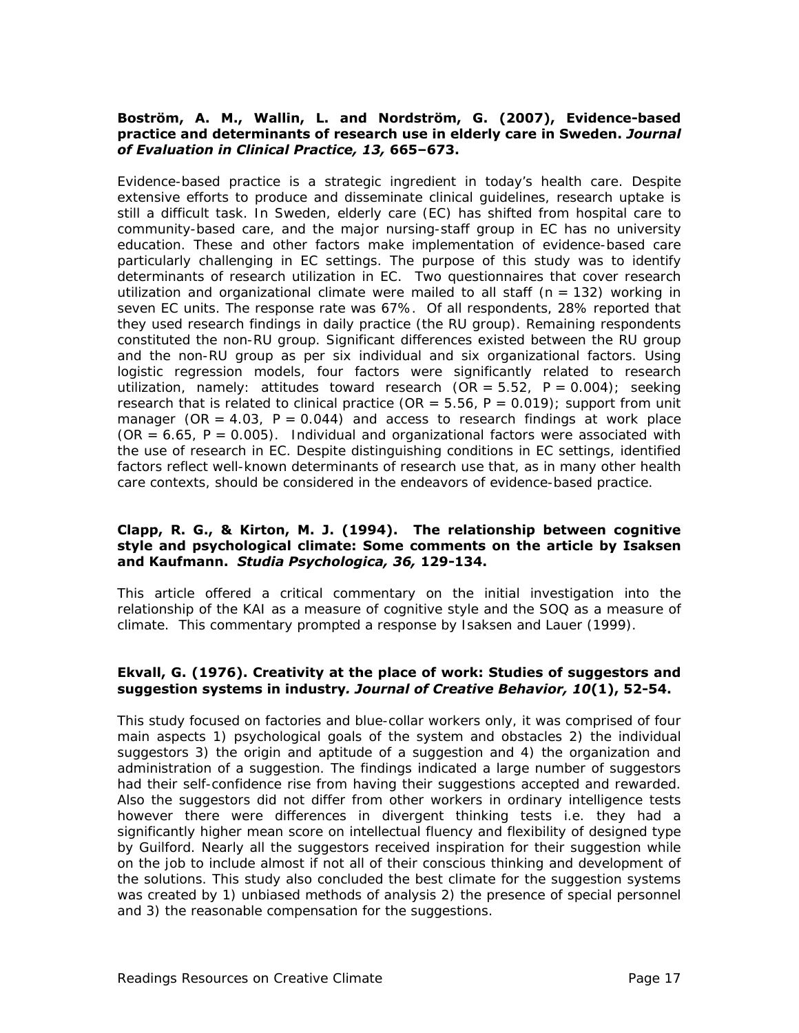**Boström, A. M., Wallin, L. and Nordström, G. (2007), Evidence-based practice and determinants of research use in elderly care in Sweden. *Journal of Evaluation in Clinical Practice, 13,* 665–673.**

Evidence-based practice is a strategic ingredient in today's health care. Despite extensive efforts to produce and disseminate clinical guidelines, research uptake is still a difficult task. In Sweden, elderly care (EC) has shifted from hospital care to community-based care, and the major nursing-staff group in EC has no university education. These and other factors make implementation of evidence-based care particularly challenging in EC settings. The purpose of this study was to identify determinants of research utilization in EC. Two questionnaires that cover research utilization and organizational climate were mailed to all staff ($n = 132$) working in seven EC units. The response rate was 67%. Of all respondents, 28% reported that they used research findings in daily practice (the RU group). Remaining respondents constituted the non-RU group. Significant differences existed between the RU group and the non-RU group as per six individual and six organizational factors. Using logistic regression models, four factors were significantly related to research utilization, namely: attitudes toward research ($OR = 5.52$, $P = 0.004$); seeking research that is related to clinical practice ($OR = 5.56$, $P = 0.019$); support from unit manager ($OR = 4.03$, $P = 0.044$) and access to research findings at work place ($OR = 6.65$, $P = 0.005$). Individual and organizational factors were associated with the use of research in EC. Despite distinguishing conditions in EC settings, identified factors reflect well-known determinants of research use that, as in many other health care contexts, should be considered in the endeavors of evidence-based practice.

**Clapp, R. G., & Kirton, M. J. (1994). The relationship between cognitive style and psychological climate: Some comments on the article by Isaksen and Kaufmann. *Studia Psychologica, 36,* 129-134.**

This article offered a critical commentary on the initial investigation into the relationship of the KAI as a measure of cognitive style and the SOQ as a measure of climate. This commentary prompted a response by Isaksen and Lauer (1999).

**Ekvall, G. (1976). Creativity at the place of work: Studies of suggestors and suggestion systems in industry. *Journal of Creative Behavior, 10*(1), 52-54.**

This study focused on factories and blue-collar workers only, it was comprised of four main aspects 1) psychological goals of the system and obstacles 2) the individual suggestors 3) the origin and aptitude of a suggestion and 4) the organization and administration of a suggestion. The findings indicated a large number of suggestors had their self-confidence rise from having their suggestions accepted and rewarded. Also the suggestors did not differ from other workers in ordinary intelligence tests however there were differences in divergent thinking tests i.e. they had a significantly higher mean score on intellectual fluency and flexibility of designed type by Guilford. Nearly all the suggestors received inspiration for their suggestion while on the job to include almost if not all of their conscious thinking and development of the solutions. This study also concluded the best climate for the suggestion systems was created by 1) unbiased methods of analysis 2) the presence of special personnel and 3) the reasonable compensation for the suggestions.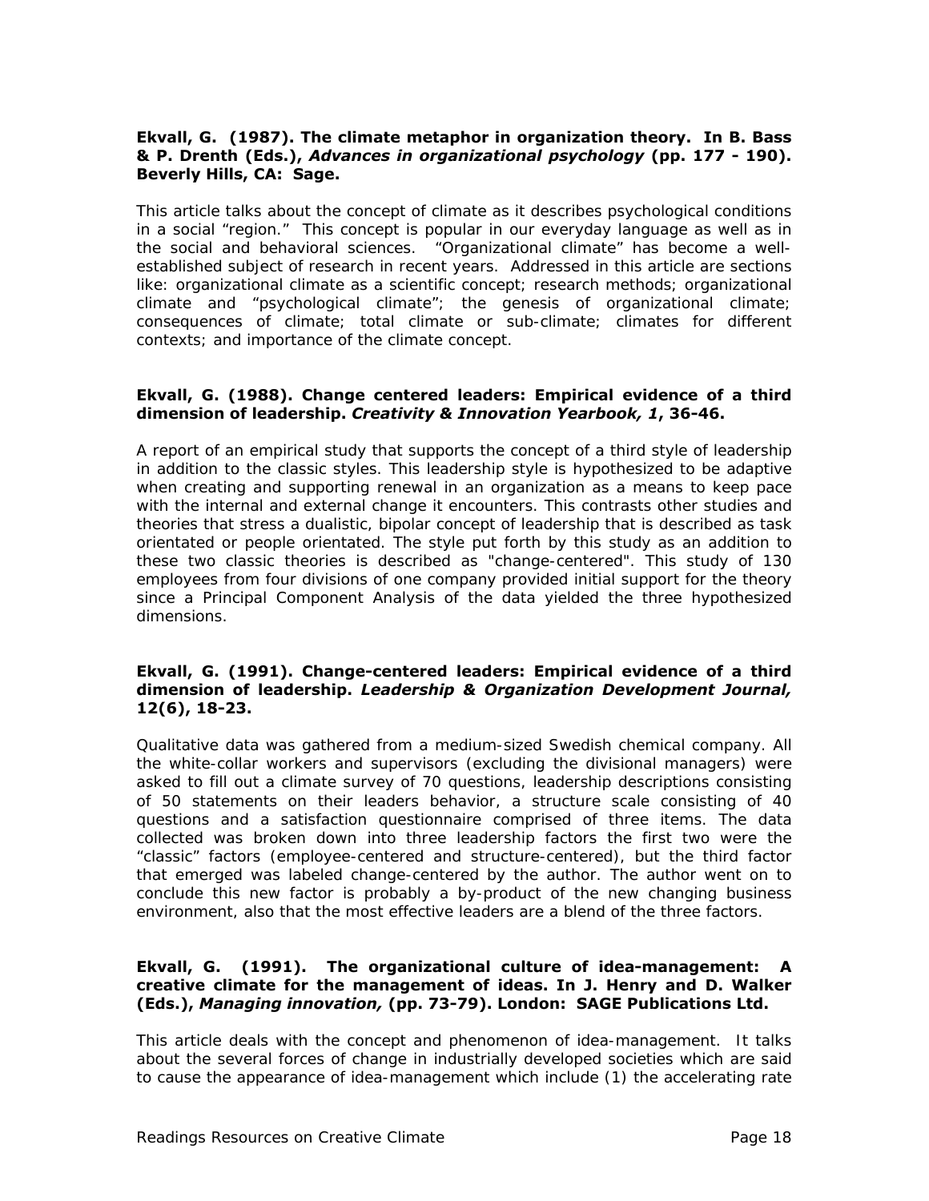**Ekvall, G. (1987). The climate metaphor in organization theory. In B. Bass & P. Drenth (Eds.), *Advances in organizational psychology* (pp. 177 - 190). Beverly Hills, CA: Sage.**

This article talks about the concept of climate as it describes psychological conditions in a social "region." This concept is popular in our everyday language as well as in the social and behavioral sciences. "Organizational climate" has become a well-established subject of research in recent years. Addressed in this article are sections like: organizational climate as a scientific concept; research methods; organizational climate and "psychological climate"; the genesis of organizational climate; consequences of climate; total climate or sub-climate; climates for different contexts; and importance of the climate concept.

**Ekvall, G. (1988). Change centered leaders: Empirical evidence of a third dimension of leadership. *Creativity & Innovation Yearbook, 1*, 36-46.**

A report of an empirical study that supports the concept of a third style of leadership in addition to the classic styles. This leadership style is hypothesized to be adaptive when creating and supporting renewal in an organization as a means to keep pace with the internal and external change it encounters. This contrasts other studies and theories that stress a dualistic, bipolar concept of leadership that is described as task orientated or people orientated. The style put forth by this study as an addition to these two classic theories is described as "change-centered". This study of 130 employees from four divisions of one company provided initial support for the theory since a Principal Component Analysis of the data yielded the three hypothesized dimensions.

**Ekvall, G. (1991). Change-centered leaders: Empirical evidence of a third dimension of leadership. *Leadership & Organization Development Journal,* 12(6), 18-23.**

Qualitative data was gathered from a medium-sized Swedish chemical company. All the white-collar workers and supervisors (excluding the divisional managers) were asked to fill out a climate survey of 70 questions, leadership descriptions consisting of 50 statements on their leaders behavior, a structure scale consisting of 40 questions and a satisfaction questionnaire comprised of three items. The data collected was broken down into three leadership factors the first two were the "classic" factors (employee-centered and structure-centered), but the third factor that emerged was labeled change-centered by the author. The author went on to conclude this new factor is probably a by-product of the new changing business environment, also that the most effective leaders are a blend of the three factors.

**Ekvall, G. (1991). The organizational culture of idea-management: A creative climate for the management of ideas. In J. Henry and D. Walker (Eds.), *Managing innovation,* (pp. 73-79). London: SAGE Publications Ltd.**

This article deals with the concept and phenomenon of idea-management. It talks about the several forces of change in industrially developed societies which are said to cause the appearance of idea-management which include (1) the accelerating rate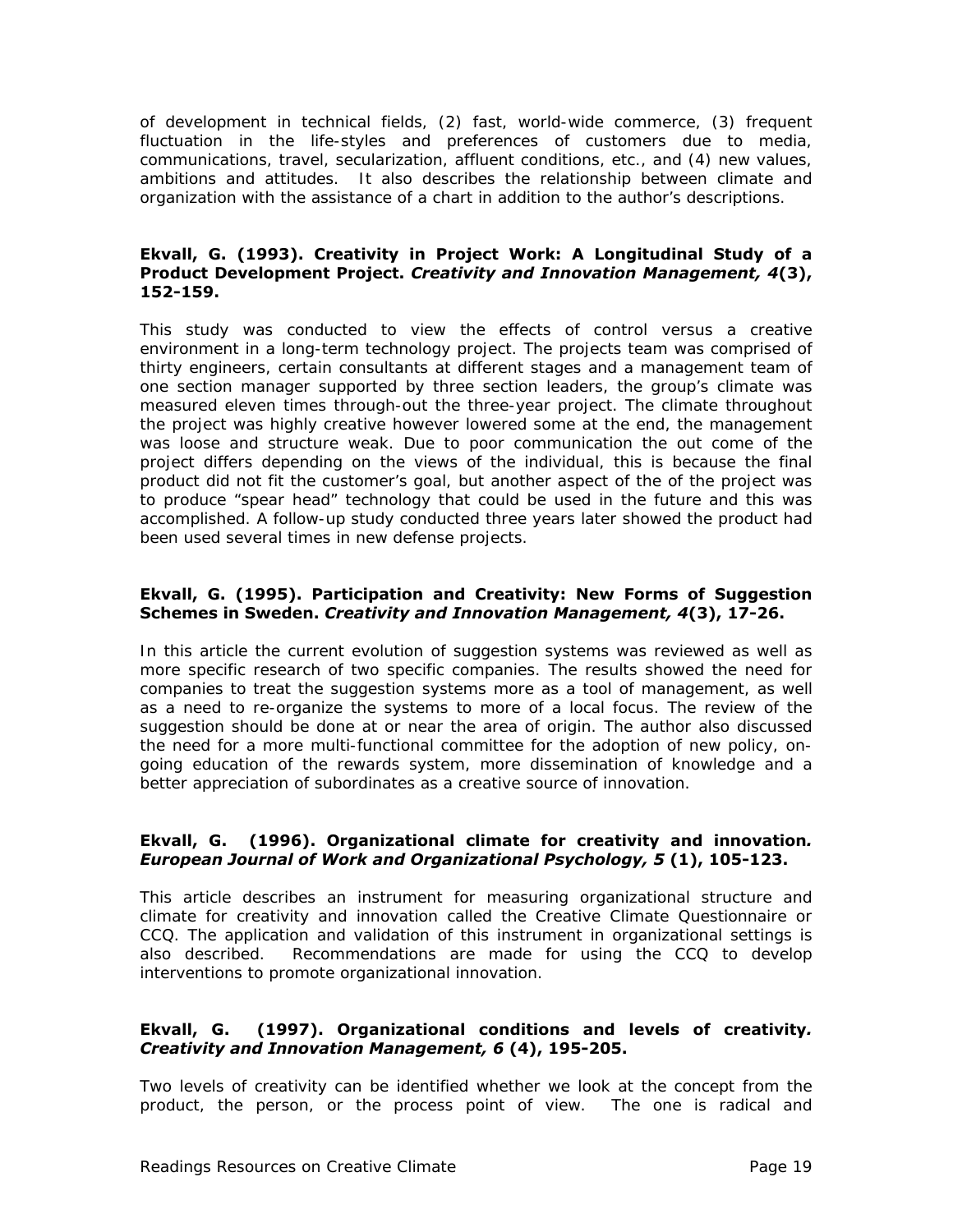of development in technical fields, (2) fast, world-wide commerce, (3) frequent fluctuation in the life-styles and preferences of customers due to media, communications, travel, secularization, affluent conditions, etc., and (4) new values, ambitions and attitudes. It also describes the relationship between climate and organization with the assistance of a chart in addition to the author's descriptions.

**Ekvall, G. (1993). Creativity in Project Work: A Longitudinal Study of a Product Development Project. *Creativity and Innovation Management, 4*(3), 152-159.**

This study was conducted to view the effects of control versus a creative environment in a long-term technology project. The projects team was comprised of thirty engineers, certain consultants at different stages and a management team of one section manager supported by three section leaders, the group's climate was measured eleven times through-out the three-year project. The climate throughout the project was highly creative however lowered some at the end, the management was loose and structure weak. Due to poor communication the out come of the project differs depending on the views of the individual, this is because the final product did not fit the customer's goal, but another aspect of the of the project was to produce "spear head" technology that could be used in the future and this was accomplished. A follow-up study conducted three years later showed the product had been used several times in new defense projects.

**Ekvall, G. (1995). Participation and Creativity: New Forms of Suggestion Schemes in Sweden. *Creativity and Innovation Management, 4*(3), 17-26.**

In this article the current evolution of suggestion systems was reviewed as well as more specific research of two specific companies. The results showed the need for companies to treat the suggestion systems more as a tool of management, as well as a need to re-organize the systems to more of a local focus. The review of the suggestion should be done at or near the area of origin. The author also discussed the need for a more multi-functional committee for the adoption of new policy, on-going education of the rewards system, more dissemination of knowledge and a better appreciation of subordinates as a creative source of innovation.

**Ekvall, G. (1996). Organizational climate for creativity and innovation. *European Journal of Work and Organizational Psychology, 5* (1), 105-123.**

This article describes an instrument for measuring organizational structure and climate for creativity and innovation called the Creative Climate Questionnaire or CCQ. The application and validation of this instrument in organizational settings is also described. Recommendations are made for using the CCQ to develop interventions to promote organizational innovation.

**Ekvall, G. (1997). Organizational conditions and levels of creativity. *Creativity and Innovation Management, 6* (4), 195-205.**

Two levels of creativity can be identified whether we look at the concept from the product, the person, or the process point of view. The one is radical and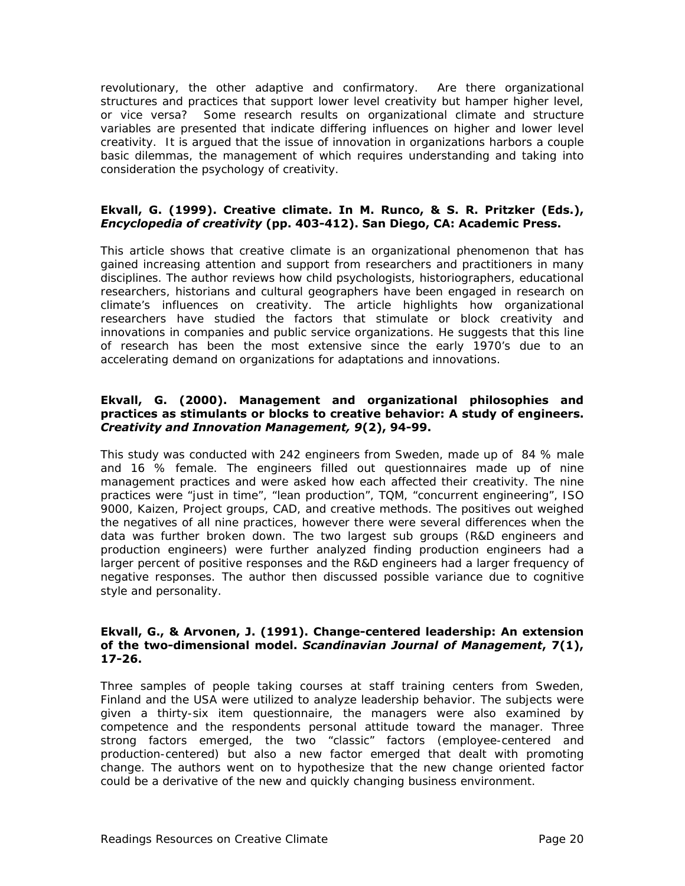revolutionary, the other adaptive and confirmatory. Are there organizational structures and practices that support lower level creativity but hamper higher level, or vice versa? Some research results on organizational climate and structure variables are presented that indicate differing influences on higher and lower level creativity. It is argued that the issue of innovation in organizations harbors a couple basic dilemmas, the management of which requires understanding and taking into consideration the psychology of creativity.

**Ekvall, G. (1999). Creative climate. In M. Runco, & S. R. Pritzker (Eds.), *Encyclopedia of creativity* (pp. 403-412). San Diego, CA: Academic Press.**

This article shows that creative climate is an organizational phenomenon that has gained increasing attention and support from researchers and practitioners in many disciplines. The author reviews how child psychologists, historiographers, educational researchers, historians and cultural geographers have been engaged in research on climate's influences on creativity. The article highlights how organizational researchers have studied the factors that stimulate or block creativity and innovations in companies and public service organizations. He suggests that this line of research has been the most extensive since the early 1970's due to an accelerating demand on organizations for adaptations and innovations.

**Ekvall, G. (2000). Management and organizational philosophies and practices as stimulants or blocks to creative behavior: A study of engineers. *Creativity and Innovation Management, 9*(2), 94-99.**

This study was conducted with 242 engineers from Sweden, made up of 84 % male and 16 % female. The engineers filled out questionnaires made up of nine management practices and were asked how each affected their creativity. The nine practices were "just in time", "lean production", TQM, "concurrent engineering", ISO 9000, Kaizen, Project groups, CAD, and creative methods. The positives out weighed the negatives of all nine practices, however there were several differences when the data was further broken down. The two largest sub groups (R&D engineers and production engineers) were further analyzed finding production engineers had a larger percent of positive responses and the R&D engineers had a larger frequency of negative responses. The author then discussed possible variance due to cognitive style and personality.

**Ekvall, G., & Arvonen, J. (1991). Change-centered leadership: An extension of the two-dimensional model. *Scandinavian Journal of Management*, 7(1), 17-26.**

Three samples of people taking courses at staff training centers from Sweden, Finland and the USA were utilized to analyze leadership behavior. The subjects were given a thirty-six item questionnaire, the managers were also examined by competence and the respondents personal attitude toward the manager. Three strong factors emerged, the two "classic" factors (employee-centered and production-centered) but also a new factor emerged that dealt with promoting change. The authors went on to hypothesize that the new change oriented factor could be a derivative of the new and quickly changing business environment.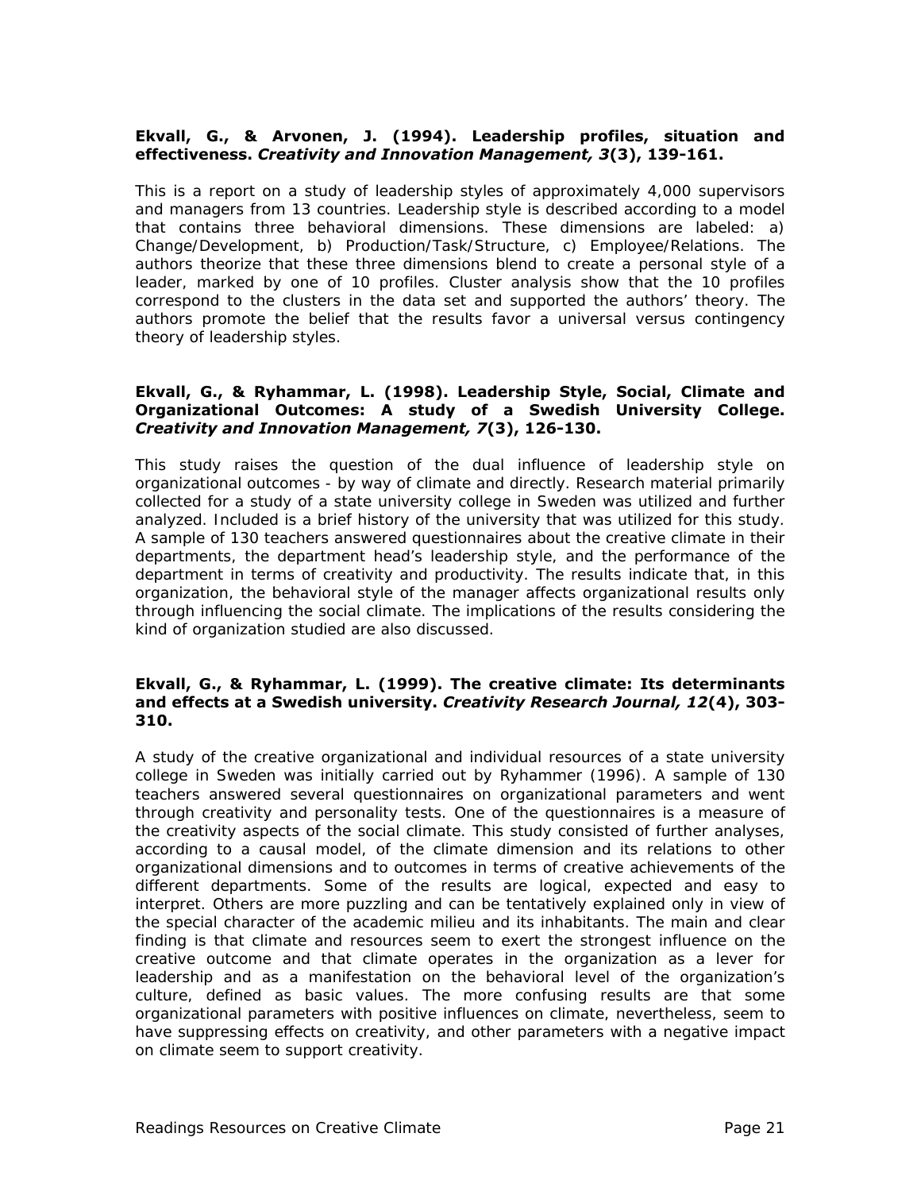**Ekvall, G., & Arvonen, J. (1994). Leadership profiles, situation and effectiveness. *Creativity and Innovation Management, 3*(3), 139-161.**

This is a report on a study of leadership styles of approximately 4,000 supervisors and managers from 13 countries. Leadership style is described according to a model that contains three behavioral dimensions. These dimensions are labeled: a) Change/Development, b) Production/Task/Structure, c) Employee/Relations. The authors theorize that these three dimensions blend to create a personal style of a leader, marked by one of 10 profiles. Cluster analysis show that the 10 profiles correspond to the clusters in the data set and supported the authors' theory. The authors promote the belief that the results favor a universal versus contingency theory of leadership styles.

**Ekvall, G., & Ryhammar, L. (1998). Leadership Style, Social, Climate and Organizational Outcomes: A study of a Swedish University College. *Creativity and Innovation Management, 7*(3), 126-130.**

This study raises the question of the dual influence of leadership style on organizational outcomes - by way of climate and directly. Research material primarily collected for a study of a state university college in Sweden was utilized and further analyzed. Included is a brief history of the university that was utilized for this study. A sample of 130 teachers answered questionnaires about the creative climate in their departments, the department head's leadership style, and the performance of the department in terms of creativity and productivity. The results indicate that, in this organization, the behavioral style of the manager affects organizational results only through influencing the social climate. The implications of the results considering the kind of organization studied are also discussed.

**Ekvall, G., & Ryhammar, L. (1999). The creative climate: Its determinants and effects at a Swedish university. *Creativity Research Journal, 12*(4), 303-310.**

A study of the creative organizational and individual resources of a state university college in Sweden was initially carried out by Ryhammer (1996). A sample of 130 teachers answered several questionnaires on organizational parameters and went through creativity and personality tests. One of the questionnaires is a measure of the creativity aspects of the social climate. This study consisted of further analyses, according to a causal model, of the climate dimension and its relations to other organizational dimensions and to outcomes in terms of creative achievements of the different departments. Some of the results are logical, expected and easy to interpret. Others are more puzzling and can be tentatively explained only in view of the special character of the academic milieu and its inhabitants. The main and clear finding is that climate and resources seem to exert the strongest influence on the creative outcome and that climate operates in the organization as a lever for leadership and as a manifestation on the behavioral level of the organization's culture, defined as basic values. The more confusing results are that some organizational parameters with positive influences on climate, nevertheless, seem to have suppressing effects on creativity, and other parameters with a negative impact on climate seem to support creativity.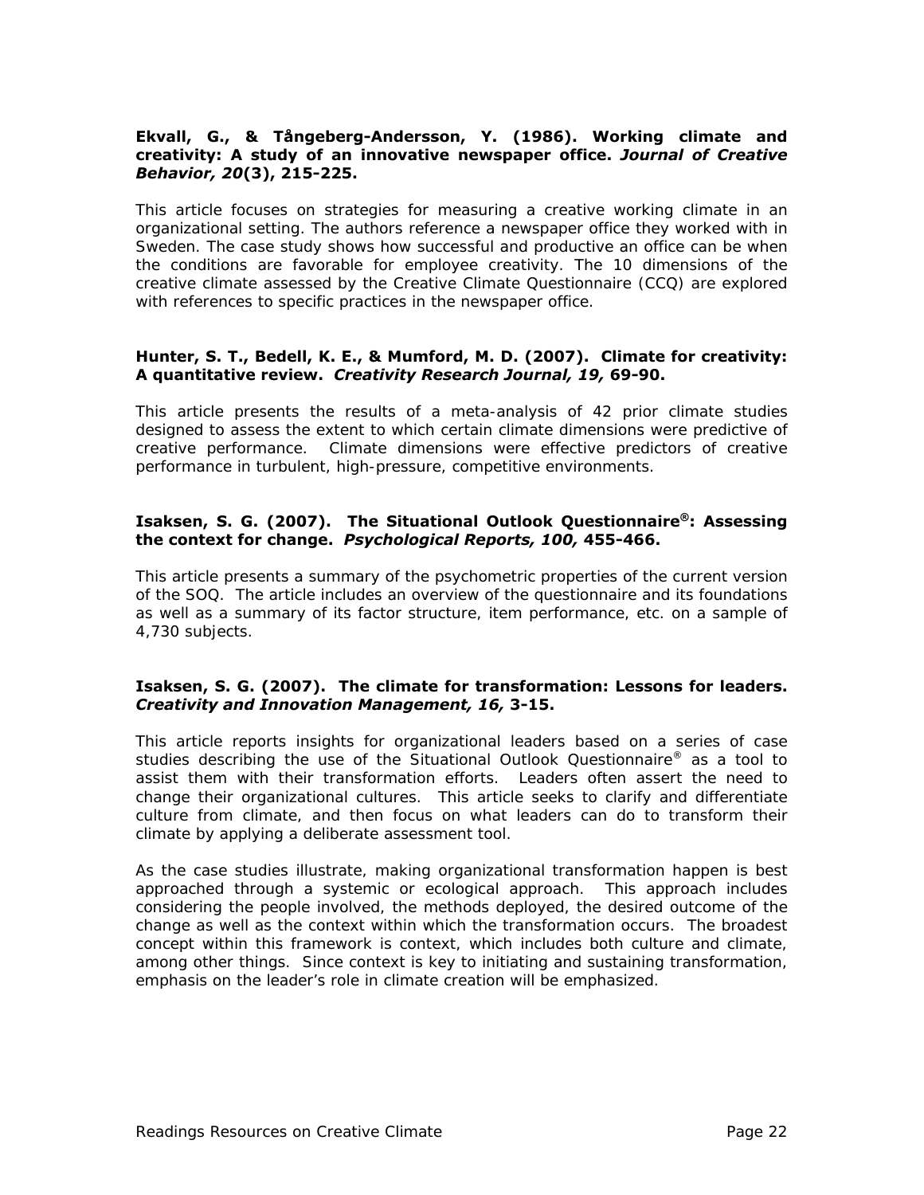**Ekvall, G., & Tångeberg-Andersson, Y. (1986). Working climate and creativity: A study of an innovative newspaper office. *Journal of Creative Behavior, 20*(3), 215-225.**

This article focuses on strategies for measuring a creative working climate in an organizational setting. The authors reference a newspaper office they worked with in Sweden. The case study shows how successful and productive an office can be when the conditions are favorable for employee creativity. The 10 dimensions of the creative climate assessed by the Creative Climate Questionnaire (CCQ) are explored with references to specific practices in the newspaper office.

**Hunter, S. T., Bedell, K. E., & Mumford, M. D. (2007). Climate for creativity: A quantitative review. *Creativity Research Journal, 19,* 69-90.**

This article presents the results of a meta-analysis of 42 prior climate studies designed to assess the extent to which certain climate dimensions were predictive of creative performance. Climate dimensions were effective predictors of creative performance in turbulent, high-pressure, competitive environments.

**Isaksen, S. G. (2007). The Situational Outlook Questionnaire®: Assessing the context for change. *Psychological Reports, 100,* 455-466.**

This article presents a summary of the psychometric properties of the current version of the SOQ. The article includes an overview of the questionnaire and its foundations as well as a summary of its factor structure, item performance, etc. on a sample of 4,730 subjects.

**Isaksen, S. G. (2007). The climate for transformation: Lessons for leaders. *Creativity and Innovation Management, 16,* 3-15.**

This article reports insights for organizational leaders based on a series of case studies describing the use of the Situational Outlook Questionnaire® as a tool to assist them with their transformation efforts. Leaders often assert the need to change their organizational cultures. This article seeks to clarify and differentiate culture from climate, and then focus on what leaders can do to transform their climate by applying a deliberate assessment tool.

As the case studies illustrate, making organizational transformation happen is best approached through a systemic or ecological approach. This approach includes considering the people involved, the methods deployed, the desired outcome of the change as well as the context within which the transformation occurs. The broadest concept within this framework is context, which includes both culture and climate, among other things. Since context is key to initiating and sustaining transformation, emphasis on the leader's role in climate creation will be emphasized.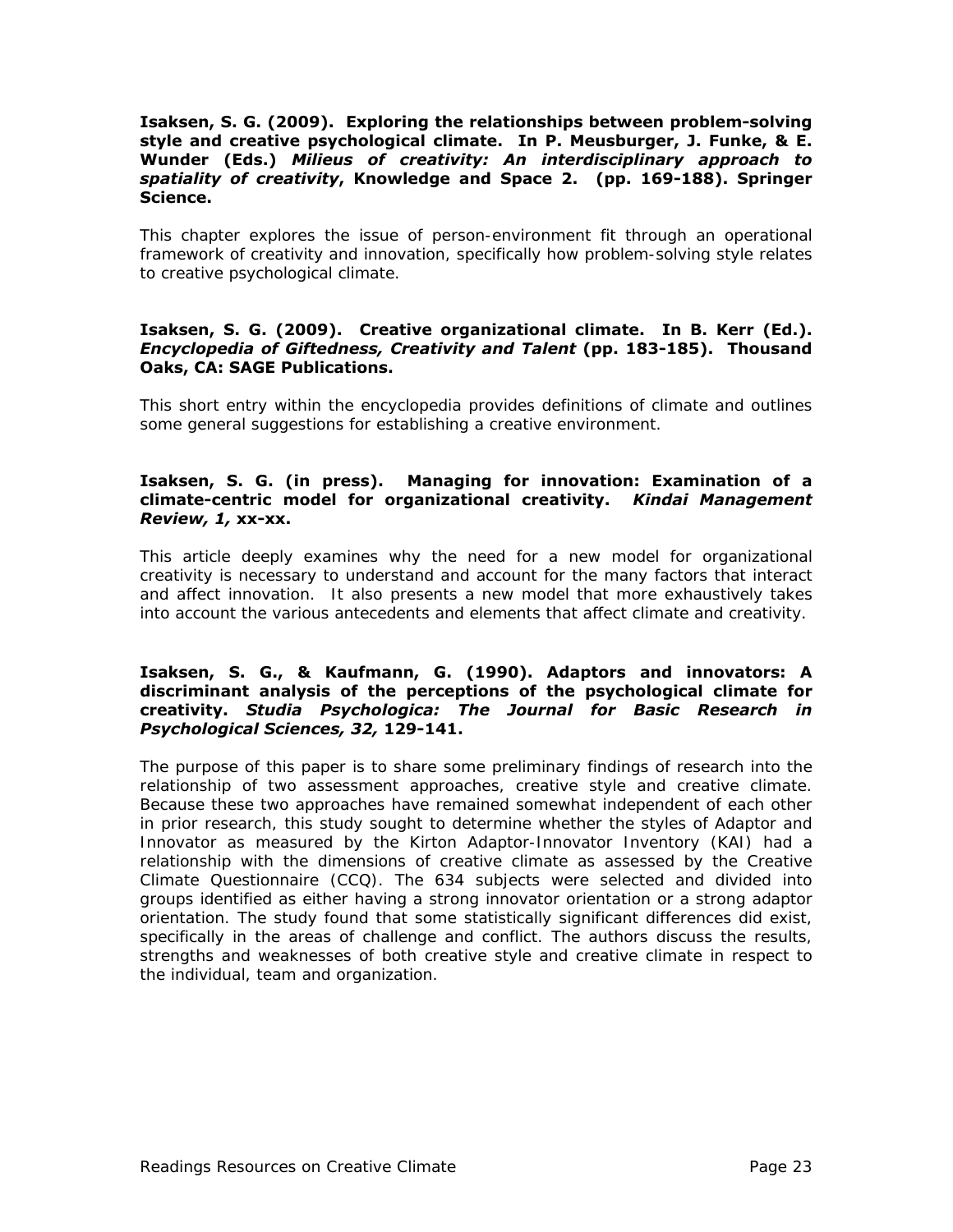**Isaksen, S. G. (2009). Exploring the relationships between problem-solving style and creative psychological climate. In P. Meusburger, J. Funke, & E. Wunder (Eds.) *Milieus of creativity: An interdisciplinary approach to spatiality of creativity*, Knowledge and Space 2. (pp. 169-188). Springer Science.**

This chapter explores the issue of person-environment fit through an operational framework of creativity and innovation, specifically how problem-solving style relates to creative psychological climate.

**Isaksen, S. G. (2009). Creative organizational climate. In B. Kerr (Ed.). *Encyclopedia of Giftedness, Creativity and Talent* (pp. 183-185). Thousand Oaks, CA: SAGE Publications.**

This short entry within the encyclopedia provides definitions of climate and outlines some general suggestions for establishing a creative environment.

**Isaksen, S. G. (in press). Managing for innovation: Examination of a climate-centric model for organizational creativity. *Kindai Management Review, 1,* xx-xx.**

This article deeply examines why the need for a new model for organizational creativity is necessary to understand and account for the many factors that interact and affect innovation. It also presents a new model that more exhaustively takes into account the various antecedents and elements that affect climate and creativity.

**Isaksen, S. G., & Kaufmann, G. (1990). Adaptors and innovators: A discriminant analysis of the perceptions of the psychological climate for creativity. *Studia Psychologica: The Journal for Basic Research in Psychological Sciences, 32,* 129-141.**

The purpose of this paper is to share some preliminary findings of research into the relationship of two assessment approaches, creative style and creative climate. Because these two approaches have remained somewhat independent of each other in prior research, this study sought to determine whether the styles of Adaptor and Innovator as measured by the Kirton Adaptor-Innovator Inventory (KAI) had a relationship with the dimensions of creative climate as assessed by the Creative Climate Questionnaire (CCQ). The 634 subjects were selected and divided into groups identified as either having a strong innovator orientation or a strong adaptor orientation. The study found that some statistically significant differences did exist, specifically in the areas of challenge and conflict. The authors discuss the results, strengths and weaknesses of both creative style and creative climate in respect to the individual, team and organization.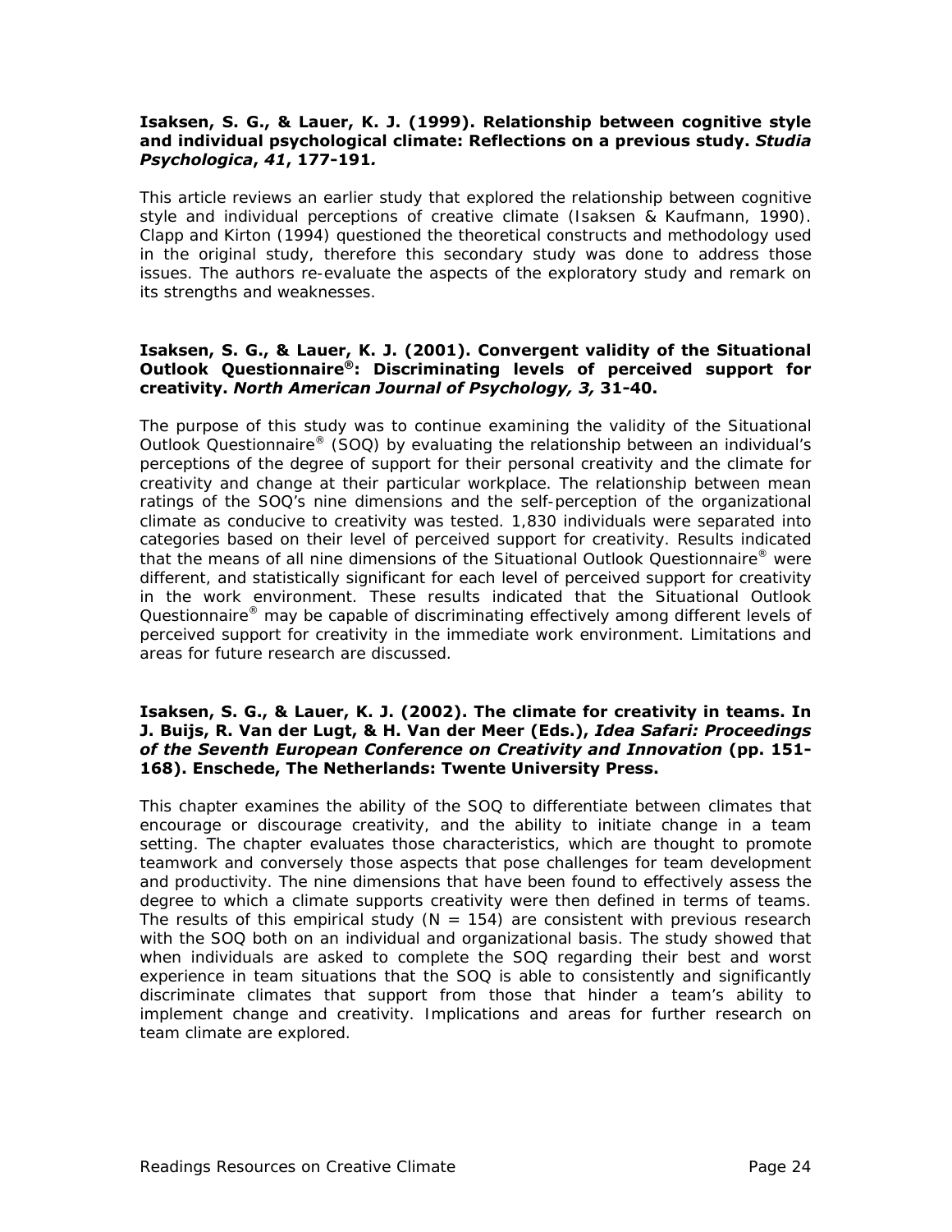**Isaksen, S. G., & Lauer, K. J. (1999). Relationship between cognitive style and individual psychological climate: Reflections on a previous study. *Studia Psychologica*, *41*, 177-191*.***

This article reviews an earlier study that explored the relationship between cognitive style and individual perceptions of creative climate (Isaksen & Kaufmann, 1990). Clapp and Kirton (1994) questioned the theoretical constructs and methodology used in the original study, therefore this secondary study was done to address those issues. The authors re-evaluate the aspects of the exploratory study and remark on its strengths and weaknesses.

**Isaksen, S. G., & Lauer, K. J. (2001). Convergent validity of the Situational Outlook Questionnaire®: Discriminating levels of perceived support for creativity. *North American Journal of Psychology, 3,* 31-40.**

The purpose of this study was to continue examining the validity of the Situational Outlook Questionnaire® (SOQ) by evaluating the relationship between an individual's perceptions of the degree of support for their personal creativity and the climate for creativity and change at their particular workplace. The relationship between mean ratings of the SOQ's nine dimensions and the self-perception of the organizational climate as conducive to creativity was tested. 1,830 individuals were separated into categories based on their level of perceived support for creativity. Results indicated that the means of all nine dimensions of the Situational Outlook Questionnaire® were different, and statistically significant for each level of perceived support for creativity in the work environment. These results indicated that the Situational Outlook Questionnaire® may be capable of discriminating effectively among different levels of perceived support for creativity in the immediate work environment. Limitations and areas for future research are discussed.

**Isaksen, S. G., & Lauer, K. J. (2002). The climate for creativity in teams. In J. Buijs, R. Van der Lugt, & H. Van der Meer (Eds.), *Idea Safari: Proceedings of the Seventh European Conference on Creativity and Innovation* (pp. 151-168). Enschede, The Netherlands: Twente University Press.**

This chapter examines the ability of the SOQ to differentiate between climates that encourage or discourage creativity, and the ability to initiate change in a team setting. The chapter evaluates those characteristics, which are thought to promote teamwork and conversely those aspects that pose challenges for team development and productivity. The nine dimensions that have been found to effectively assess the degree to which a climate supports creativity were then defined in terms of teams. The results of this empirical study (N = 154) are consistent with previous research with the SOQ both on an individual and organizational basis. The study showed that when individuals are asked to complete the SOQ regarding their best and worst experience in team situations that the SOQ is able to consistently and significantly discriminate climates that support from those that hinder a team's ability to implement change and creativity. Implications and areas for further research on team climate are explored.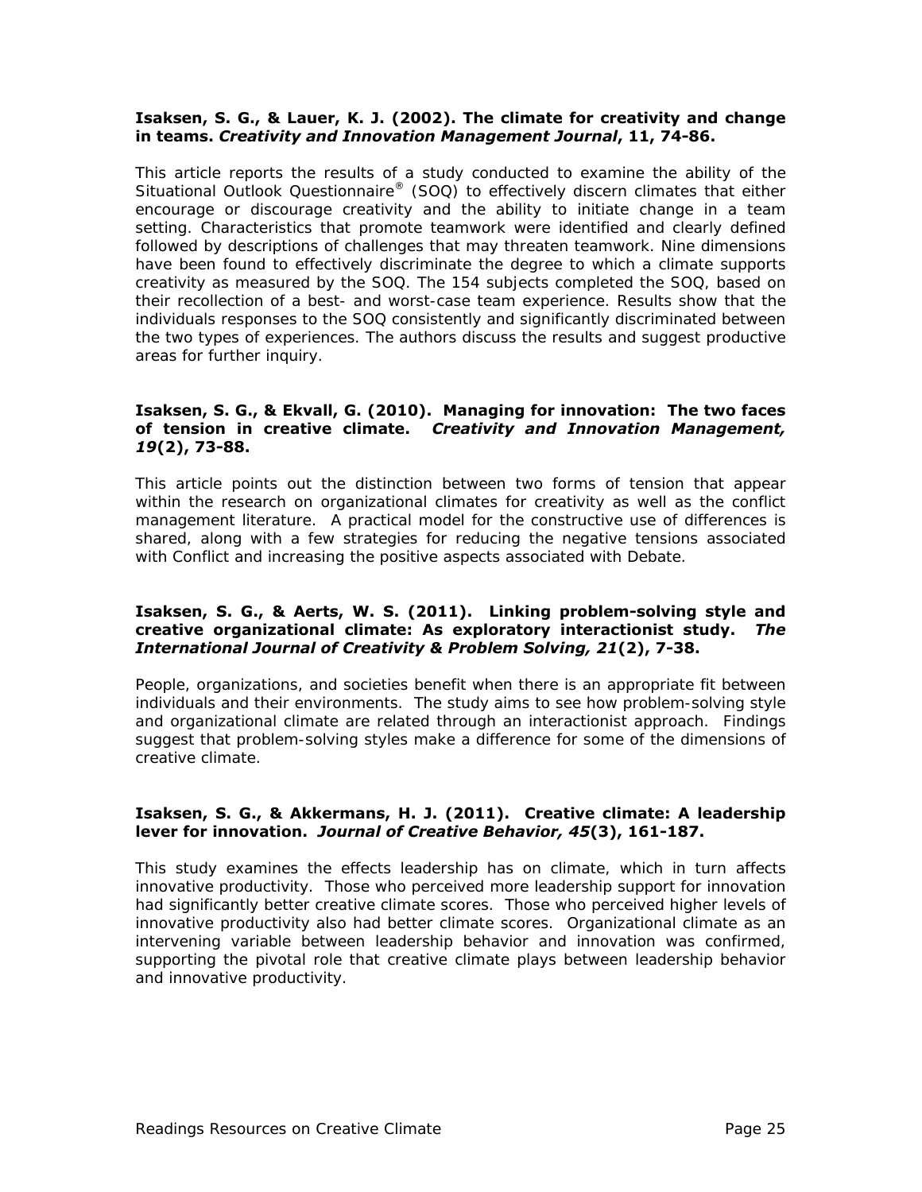**Isaksen, S. G., & Lauer, K. J. (2002). The climate for creativity and change in teams. *Creativity and Innovation Management Journal*, 11, 74-86.**

This article reports the results of a study conducted to examine the ability of the Situational Outlook Questionnaire® (SOQ) to effectively discern climates that either encourage or discourage creativity and the ability to initiate change in a team setting. Characteristics that promote teamwork were identified and clearly defined followed by descriptions of challenges that may threaten teamwork. Nine dimensions have been found to effectively discriminate the degree to which a climate supports creativity as measured by the SOQ. The 154 subjects completed the SOQ, based on their recollection of a best- and worst-case team experience. Results show that the individuals responses to the SOQ consistently and significantly discriminated between the two types of experiences. The authors discuss the results and suggest productive areas for further inquiry.

**Isaksen, S. G., & Ekvall, G. (2010). Managing for innovation: The two faces of tension in creative climate. *Creativity and Innovation Management, 19*(2), 73-88.**

This article points out the distinction between two forms of tension that appear within the research on organizational climates for creativity as well as the conflict management literature. A practical model for the constructive use of differences is shared, along with a few strategies for reducing the negative tensions associated with Conflict and increasing the positive aspects associated with Debate.

**Isaksen, S. G., & Aerts, W. S. (2011). Linking problem-solving style and creative organizational climate: As exploratory interactionist study. *The International Journal of Creativity & Problem Solving, 21*(2), 7-38.**

People, organizations, and societies benefit when there is an appropriate fit between individuals and their environments. The study aims to see how problem-solving style and organizational climate are related through an interactionist approach. Findings suggest that problem-solving styles make a difference for some of the dimensions of creative climate.

**Isaksen, S. G., & Akkermans, H. J. (2011). Creative climate: A leadership lever for innovation. *Journal of Creative Behavior, 45*(3), 161-187.**

This study examines the effects leadership has on climate, which in turn affects innovative productivity. Those who perceived more leadership support for innovation had significantly better creative climate scores. Those who perceived higher levels of innovative productivity also had better climate scores. Organizational climate as an intervening variable between leadership behavior and innovation was confirmed, supporting the pivotal role that creative climate plays between leadership behavior and innovative productivity.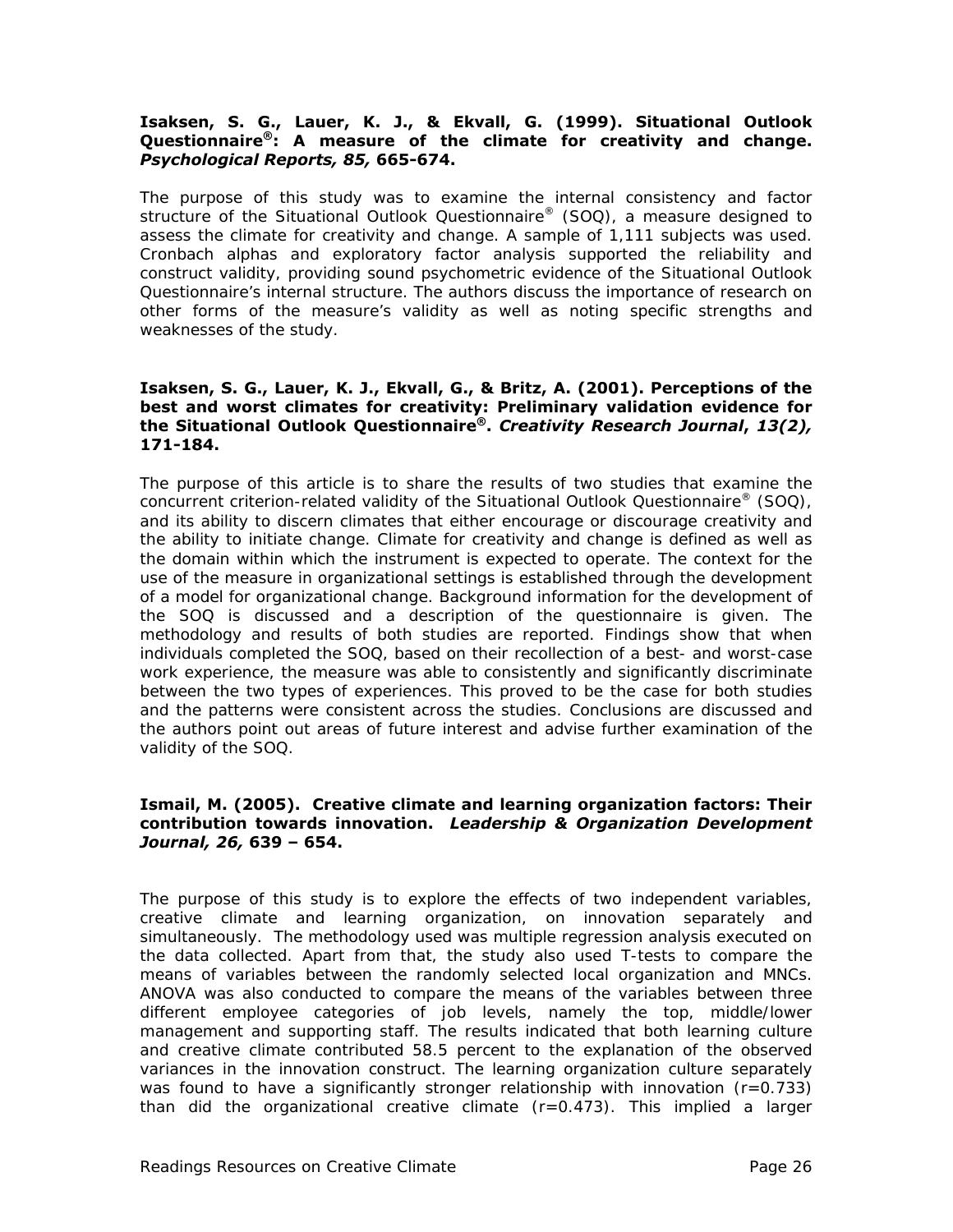**Isaksen, S. G., Lauer, K. J., & Ekvall, G. (1999). Situational Outlook Questionnaire®: A measure of the climate for creativity and change. *Psychological Reports, 85,* 665-674.**

The purpose of this study was to examine the internal consistency and factor structure of the Situational Outlook Questionnaire® (SOQ), a measure designed to assess the climate for creativity and change. A sample of 1,111 subjects was used. Cronbach alphas and exploratory factor analysis supported the reliability and construct validity, providing sound psychometric evidence of the Situational Outlook Questionnaire's internal structure. The authors discuss the importance of research on other forms of the measure's validity as well as noting specific strengths and weaknesses of the study.

**Isaksen, S. G., Lauer, K. J., Ekvall, G., & Britz, A. (2001). Perceptions of the best and worst climates for creativity: Preliminary validation evidence for the Situational Outlook Questionnaire®. *Creativity Research Journal*, *13(2),* 171-184.**

The purpose of this article is to share the results of two studies that examine the concurrent criterion-related validity of the Situational Outlook Questionnaire® (SOQ), and its ability to discern climates that either encourage or discourage creativity and the ability to initiate change. Climate for creativity and change is defined as well as the domain within which the instrument is expected to operate. The context for the use of the measure in organizational settings is established through the development of a model for organizational change. Background information for the development of the SOQ is discussed and a description of the questionnaire is given. The methodology and results of both studies are reported. Findings show that when individuals completed the SOQ, based on their recollection of a best- and worst-case work experience, the measure was able to consistently and significantly discriminate between the two types of experiences. This proved to be the case for both studies and the patterns were consistent across the studies. Conclusions are discussed and the authors point out areas of future interest and advise further examination of the validity of the SOQ.

**Ismail, M. (2005). Creative climate and learning organization factors: Their contribution towards innovation. *Leadership & Organization Development Journal, 26,* 639 – 654.**

The purpose of this study is to explore the effects of two independent variables, creative climate and learning organization, on innovation separately and simultaneously. The methodology used was multiple regression analysis executed on the data collected. Apart from that, the study also used T-tests to compare the means of variables between the randomly selected local organization and MNCs. ANOVA was also conducted to compare the means of the variables between three different employee categories of job levels, namely the top, middle/lower management and supporting staff. The results indicated that both learning culture and creative climate contributed 58.5 percent to the explanation of the observed variances in the innovation construct. The learning organization culture separately was found to have a significantly stronger relationship with innovation ($r=0.733$) than did the organizational creative climate ($r=0.473$). This implied a larger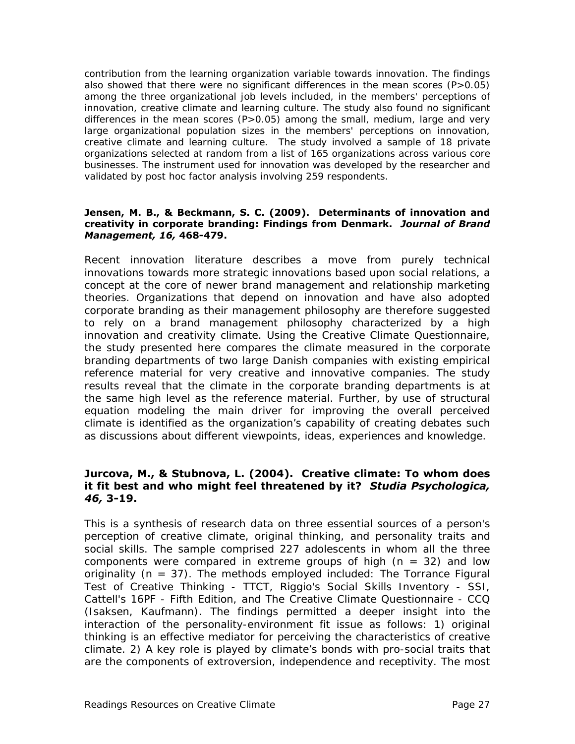contribution from the learning organization variable towards innovation. The findings also showed that there were no significant differences in the mean scores ($P>0.05$) among the three organizational job levels included, in the members' perceptions of innovation, creative climate and learning culture. The study also found no significant differences in the mean scores ($P>0.05$) among the small, medium, large and very large organizational population sizes in the members' perceptions on innovation, creative climate and learning culture. The study involved a sample of 18 private organizations selected at random from a list of 165 organizations across various core businesses. The instrument used for innovation was developed by the researcher and validated by post hoc factor analysis involving 259 respondents.

**Jensen, M. B., & Beckmann, S. C. (2009). Determinants of innovation and creativity in corporate branding: Findings from Denmark. *Journal of Brand Management, 16,* 468-479.**

Recent innovation literature describes a move from purely technical innovations towards more strategic innovations based upon social relations, a concept at the core of newer brand management and relationship marketing theories. Organizations that depend on innovation and have also adopted corporate branding as their management philosophy are therefore suggested to rely on a brand management philosophy characterized by a high innovation and creativity climate. Using the Creative Climate Questionnaire, the study presented here compares the climate measured in the corporate branding departments of two large Danish companies with existing empirical reference material for very creative and innovative companies. The study results reveal that the climate in the corporate branding departments is at the same high level as the reference material. Further, by use of structural equation modeling the main driver for improving the overall perceived climate is identified as the organization's capability of creating debates such as discussions about different viewpoints, ideas, experiences and knowledge.

**Jurcova, M., & Stubnova, L. (2004). Creative climate: To whom does it fit best and who might feel threatened by it? *Studia Psychologica, 46,* 3-19.**

This is a synthesis of research data on three essential sources of a person's perception of creative climate, original thinking, and personality traits and social skills. The sample comprised 227 adolescents in whom all the three components were compared in extreme groups of high ($n = 32$) and low originality ($n = 37$). The methods employed included: The Torrance Figural Test of Creative Thinking - TTCT, Riggio's Social Skills Inventory - SSI, Cattell's 16PF - Fifth Edition, and The Creative Climate Questionnaire - CCQ (Isaksen, Kaufmann). The findings permitted a deeper insight into the interaction of the personality-environment fit issue as follows: 1) original thinking is an effective mediator for perceiving the characteristics of creative climate. 2) A key role is played by climate's bonds with pro-social traits that are the components of extroversion, independence and receptivity. The most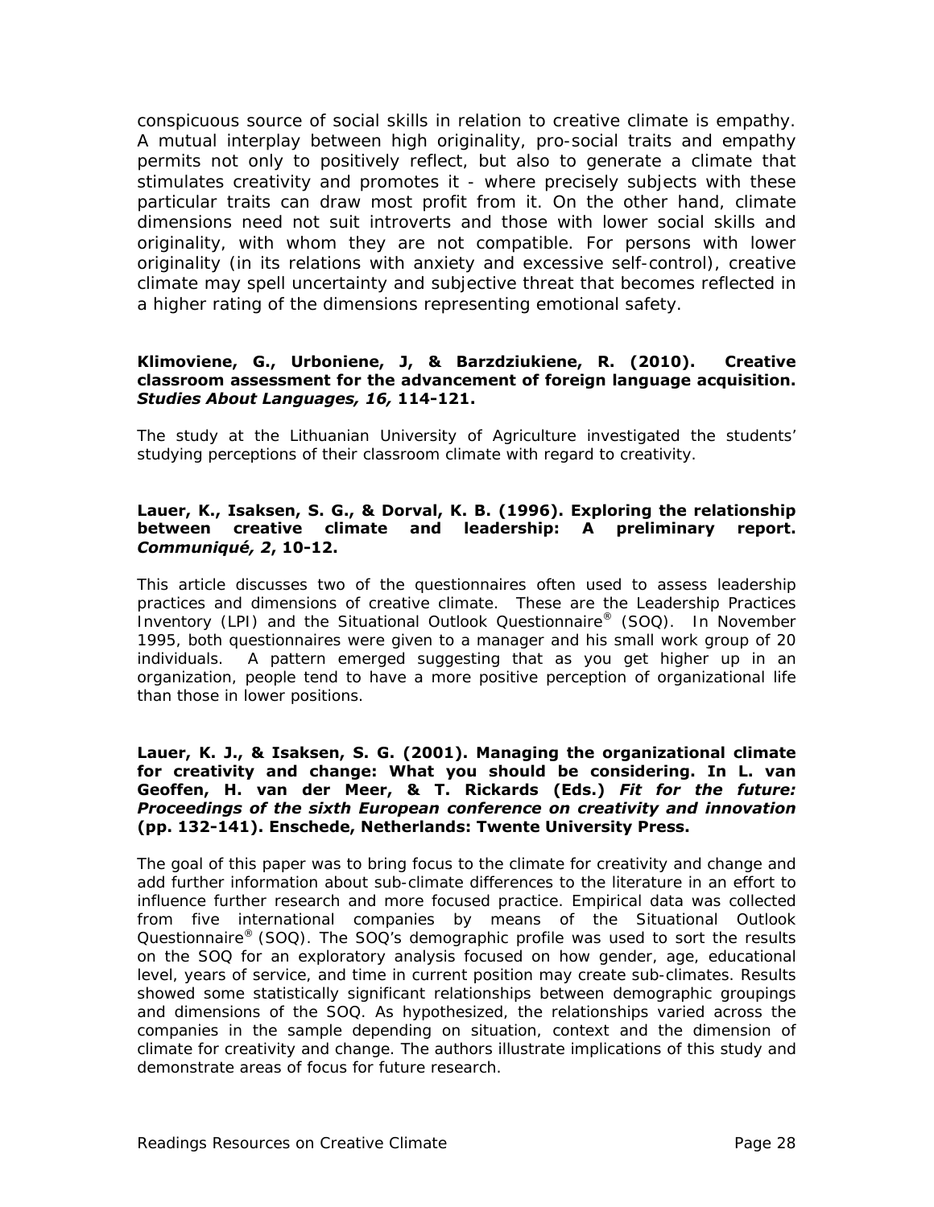conspicuous source of social skills in relation to creative climate is empathy. A mutual interplay between high originality, pro-social traits and empathy permits not only to positively reflect, but also to generate a climate that stimulates creativity and promotes it - where precisely subjects with these particular traits can draw most profit from it. On the other hand, climate dimensions need not suit introverts and those with lower social skills and originality, with whom they are not compatible. For persons with lower originality (in its relations with anxiety and excessive self-control), creative climate may spell uncertainty and subjective threat that becomes reflected in a higher rating of the dimensions representing emotional safety.

**Klimoviene, G., Urboniene, J, & Barzdziukiene, R. (2010). Creative classroom assessment for the advancement of foreign language acquisition. *Studies About Languages, 16,* 114-121.**

The study at the Lithuanian University of Agriculture investigated the students' studying perceptions of their classroom climate with regard to creativity.

**Lauer, K., Isaksen, S. G., & Dorval, K. B. (1996). Exploring the relationship between creative climate and leadership: A preliminary report. *Communiqué, 2*, 10-12.**

This article discusses two of the questionnaires often used to assess leadership practices and dimensions of creative climate. These are the Leadership Practices Inventory (LPI) and the Situational Outlook Questionnaire® (SOQ). In November 1995, both questionnaires were given to a manager and his small work group of 20 individuals. A pattern emerged suggesting that as you get higher up in an organization, people tend to have a more positive perception of organizational life than those in lower positions.

**Lauer, K. J., & Isaksen, S. G. (2001). Managing the organizational climate for creativity and change: What you should be considering. In L. van Geoffen, H. van der Meer, & T. Rickards (Eds.) *Fit for the future: Proceedings of the sixth European conference on creativity and innovation* (pp. 132-141). Enschede, Netherlands: Twente University Press.**

The goal of this paper was to bring focus to the climate for creativity and change and add further information about sub-climate differences to the literature in an effort to influence further research and more focused practice. Empirical data was collected from five international companies by means of the Situational Outlook Questionnaire® (SOQ). The SOQ's demographic profile was used to sort the results on the SOQ for an exploratory analysis focused on how gender, age, educational level, years of service, and time in current position may create sub-climates. Results showed some statistically significant relationships between demographic groupings and dimensions of the SOQ. As hypothesized, the relationships varied across the companies in the sample depending on situation, context and the dimension of climate for creativity and change. The authors illustrate implications of this study and demonstrate areas of focus for future research.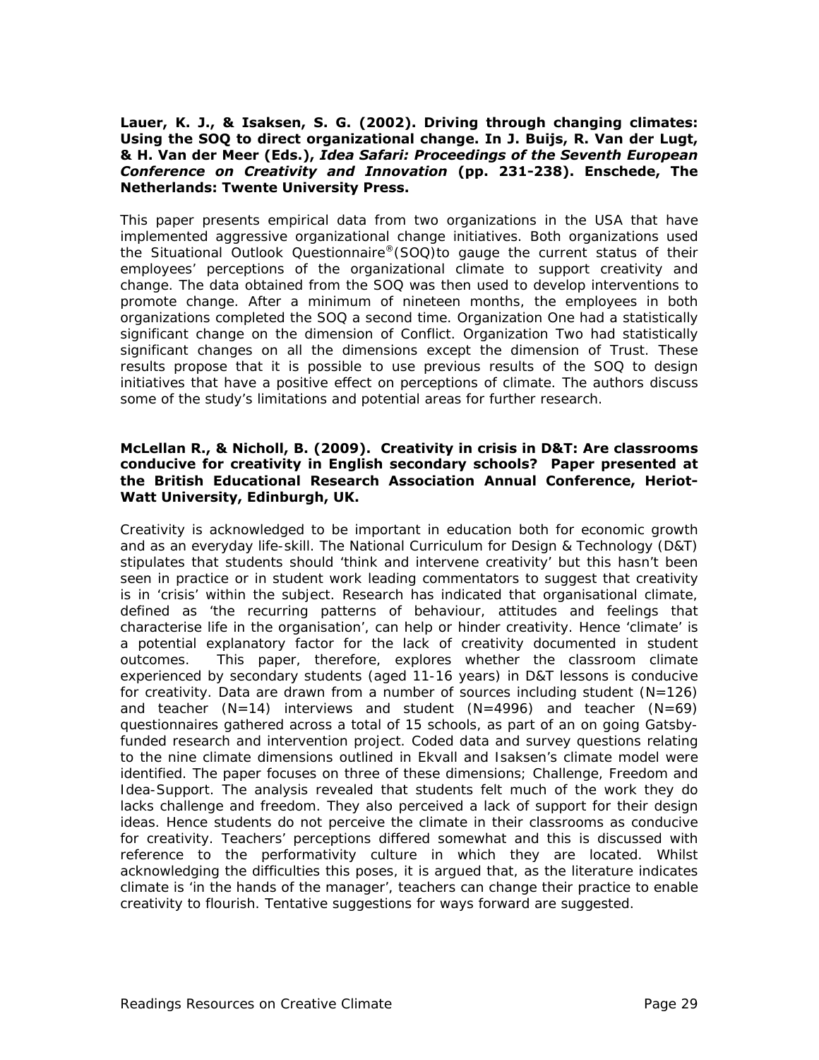**Lauer, K. J., & Isaksen, S. G. (2002). Driving through changing climates: Using the SOQ to direct organizational change. In J. Buijs, R. Van der Lugt, & H. Van der Meer (Eds.), *Idea Safari: Proceedings of the Seventh European Conference on Creativity and Innovation* (pp. 231-238). Enschede, The Netherlands: Twente University Press.**

This paper presents empirical data from two organizations in the USA that have implemented aggressive organizational change initiatives. Both organizations used the Situational Outlook Questionnaire®(SOQ)to gauge the current status of their employees' perceptions of the organizational climate to support creativity and change. The data obtained from the SOQ was then used to develop interventions to promote change. After a minimum of nineteen months, the employees in both organizations completed the SOQ a second time. Organization One had a statistically significant change on the dimension of Conflict. Organization Two had statistically significant changes on all the dimensions except the dimension of Trust. These results propose that it is possible to use previous results of the SOQ to design initiatives that have a positive effect on perceptions of climate. The authors discuss some of the study's limitations and potential areas for further research.

**McLellan R., & Nicholl, B. (2009). Creativity in crisis in D&T: Are classrooms conducive for creativity in English secondary schools? Paper presented at the British Educational Research Association Annual Conference, Heriot-Watt University, Edinburgh, UK.**

Creativity is acknowledged to be important in education both for economic growth and as an everyday life-skill. The National Curriculum for Design & Technology (D&T) stipulates that students should 'think and intervene creativity' but this hasn't been seen in practice or in student work leading commentators to suggest that creativity is in 'crisis' within the subject. Research has indicated that organisational climate, defined as 'the recurring patterns of behaviour, attitudes and feelings that characterise life in the organisation', can help or hinder creativity. Hence 'climate' is a potential explanatory factor for the lack of creativity documented in student outcomes. This paper, therefore, explores whether the classroom climate experienced by secondary students (aged 11-16 years) in D&T lessons is conducive for creativity. Data are drawn from a number of sources including student (N=126) and teacher (N=14) interviews and student (N=4996) and teacher (N=69) questionnaires gathered across a total of 15 schools, as part of an on going Gatsby-funded research and intervention project. Coded data and survey questions relating to the nine climate dimensions outlined in Ekvall and Isaksen's climate model were identified. The paper focuses on three of these dimensions; Challenge, Freedom and Idea-Support. The analysis revealed that students felt much of the work they do lacks challenge and freedom. They also perceived a lack of support for their design ideas. Hence students do not perceive the climate in their classrooms as conducive for creativity. Teachers' perceptions differed somewhat and this is discussed with reference to the performativity culture in which they are located. Whilst acknowledging the difficulties this poses, it is argued that, as the literature indicates climate is 'in the hands of the manager', teachers can change their practice to enable creativity to flourish. Tentative suggestions for ways forward are suggested.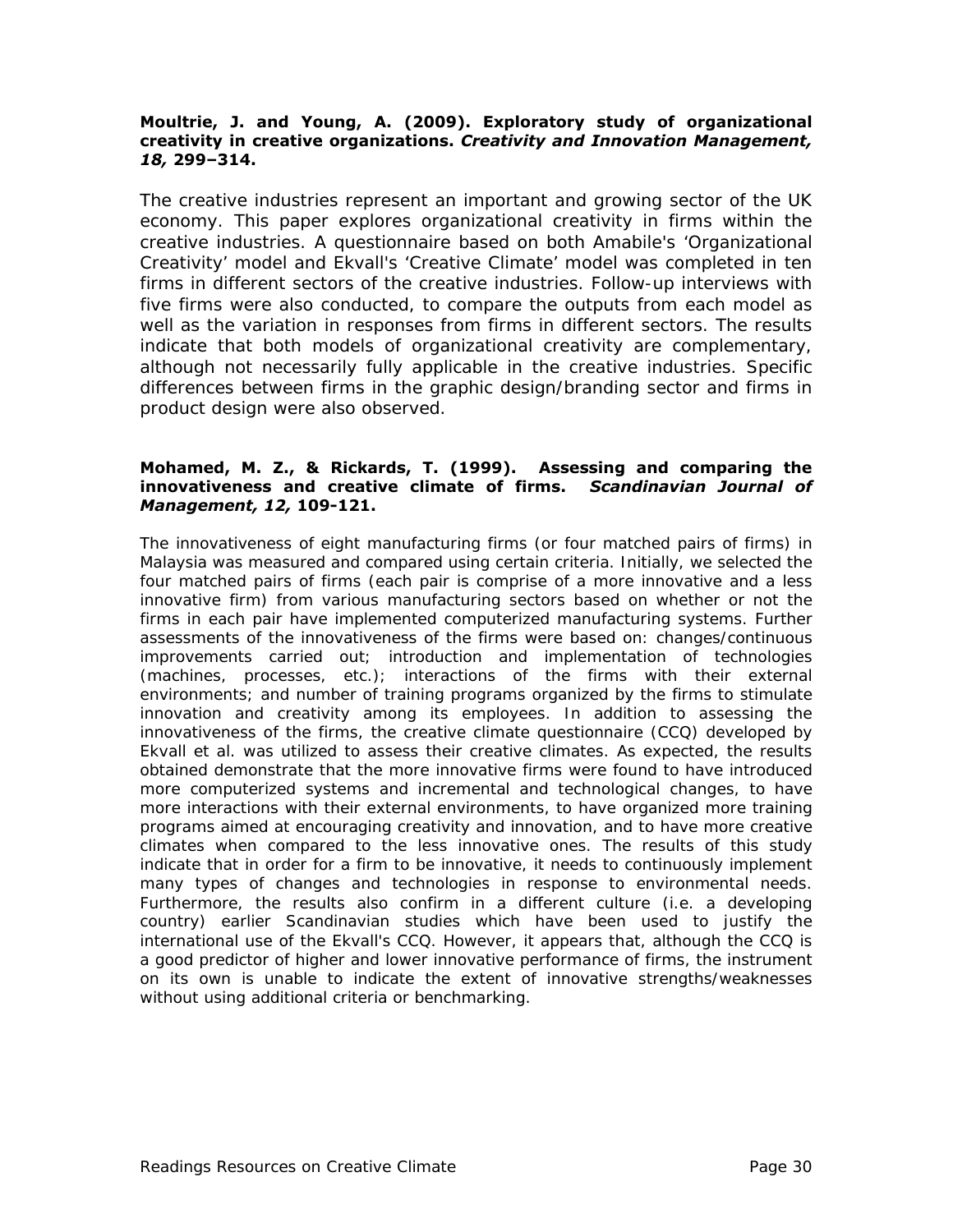**Moultrie, J. and Young, A. (2009). Exploratory study of organizational creativity in creative organizations. *Creativity and Innovation Management, 18,* 299–314.**

The creative industries represent an important and growing sector of the UK economy. This paper explores organizational creativity in firms within the creative industries. A questionnaire based on both Amabile's 'Organizational Creativity' model and Ekvall's 'Creative Climate' model was completed in ten firms in different sectors of the creative industries. Follow-up interviews with five firms were also conducted, to compare the outputs from each model as well as the variation in responses from firms in different sectors. The results indicate that both models of organizational creativity are complementary, although not necessarily fully applicable in the creative industries. Specific differences between firms in the graphic design/branding sector and firms in product design were also observed.

**Mohamed, M. Z., & Rickards, T. (1999). Assessing and comparing the innovativeness and creative climate of firms. *Scandinavian Journal of Management, 12,* 109-121.**

The innovativeness of eight manufacturing firms (or four matched pairs of firms) in Malaysia was measured and compared using certain criteria. Initially, we selected the four matched pairs of firms (each pair is comprise of a more innovative and a less innovative firm) from various manufacturing sectors based on whether or not the firms in each pair have implemented computerized manufacturing systems. Further assessments of the innovativeness of the firms were based on: changes/continuous improvements carried out; introduction and implementation of technologies (machines, processes, etc.); interactions of the firms with their external environments; and number of training programs organized by the firms to stimulate innovation and creativity among its employees. In addition to assessing the innovativeness of the firms, the creative climate questionnaire (CCQ) developed by Ekvall et al. was utilized to assess their creative climates. As expected, the results obtained demonstrate that the more innovative firms were found to have introduced more computerized systems and incremental and technological changes, to have more interactions with their external environments, to have organized more training programs aimed at encouraging creativity and innovation, and to have more creative climates when compared to the less innovative ones. The results of this study indicate that in order for a firm to be innovative, it needs to continuously implement many types of changes and technologies in response to environmental needs. Furthermore, the results also confirm in a different culture (i.e. a developing country) earlier Scandinavian studies which have been used to justify the international use of the Ekvall's CCQ. However, it appears that, although the CCQ is a good predictor of higher and lower innovative performance of firms, the instrument on its own is unable to indicate the extent of innovative strengths/weaknesses without using additional criteria or benchmarking.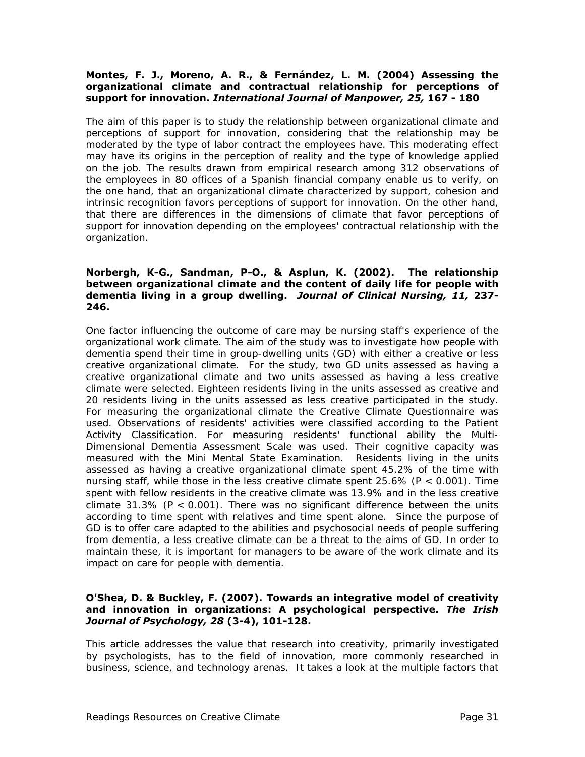**Montes, F. J., Moreno, A. R., & Fernández, L. M. (2004) Assessing the organizational climate and contractual relationship for perceptions of support for innovation. *International Journal of Manpower, 25,* 167 - 180**

The aim of this paper is to study the relationship between organizational climate and perceptions of support for innovation, considering that the relationship may be moderated by the type of labor contract the employees have. This moderating effect may have its origins in the perception of reality and the type of knowledge applied on the job. The results drawn from empirical research among 312 observations of the employees in 80 offices of a Spanish financial company enable us to verify, on the one hand, that an organizational climate characterized by support, cohesion and intrinsic recognition favors perceptions of support for innovation. On the other hand, that there are differences in the dimensions of climate that favor perceptions of support for innovation depending on the employees' contractual relationship with the organization.

**Norbergh, K-G., Sandman, P-O., & Asplun, K. (2002). The relationship between organizational climate and the content of daily life for people with dementia living in a group dwelling. *Journal of Clinical Nursing, 11,* 237-246.**

One factor influencing the outcome of care may be nursing staff's experience of the organizational work climate. The aim of the study was to investigate how people with dementia spend their time in group-dwelling units (GD) with either a creative or less creative organizational climate. For the study, two GD units assessed as having a creative organizational climate and two units assessed as having a less creative climate were selected. Eighteen residents living in the units assessed as creative and 20 residents living in the units assessed as less creative participated in the study. For measuring the organizational climate the Creative Climate Questionnaire was used. Observations of residents' activities were classified according to the Patient Activity Classification. For measuring residents' functional ability the Multi-Dimensional Dementia Assessment Scale was used. Their cognitive capacity was measured with the Mini Mental State Examination. Residents living in the units assessed as having a creative organizational climate spent 45.2% of the time with nursing staff, while those in the less creative climate spent 25.6% ($P < 0.001$). Time spent with fellow residents in the creative climate was 13.9% and in the less creative climate 31.3% ($P < 0.001$). There was no significant difference between the units according to time spent with relatives and time spent alone. Since the purpose of GD is to offer care adapted to the abilities and psychosocial needs of people suffering from dementia, a less creative climate can be a threat to the aims of GD. In order to maintain these, it is important for managers to be aware of the work climate and its impact on care for people with dementia.

**O'Shea, D. & Buckley, F. (2007). Towards an integrative model of creativity and innovation in organizations: A psychological perspective. *The Irish Journal of Psychology, 28* (3-4), 101-128.**

This article addresses the value that research into creativity, primarily investigated by psychologists, has to the field of innovation, more commonly researched in business, science, and technology arenas. It takes a look at the multiple factors that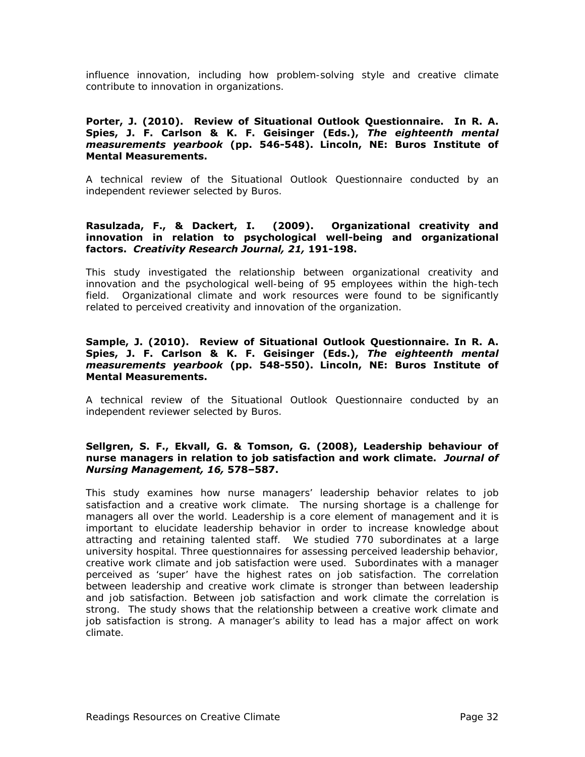influence innovation, including how problem-solving style and creative climate contribute to innovation in organizations.

**Porter, J. (2010). Review of Situational Outlook Questionnaire. In R. A. Spies, J. F. Carlson & K. F. Geisinger (Eds.), *The eighteenth mental measurements yearbook* (pp. 546-548). Lincoln, NE: Buros Institute of Mental Measurements.**

A technical review of the Situational Outlook Questionnaire conducted by an independent reviewer selected by Buros.

**Rasulzada, F., & Dackert, I. (2009). Organizational creativity and innovation in relation to psychological well-being and organizational factors. *Creativity Research Journal, 21,* 191-198.**

This study investigated the relationship between organizational creativity and innovation and the psychological well-being of 95 employees within the high-tech field. Organizational climate and work resources were found to be significantly related to perceived creativity and innovation of the organization.

**Sample, J. (2010). Review of Situational Outlook Questionnaire. In R. A. Spies, J. F. Carlson & K. F. Geisinger (Eds.), *The eighteenth mental measurements yearbook* (pp. 548-550). Lincoln, NE: Buros Institute of Mental Measurements.**

A technical review of the Situational Outlook Questionnaire conducted by an independent reviewer selected by Buros.

**Sellgren, S. F., Ekvall, G. & Tomson, G. (2008), Leadership behaviour of nurse managers in relation to job satisfaction and work climate. *Journal of Nursing Management, 16,* 578–587.**

This study examines how nurse managers' leadership behavior relates to job satisfaction and a creative work climate. The nursing shortage is a challenge for managers all over the world. Leadership is a core element of management and it is important to elucidate leadership behavior in order to increase knowledge about attracting and retaining talented staff. We studied 770 subordinates at a large university hospital. Three questionnaires for assessing perceived leadership behavior, creative work climate and job satisfaction were used. Subordinates with a manager perceived as 'super' have the highest rates on job satisfaction. The correlation between leadership and creative work climate is stronger than between leadership and job satisfaction. Between job satisfaction and work climate the correlation is strong. The study shows that the relationship between a creative work climate and job satisfaction is strong. A manager's ability to lead has a major affect on work climate.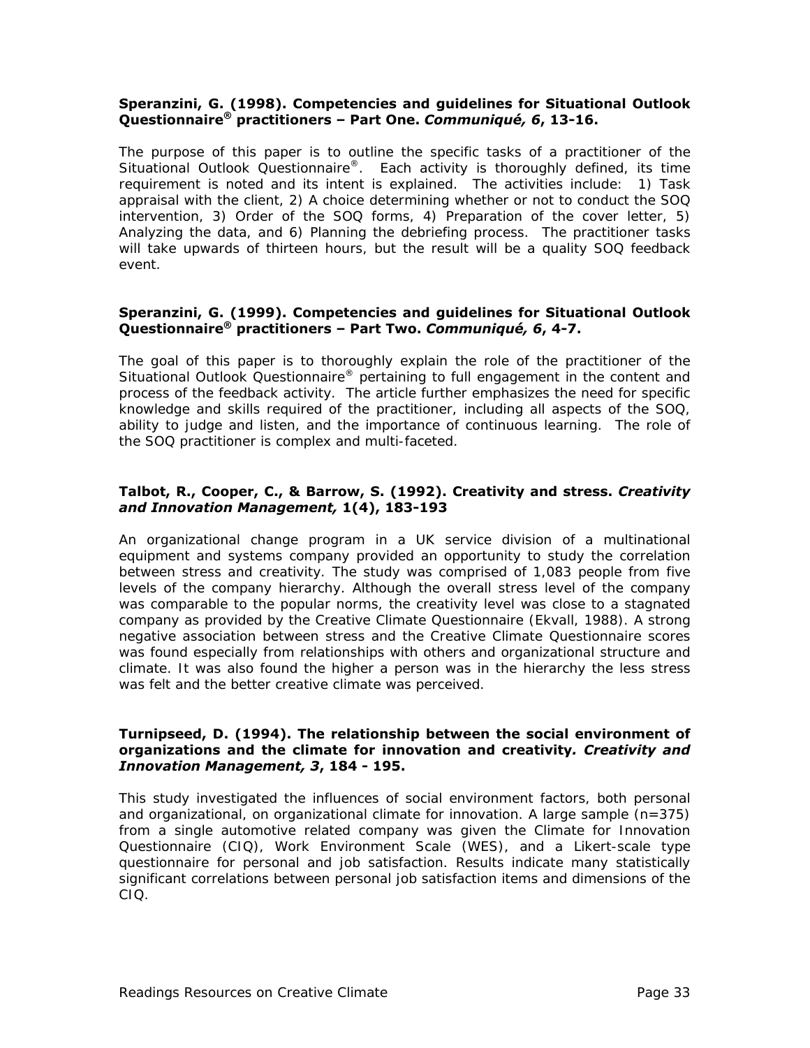**Speranzini, G. (1998). Competencies and guidelines for Situational Outlook Questionnaire® practitioners – Part One. *Communiqué, 6*, 13-16.**

The purpose of this paper is to outline the specific tasks of a practitioner of the Situational Outlook Questionnaire®. Each activity is thoroughly defined, its time requirement is noted and its intent is explained. The activities include: 1) Task appraisal with the client, 2) A choice determining whether or not to conduct the SOQ intervention, 3) Order of the SOQ forms, 4) Preparation of the cover letter, 5) Analyzing the data, and 6) Planning the debriefing process. The practitioner tasks will take upwards of thirteen hours, but the result will be a quality SOQ feedback event.

**Speranzini, G. (1999). Competencies and guidelines for Situational Outlook Questionnaire® practitioners – Part Two. *Communiqué, 6*, 4-7.**

The goal of this paper is to thoroughly explain the role of the practitioner of the Situational Outlook Questionnaire® pertaining to full engagement in the content and process of the feedback activity. The article further emphasizes the need for specific knowledge and skills required of the practitioner, including all aspects of the SOQ, ability to judge and listen, and the importance of continuous learning. The role of the SOQ practitioner is complex and multi-faceted.

**Talbot, R., Cooper, C., & Barrow, S. (1992). Creativity and stress. *Creativity and Innovation Management,* 1(4), 183-193**

An organizational change program in a UK service division of a multinational equipment and systems company provided an opportunity to study the correlation between stress and creativity. The study was comprised of 1,083 people from five levels of the company hierarchy. Although the overall stress level of the company was comparable to the popular norms, the creativity level was close to a stagnated company as provided by the Creative Climate Questionnaire (Ekvall, 1988). A strong negative association between stress and the Creative Climate Questionnaire scores was found especially from relationships with others and organizational structure and climate. It was also found the higher a person was in the hierarchy the less stress was felt and the better creative climate was perceived.

**Turnipseed, D. (1994). The relationship between the social environment of organizations and the climate for innovation and creativity*. Creativity and Innovation Management, 3*, 184 - 195.**

This study investigated the influences of social environment factors, both personal and organizational, on organizational climate for innovation. A large sample (n=375) from a single automotive related company was given the Climate for Innovation Questionnaire (CIQ), Work Environment Scale (WES), and a Likert-scale type questionnaire for personal and job satisfaction. Results indicate many statistically significant correlations between personal job satisfaction items and dimensions of the CIQ.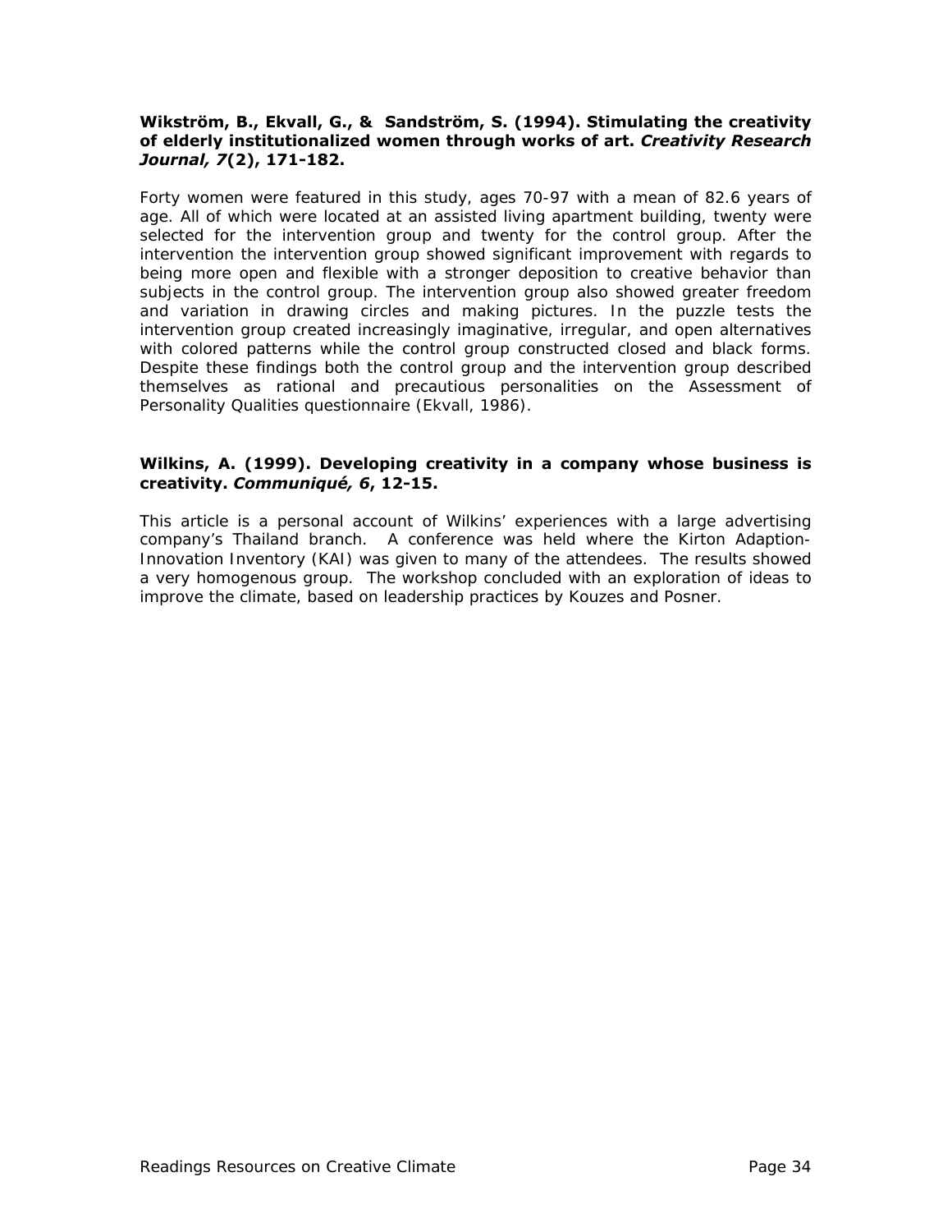**Wikström, B., Ekvall, G., & Sandström, S. (1994). Stimulating the creativity of elderly institutionalized women through works of art. *Creativity Research Journal, 7*(2), 171-182.**

Forty women were featured in this study, ages 70-97 with a mean of 82.6 years of age. All of which were located at an assisted living apartment building, twenty were selected for the intervention group and twenty for the control group. After the intervention the intervention group showed significant improvement with regards to being more open and flexible with a stronger deposition to creative behavior than subjects in the control group. The intervention group also showed greater freedom and variation in drawing circles and making pictures. In the puzzle tests the intervention group created increasingly imaginative, irregular, and open alternatives with colored patterns while the control group constructed closed and black forms. Despite these findings both the control group and the intervention group described themselves as rational and precautious personalities on the Assessment of Personality Qualities questionnaire (Ekvall, 1986).

**Wilkins, A. (1999). Developing creativity in a company whose business is creativity. *Communiqué, 6*, 12-15.**

This article is a personal account of Wilkins' experiences with a large advertising company's Thailand branch. A conference was held where the Kirton Adaption-Innovation Inventory (KAI) was given to many of the attendees. The results showed a very homogenous group. The workshop concluded with an exploration of ideas to improve the climate, based on leadership practices by Kouzes and Posner.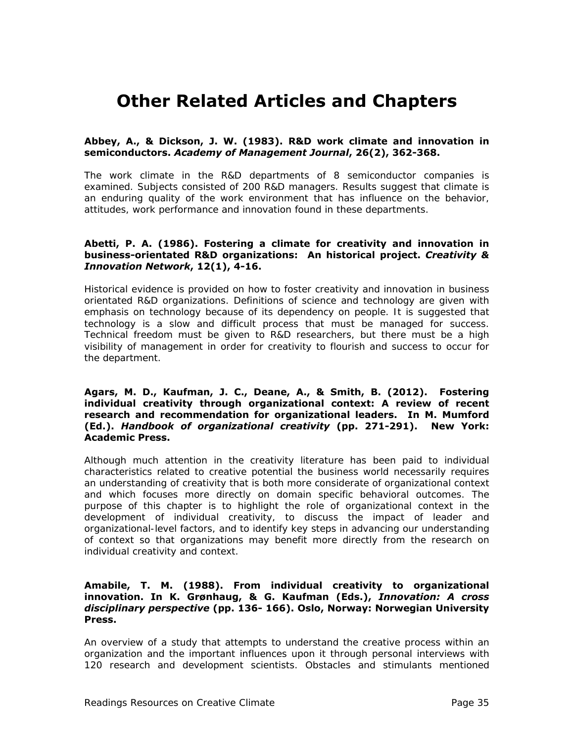# Other Related Articles and Chapters

**Abbey, A., & Dickson, J. W. (1983). R&D work climate and innovation in semiconductors. *Academy of Management Journal*, 26(2), 362-368.**

The work climate in the R&D departments of 8 semiconductor companies is examined. Subjects consisted of 200 R&D managers. Results suggest that climate is an enduring quality of the work environment that has influence on the behavior, attitudes, work performance and innovation found in these departments.

**Abetti, P. A. (1986). Fostering a climate for creativity and innovation in business-orientated R&D organizations: An historical project. *Creativity & Innovation Network*, 12(1), 4-16.**

Historical evidence is provided on how to foster creativity and innovation in business orientated R&D organizations. Definitions of science and technology are given with emphasis on technology because of its dependency on people. It is suggested that technology is a slow and difficult process that must be managed for success. Technical freedom must be given to R&D researchers, but there must be a high visibility of management in order for creativity to flourish and success to occur for the department.

**Agars, M. D., Kaufman, J. C., Deane, A., & Smith, B. (2012). Fostering individual creativity through organizational context: A review of recent research and recommendation for organizational leaders. In M. Mumford (Ed.). *Handbook of organizational creativity* (pp. 271-291). New York: Academic Press.**

Although much attention in the creativity literature has been paid to individual characteristics related to creative potential the business world necessarily requires an understanding of creativity that is both more considerate of organizational context and which focuses more directly on domain specific behavioral outcomes. The purpose of this chapter is to highlight the role of organizational context in the development of individual creativity, to discuss the impact of leader and organizational-level factors, and to identify key steps in advancing our understanding of context so that organizations may benefit more directly from the research on individual creativity and context.

**Amabile, T. M. (1988). From individual creativity to organizational innovation. In K. Grønhaug, & G. Kaufman (Eds.), *Innovation: A cross disciplinary perspective* (pp. 136- 166). Oslo, Norway: Norwegian University Press.**

An overview of a study that attempts to understand the creative process within an organization and the important influences upon it through personal interviews with 120 research and development scientists. Obstacles and stimulants mentioned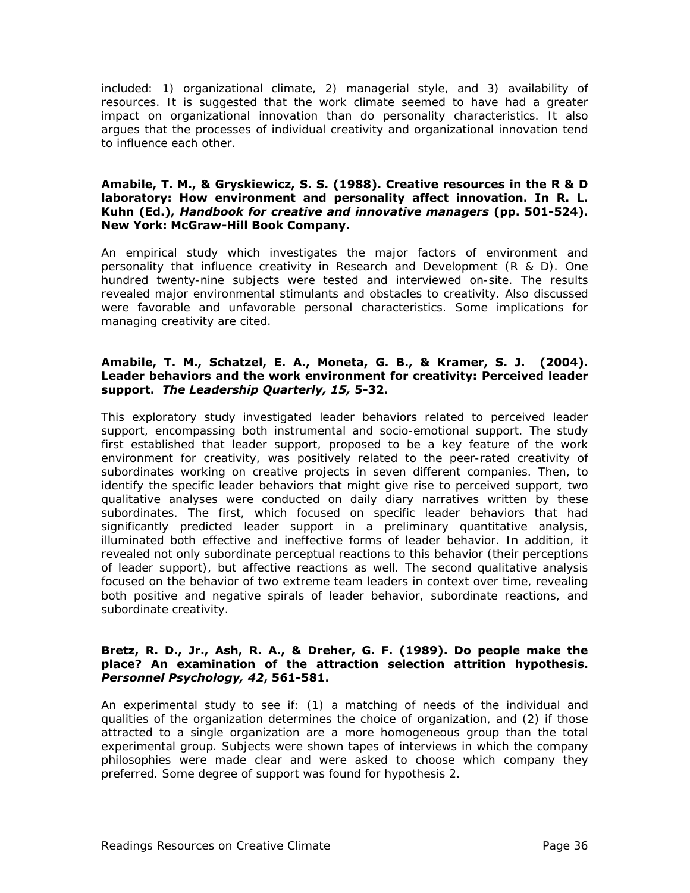included: 1) organizational climate, 2) managerial style, and 3) availability of resources. It is suggested that the work climate seemed to have had a greater impact on organizational innovation than do personality characteristics. It also argues that the processes of individual creativity and organizational innovation tend to influence each other.

**Amabile, T. M., & Gryskiewicz, S. S. (1988). Creative resources in the R & D laboratory: How environment and personality affect innovation. In R. L. Kuhn (Ed.), *Handbook for creative and innovative managers* (pp. 501-524). New York: McGraw-Hill Book Company.**

An empirical study which investigates the major factors of environment and personality that influence creativity in Research and Development (R & D). One hundred twenty-nine subjects were tested and interviewed on-site. The results revealed major environmental stimulants and obstacles to creativity. Also discussed were favorable and unfavorable personal characteristics. Some implications for managing creativity are cited.

**Amabile, T. M., Schatzel, E. A., Moneta, G. B., & Kramer, S. J. (2004). Leader behaviors and the work environment for creativity: Perceived leader support. *The Leadership Quarterly, 15,* 5-32.**

This exploratory study investigated leader behaviors related to perceived leader support, encompassing both instrumental and socio-emotional support. The study first established that leader support, proposed to be a key feature of the work environment for creativity, was positively related to the peer-rated creativity of subordinates working on creative projects in seven different companies. Then, to identify the specific leader behaviors that might give rise to perceived support, two qualitative analyses were conducted on daily diary narratives written by these subordinates. The first, which focused on specific leader behaviors that had significantly predicted leader support in a preliminary quantitative analysis, illuminated both effective and ineffective forms of leader behavior. In addition, it revealed not only subordinate perceptual reactions to this behavior (their perceptions of leader support), but affective reactions as well. The second qualitative analysis focused on the behavior of two extreme team leaders in context over time, revealing both positive and negative spirals of leader behavior, subordinate reactions, and subordinate creativity.

**Bretz, R. D., Jr., Ash, R. A., & Dreher, G. F. (1989). Do people make the place? An examination of the attraction selection attrition hypothesis. *Personnel Psychology, 42*, 561-581.**

An experimental study to see if: (1) a matching of needs of the individual and qualities of the organization determines the choice of organization, and (2) if those attracted to a single organization are a more homogeneous group than the total experimental group. Subjects were shown tapes of interviews in which the company philosophies were made clear and were asked to choose which company they preferred. Some degree of support was found for hypothesis 2.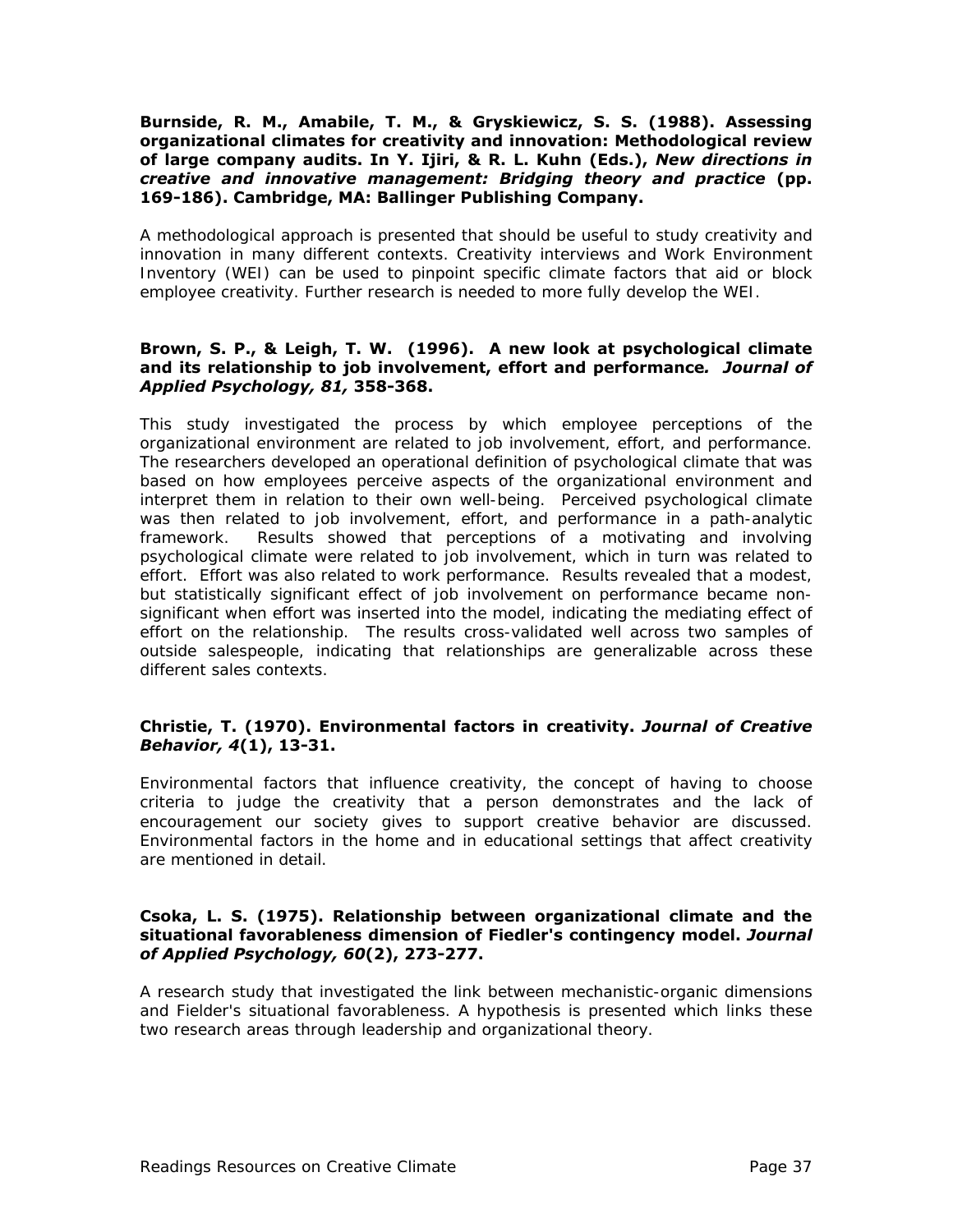**Burnside, R. M., Amabile, T. M., & Gryskiewicz, S. S. (1988). Assessing organizational climates for creativity and innovation: Methodological review of large company audits. In Y. Ijiri, & R. L. Kuhn (Eds.), *New directions in creative and innovative management: Bridging theory and practice* (pp. 169-186). Cambridge, MA: Ballinger Publishing Company.**

A methodological approach is presented that should be useful to study creativity and innovation in many different contexts. Creativity interviews and Work Environment Inventory (WEI) can be used to pinpoint specific climate factors that aid or block employee creativity. Further research is needed to more fully develop the WEI.

**Brown, S. P., & Leigh, T. W. (1996). A new look at psychological climate and its relationship to job involvement, effort and performance*. Journal of Applied Psychology, 81,* 358-368.**

This study investigated the process by which employee perceptions of the organizational environment are related to job involvement, effort, and performance. The researchers developed an operational definition of psychological climate that was based on how employees perceive aspects of the organizational environment and interpret them in relation to their own well-being. Perceived psychological climate was then related to job involvement, effort, and performance in a path-analytic framework. Results showed that perceptions of a motivating and involving psychological climate were related to job involvement, which in turn was related to effort. Effort was also related to work performance. Results revealed that a modest, but statistically significant effect of job involvement on performance became non-significant when effort was inserted into the model, indicating the mediating effect of effort on the relationship. The results cross-validated well across two samples of outside salespeople, indicating that relationships are generalizable across these different sales contexts.

**Christie, T. (1970). Environmental factors in creativity. *Journal of Creative Behavior, 4*(1), 13-31.**

Environmental factors that influence creativity, the concept of having to choose criteria to judge the creativity that a person demonstrates and the lack of encouragement our society gives to support creative behavior are discussed. Environmental factors in the home and in educational settings that affect creativity are mentioned in detail.

**Csoka, L. S. (1975). Relationship between organizational climate and the situational favorableness dimension of Fiedler's contingency model. *Journal of Applied Psychology, 60*(2), 273-277.**

A research study that investigated the link between mechanistic-organic dimensions and Fielder's situational favorableness. A hypothesis is presented which links these two research areas through leadership and organizational theory.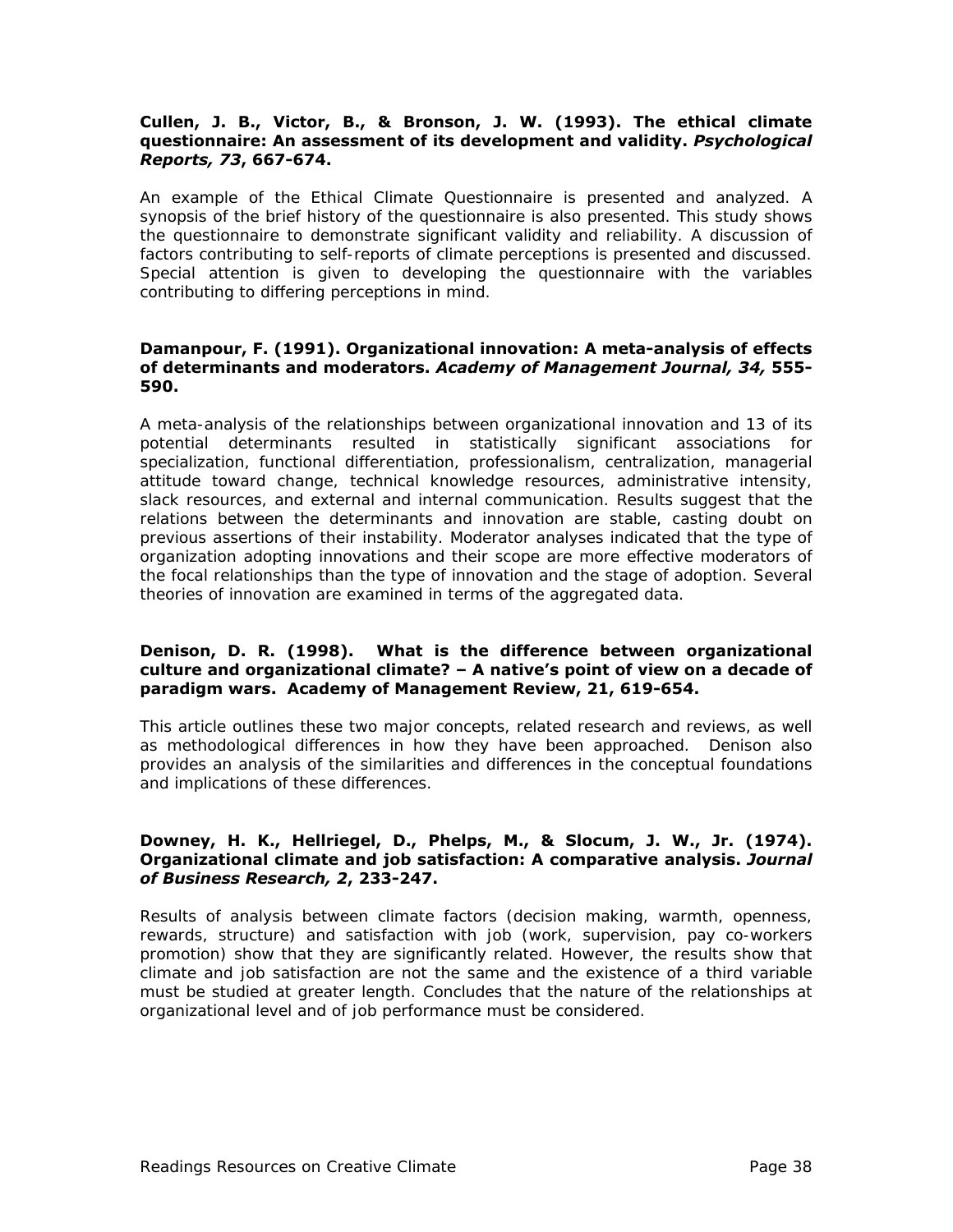**Cullen, J. B., Victor, B., & Bronson, J. W. (1993). The ethical climate questionnaire: An assessment of its development and validity. *Psychological Reports, 73*, 667-674.**

An example of the Ethical Climate Questionnaire is presented and analyzed. A synopsis of the brief history of the questionnaire is also presented. This study shows the questionnaire to demonstrate significant validity and reliability. A discussion of factors contributing to self-reports of climate perceptions is presented and discussed. Special attention is given to developing the questionnaire with the variables contributing to differing perceptions in mind.

**Damanpour, F. (1991). Organizational innovation: A meta-analysis of effects of determinants and moderators. *Academy of Management Journal, 34,* 555-590.**

A meta-analysis of the relationships between organizational innovation and 13 of its potential determinants resulted in statistically significant associations for specialization, functional differentiation, professionalism, centralization, managerial attitude toward change, technical knowledge resources, administrative intensity, slack resources, and external and internal communication. Results suggest that the relations between the determinants and innovation are stable, casting doubt on previous assertions of their instability. Moderator analyses indicated that the type of organization adopting innovations and their scope are more effective moderators of the focal relationships than the type of innovation and the stage of adoption. Several theories of innovation are examined in terms of the aggregated data.

**Denison, D. R. (1998). What is the difference between organizational culture and organizational climate? – A native's point of view on a decade of paradigm wars. Academy of Management Review, 21, 619-654.**

This article outlines these two major concepts, related research and reviews, as well as methodological differences in how they have been approached. Denison also provides an analysis of the similarities and differences in the conceptual foundations and implications of these differences.

**Downey, H. K., Hellriegel, D., Phelps, M., & Slocum, J. W., Jr. (1974). Organizational climate and job satisfaction: A comparative analysis. *Journal of Business Research, 2*, 233-247.**

Results of analysis between climate factors (decision making, warmth, openness, rewards, structure) and satisfaction with job (work, supervision, pay co-workers promotion) show that they are significantly related. However, the results show that climate and job satisfaction are not the same and the existence of a third variable must be studied at greater length. Concludes that the nature of the relationships at organizational level and of job performance must be considered.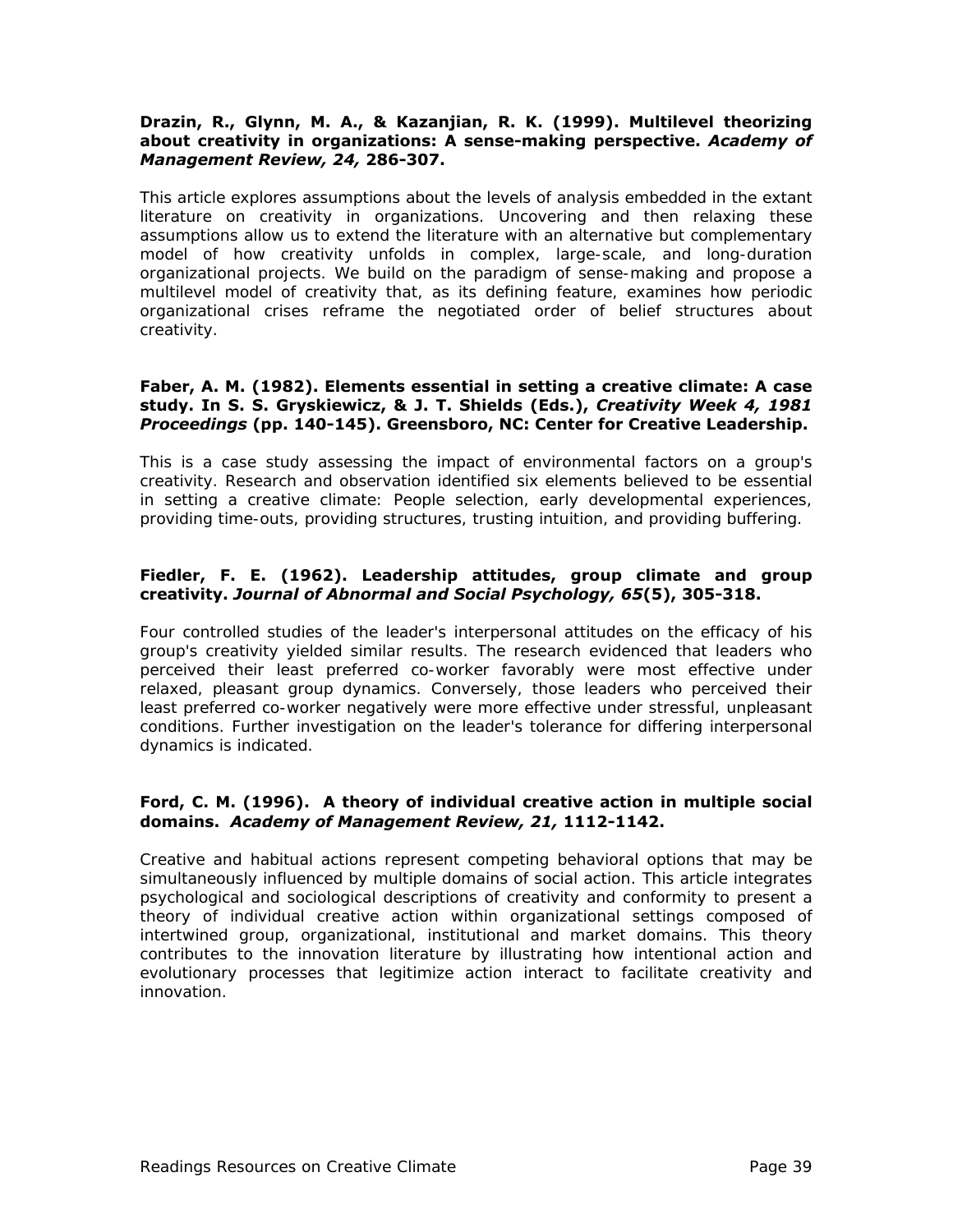**Drazin, R., Glynn, M. A., & Kazanjian, R. K. (1999). Multilevel theorizing about creativity in organizations: A sense-making perspective. *Academy of Management Review, 24,* 286-307.**

This article explores assumptions about the levels of analysis embedded in the extant literature on creativity in organizations. Uncovering and then relaxing these assumptions allow us to extend the literature with an alternative but complementary model of how creativity unfolds in complex, large-scale, and long-duration organizational projects. We build on the paradigm of sense-making and propose a multilevel model of creativity that, as its defining feature, examines how periodic organizational crises reframe the negotiated order of belief structures about creativity.

**Faber, A. M. (1982). Elements essential in setting a creative climate: A case study. In S. S. Gryskiewicz, & J. T. Shields (Eds.), *Creativity Week 4, 1981 Proceedings* (pp. 140-145). Greensboro, NC: Center for Creative Leadership.**

This is a case study assessing the impact of environmental factors on a group's creativity. Research and observation identified six elements believed to be essential in setting a creative climate: People selection, early developmental experiences, providing time-outs, providing structures, trusting intuition, and providing buffering.

**Fiedler, F. E. (1962). Leadership attitudes, group climate and group creativity. *Journal of Abnormal and Social Psychology, 65*(5), 305-318.**

Four controlled studies of the leader's interpersonal attitudes on the efficacy of his group's creativity yielded similar results. The research evidenced that leaders who perceived their least preferred co-worker favorably were most effective under relaxed, pleasant group dynamics. Conversely, those leaders who perceived their least preferred co-worker negatively were more effective under stressful, unpleasant conditions. Further investigation on the leader's tolerance for differing interpersonal dynamics is indicated.

**Ford, C. M. (1996). A theory of individual creative action in multiple social domains. *Academy of Management Review, 21,* 1112-1142.**

Creative and habitual actions represent competing behavioral options that may be simultaneously influenced by multiple domains of social action. This article integrates psychological and sociological descriptions of creativity and conformity to present a theory of individual creative action within organizational settings composed of intertwined group, organizational, institutional and market domains. This theory contributes to the innovation literature by illustrating how intentional action and evolutionary processes that legitimize action interact to facilitate creativity and innovation.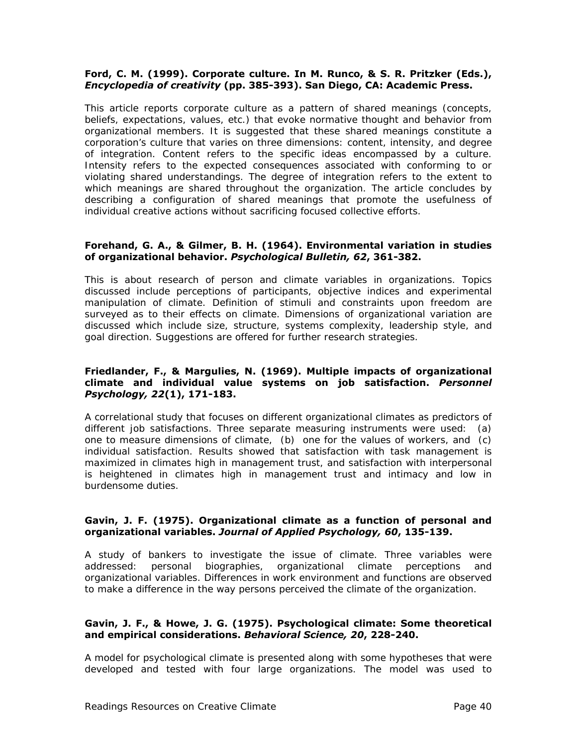**Ford, C. M. (1999). Corporate culture. In M. Runco, & S. R. Pritzker (Eds.), *Encyclopedia of creativity* (pp. 385-393). San Diego, CA: Academic Press.**

This article reports corporate culture as a pattern of shared meanings (concepts, beliefs, expectations, values, etc.) that evoke normative thought and behavior from organizational members. It is suggested that these shared meanings constitute a corporation's culture that varies on three dimensions: content, intensity, and degree of integration. Content refers to the specific ideas encompassed by a culture. Intensity refers to the expected consequences associated with conforming to or violating shared understandings. The degree of integration refers to the extent to which meanings are shared throughout the organization. The article concludes by describing a configuration of shared meanings that promote the usefulness of individual creative actions without sacrificing focused collective efforts.

**Forehand, G. A., & Gilmer, B. H. (1964). Environmental variation in studies of organizational behavior. *Psychological Bulletin, 62*, 361-382.**

This is about research of person and climate variables in organizations. Topics discussed include perceptions of participants, objective indices and experimental manipulation of climate. Definition of stimuli and constraints upon freedom are surveyed as to their effects on climate. Dimensions of organizational variation are discussed which include size, structure, systems complexity, leadership style, and goal direction. Suggestions are offered for further research strategies.

**Friedlander, F., & Margulies, N. (1969). Multiple impacts of organizational climate and individual value systems on job satisfaction. *Personnel Psychology, 22*(1), 171-183.**

A correlational study that focuses on different organizational climates as predictors of different job satisfactions. Three separate measuring instruments were used: (a) one to measure dimensions of climate, (b) one for the values of workers, and (c) individual satisfaction. Results showed that satisfaction with task management is maximized in climates high in management trust, and satisfaction with interpersonal is heightened in climates high in management trust and intimacy and low in burdensome duties.

**Gavin, J. F. (1975). Organizational climate as a function of personal and organizational variables. *Journal of Applied Psychology, 60*, 135-139.**

A study of bankers to investigate the issue of climate. Three variables were addressed: personal biographies, organizational climate perceptions and organizational variables. Differences in work environment and functions are observed to make a difference in the way persons perceived the climate of the organization.

**Gavin, J. F., & Howe, J. G. (1975). Psychological climate: Some theoretical and empirical considerations. *Behavioral Science, 20*, 228-240.**

A model for psychological climate is presented along with some hypotheses that were developed and tested with four large organizations. The model was used to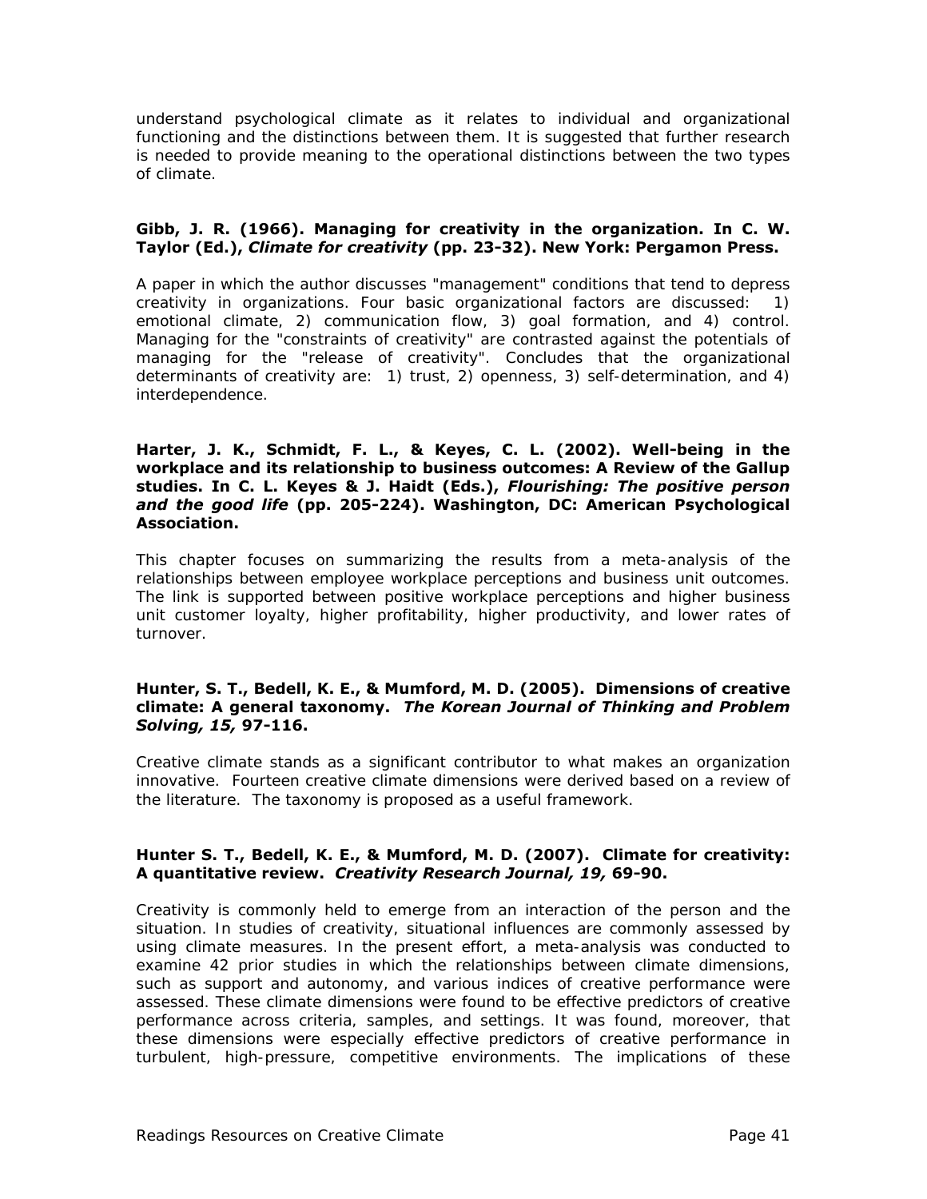understand psychological climate as it relates to individual and organizational functioning and the distinctions between them. It is suggested that further research is needed to provide meaning to the operational distinctions between the two types of climate.

**Gibb, J. R. (1966). Managing for creativity in the organization. In C. W. Taylor (Ed.), *Climate for creativity* (pp. 23-32). New York: Pergamon Press.**

A paper in which the author discusses "management" conditions that tend to depress creativity in organizations. Four basic organizational factors are discussed: 1) emotional climate, 2) communication flow, 3) goal formation, and 4) control. Managing for the "constraints of creativity" are contrasted against the potentials of managing for the "release of creativity". Concludes that the organizational determinants of creativity are: 1) trust, 2) openness, 3) self-determination, and 4) interdependence.

**Harter, J. K., Schmidt, F. L., & Keyes, C. L. (2002). Well-being in the workplace and its relationship to business outcomes: A Review of the Gallup studies. In C. L. Keyes & J. Haidt (Eds.), *Flourishing: The positive person and the good life* (pp. 205-224). Washington, DC: American Psychological Association.**

This chapter focuses on summarizing the results from a meta-analysis of the relationships between employee workplace perceptions and business unit outcomes. The link is supported between positive workplace perceptions and higher business unit customer loyalty, higher profitability, higher productivity, and lower rates of turnover.

**Hunter, S. T., Bedell, K. E., & Mumford, M. D. (2005). Dimensions of creative climate: A general taxonomy. *The Korean Journal of Thinking and Problem Solving, 15,* 97-116.**

Creative climate stands as a significant contributor to what makes an organization innovative. Fourteen creative climate dimensions were derived based on a review of the literature. The taxonomy is proposed as a useful framework.

**Hunter S. T., Bedell, K. E., & Mumford, M. D. (2007). Climate for creativity: A quantitative review. *Creativity Research Journal, 19,* 69-90.**

Creativity is commonly held to emerge from an interaction of the person and the situation. In studies of creativity, situational influences are commonly assessed by using climate measures. In the present effort, a meta-analysis was conducted to examine 42 prior studies in which the relationships between climate dimensions, such as support and autonomy, and various indices of creative performance were assessed. These climate dimensions were found to be effective predictors of creative performance across criteria, samples, and settings. It was found, moreover, that these dimensions were especially effective predictors of creative performance in turbulent, high-pressure, competitive environments. The implications of these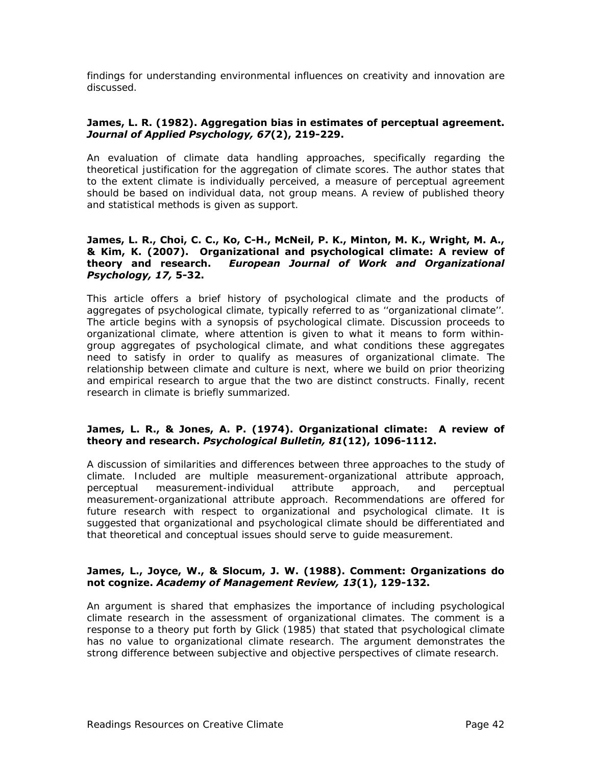findings for understanding environmental influences on creativity and innovation are discussed.

**James, L. R. (1982). Aggregation bias in estimates of perceptual agreement. *Journal of Applied Psychology, 67*(2), 219-229.**

An evaluation of climate data handling approaches, specifically regarding the theoretical justification for the aggregation of climate scores. The author states that to the extent climate is individually perceived, a measure of perceptual agreement should be based on individual data, not group means. A review of published theory and statistical methods is given as support.

**James, L. R., Choi, C. C., Ko, C-H., McNeil, P. K., Minton, M. K., Wright, M. A., & Kim, K. (2007). Organizational and psychological climate: A review of theory and research. *European Journal of Work and Organizational Psychology, 17,* 5-32.**

This article offers a brief history of psychological climate and the products of aggregates of psychological climate, typically referred to as ''organizational climate''. The article begins with a synopsis of psychological climate. Discussion proceeds to organizational climate, where attention is given to what it means to form within-group aggregates of psychological climate, and what conditions these aggregates need to satisfy in order to qualify as measures of organizational climate. The relationship between climate and culture is next, where we build on prior theorizing and empirical research to argue that the two are distinct constructs. Finally, recent research in climate is briefly summarized.

**James, L. R., & Jones, A. P. (1974). Organizational climate: A review of theory and research. *Psychological Bulletin, 81*(12), 1096-1112.**

A discussion of similarities and differences between three approaches to the study of climate. Included are multiple measurement-organizational attribute approach, perceptual measurement-individual attribute approach, and perceptual measurement-organizational attribute approach. Recommendations are offered for future research with respect to organizational and psychological climate. It is suggested that organizational and psychological climate should be differentiated and that theoretical and conceptual issues should serve to guide measurement.

**James, L., Joyce, W., & Slocum, J. W. (1988). Comment: Organizations do not cognize. *Academy of Management Review, 13*(1), 129-132.**

An argument is shared that emphasizes the importance of including psychological climate research in the assessment of organizational climates. The comment is a response to a theory put forth by Glick (1985) that stated that psychological climate has no value to organizational climate research. The argument demonstrates the strong difference between subjective and objective perspectives of climate research.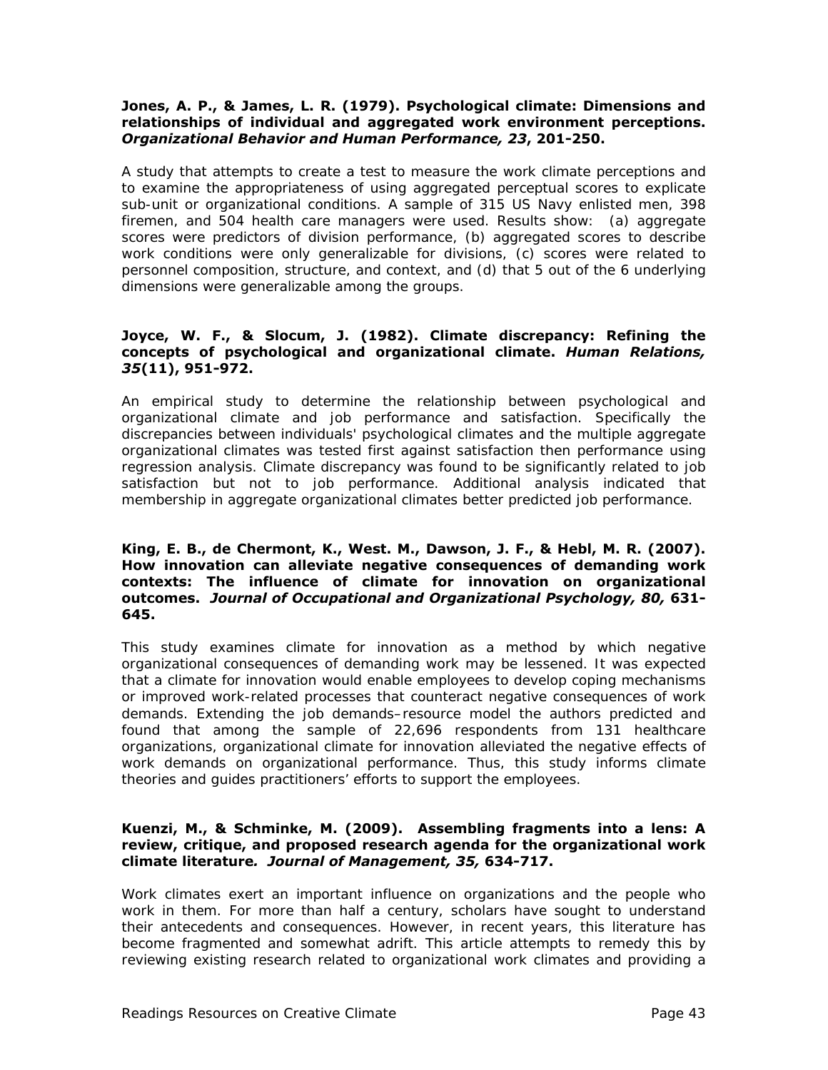**Jones, A. P., & James, L. R. (1979). Psychological climate: Dimensions and relationships of individual and aggregated work environment perceptions. *Organizational Behavior and Human Performance, 23*, 201-250.**

A study that attempts to create a test to measure the work climate perceptions and to examine the appropriateness of using aggregated perceptual scores to explicate sub-unit or organizational conditions. A sample of 315 US Navy enlisted men, 398 firemen, and 504 health care managers were used. Results show: (a) aggregate scores were predictors of division performance, (b) aggregated scores to describe work conditions were only generalizable for divisions, (c) scores were related to personnel composition, structure, and context, and (d) that 5 out of the 6 underlying dimensions were generalizable among the groups.

**Joyce, W. F., & Slocum, J. (1982). Climate discrepancy: Refining the concepts of psychological and organizational climate. *Human Relations, 35*(11), 951-972.**

An empirical study to determine the relationship between psychological and organizational climate and job performance and satisfaction. Specifically the discrepancies between individuals' psychological climates and the multiple aggregate organizational climates was tested first against satisfaction then performance using regression analysis. Climate discrepancy was found to be significantly related to job satisfaction but not to job performance. Additional analysis indicated that membership in aggregate organizational climates better predicted job performance.

**King, E. B., de Chermont, K., West. M., Dawson, J. F., & Hebl, M. R. (2007). How innovation can alleviate negative consequences of demanding work contexts: The influence of climate for innovation on organizational outcomes. *Journal of Occupational and Organizational Psychology, 80,* 631-645.**

This study examines climate for innovation as a method by which negative organizational consequences of demanding work may be lessened. It was expected that a climate for innovation would enable employees to develop coping mechanisms or improved work-related processes that counteract negative consequences of work demands. Extending the job demands–resource model the authors predicted and found that among the sample of 22,696 respondents from 131 healthcare organizations, organizational climate for innovation alleviated the negative effects of work demands on organizational performance. Thus, this study informs climate theories and guides practitioners' efforts to support the employees.

**Kuenzi, M., & Schminke, M. (2009). Assembling fragments into a lens: A review, critique, and proposed research agenda for the organizational work climate literature*. Journal of Management, 35,* 634-717.**

Work climates exert an important influence on organizations and the people who work in them. For more than half a century, scholars have sought to understand their antecedents and consequences. However, in recent years, this literature has become fragmented and somewhat adrift. This article attempts to remedy this by reviewing existing research related to organizational work climates and providing a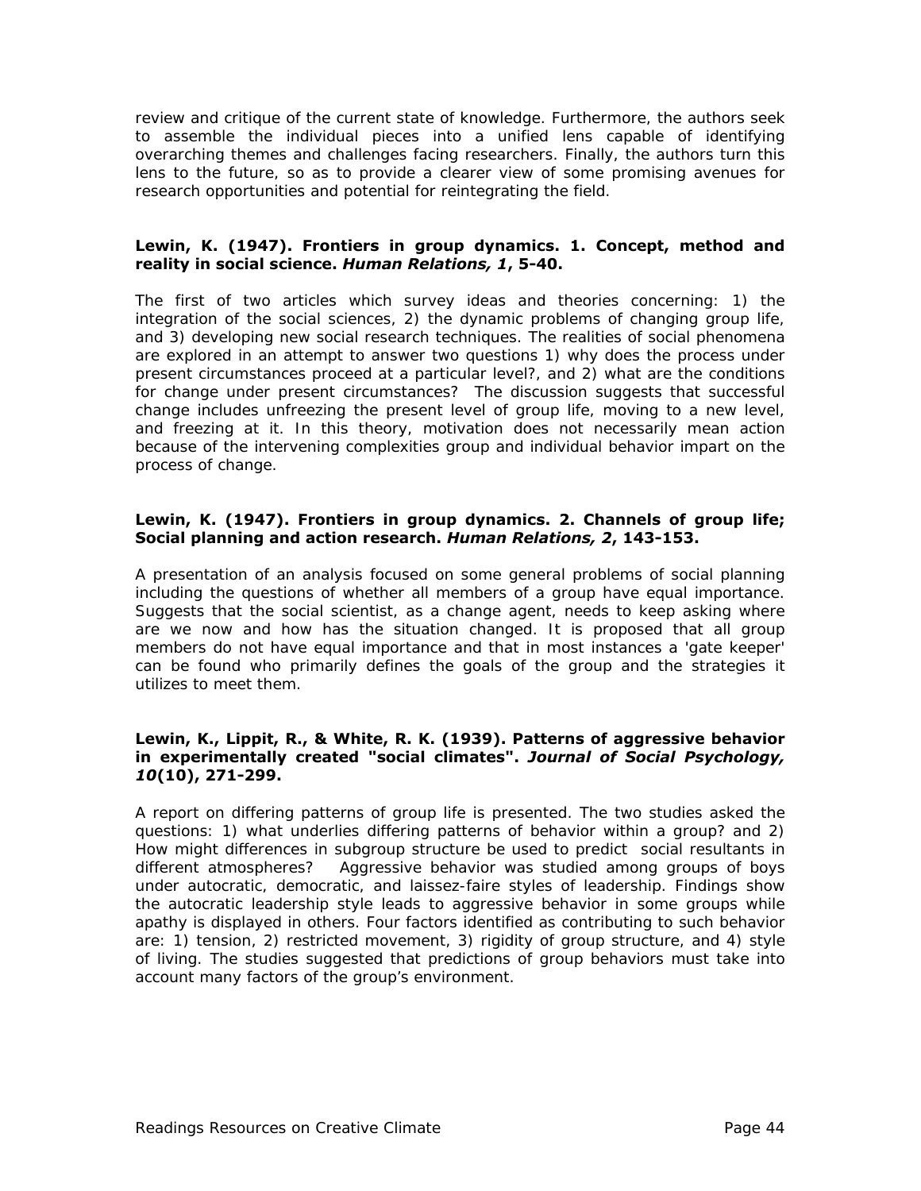review and critique of the current state of knowledge. Furthermore, the authors seek to assemble the individual pieces into a unified lens capable of identifying overarching themes and challenges facing researchers. Finally, the authors turn this lens to the future, so as to provide a clearer view of some promising avenues for research opportunities and potential for reintegrating the field.

**Lewin, K. (1947). Frontiers in group dynamics. 1. Concept, method and reality in social science. *Human Relations, 1*, 5-40.**

The first of two articles which survey ideas and theories concerning: 1) the integration of the social sciences, 2) the dynamic problems of changing group life, and 3) developing new social research techniques. The realities of social phenomena are explored in an attempt to answer two questions 1) why does the process under present circumstances proceed at a particular level?, and 2) what are the conditions for change under present circumstances? The discussion suggests that successful change includes unfreezing the present level of group life, moving to a new level, and freezing at it. In this theory, motivation does not necessarily mean action because of the intervening complexities group and individual behavior impart on the process of change.

**Lewin, K. (1947). Frontiers in group dynamics. 2. Channels of group life; Social planning and action research. *Human Relations, 2*, 143-153.**

A presentation of an analysis focused on some general problems of social planning including the questions of whether all members of a group have equal importance. Suggests that the social scientist, as a change agent, needs to keep asking where are we now and how has the situation changed. It is proposed that all group members do not have equal importance and that in most instances a 'gate keeper' can be found who primarily defines the goals of the group and the strategies it utilizes to meet them.

**Lewin, K., Lippit, R., & White, R. K. (1939). Patterns of aggressive behavior in experimentally created "social climates". *Journal of Social Psychology, 10*(10), 271-299.**

A report on differing patterns of group life is presented. The two studies asked the questions: 1) what underlies differing patterns of behavior within a group? and 2) How might differences in subgroup structure be used to predict social resultants in different atmospheres? Aggressive behavior was studied among groups of boys under autocratic, democratic, and laissez-faire styles of leadership. Findings show the autocratic leadership style leads to aggressive behavior in some groups while apathy is displayed in others. Four factors identified as contributing to such behavior are: 1) tension, 2) restricted movement, 3) rigidity of group structure, and 4) style of living. The studies suggested that predictions of group behaviors must take into account many factors of the group's environment.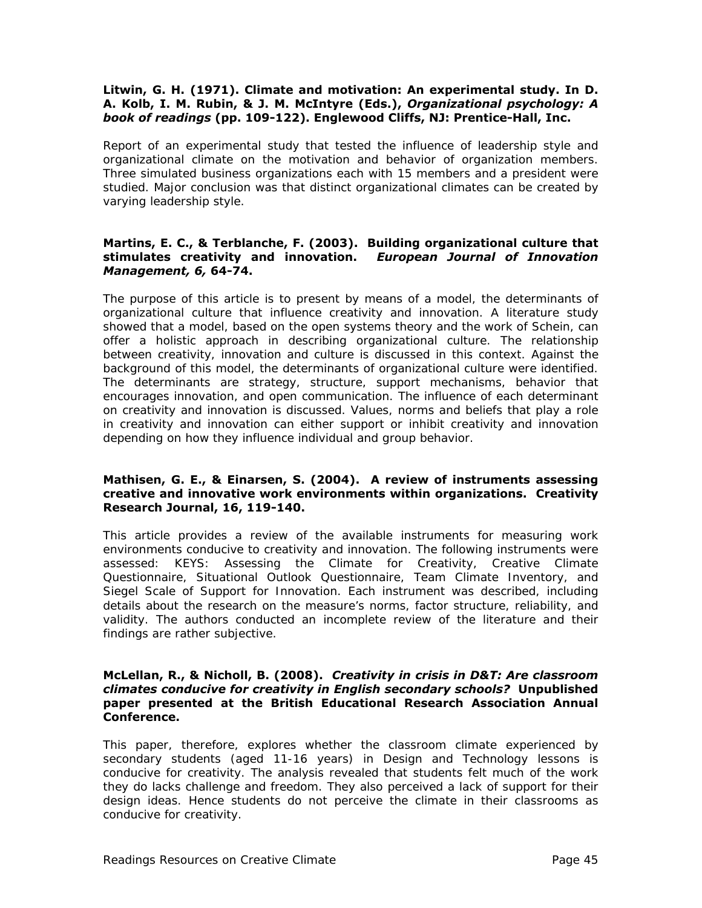**Litwin, G. H. (1971). Climate and motivation: An experimental study. In D. A. Kolb, I. M. Rubin, & J. M. McIntyre (Eds.), *Organizational psychology: A book of readings* (pp. 109-122). Englewood Cliffs, NJ: Prentice-Hall, Inc.**

Report of an experimental study that tested the influence of leadership style and organizational climate on the motivation and behavior of organization members. Three simulated business organizations each with 15 members and a president were studied. Major conclusion was that distinct organizational climates can be created by varying leadership style.

**Martins, E. C., & Terblanche, F. (2003). Building organizational culture that stimulates creativity and innovation. *European Journal of Innovation Management, 6,* 64-74.**

The purpose of this article is to present by means of a model, the determinants of organizational culture that influence creativity and innovation. A literature study showed that a model, based on the open systems theory and the work of Schein, can offer a holistic approach in describing organizational culture. The relationship between creativity, innovation and culture is discussed in this context. Against the background of this model, the determinants of organizational culture were identified. The determinants are strategy, structure, support mechanisms, behavior that encourages innovation, and open communication. The influence of each determinant on creativity and innovation is discussed. Values, norms and beliefs that play a role in creativity and innovation can either support or inhibit creativity and innovation depending on how they influence individual and group behavior.

**Mathisen, G. E., & Einarsen, S. (2004). A review of instruments assessing creative and innovative work environments within organizations. Creativity Research Journal, 16, 119-140.**

This article provides a review of the available instruments for measuring work environments conducive to creativity and innovation. The following instruments were assessed: KEYS: Assessing the Climate for Creativity, Creative Climate Questionnaire, Situational Outlook Questionnaire, Team Climate Inventory, and Siegel Scale of Support for Innovation. Each instrument was described, including details about the research on the measure's norms, factor structure, reliability, and validity. The authors conducted an incomplete review of the literature and their findings are rather subjective.

**McLellan, R., & Nicholl, B. (2008). *Creativity in crisis in D&T: Are classroom climates conducive for creativity in English secondary schools?* Unpublished paper presented at the British Educational Research Association Annual Conference.**

This paper, therefore, explores whether the classroom climate experienced by secondary students (aged 11-16 years) in Design and Technology lessons is conducive for creativity. The analysis revealed that students felt much of the work they do lacks challenge and freedom. They also perceived a lack of support for their design ideas. Hence students do not perceive the climate in their classrooms as conducive for creativity.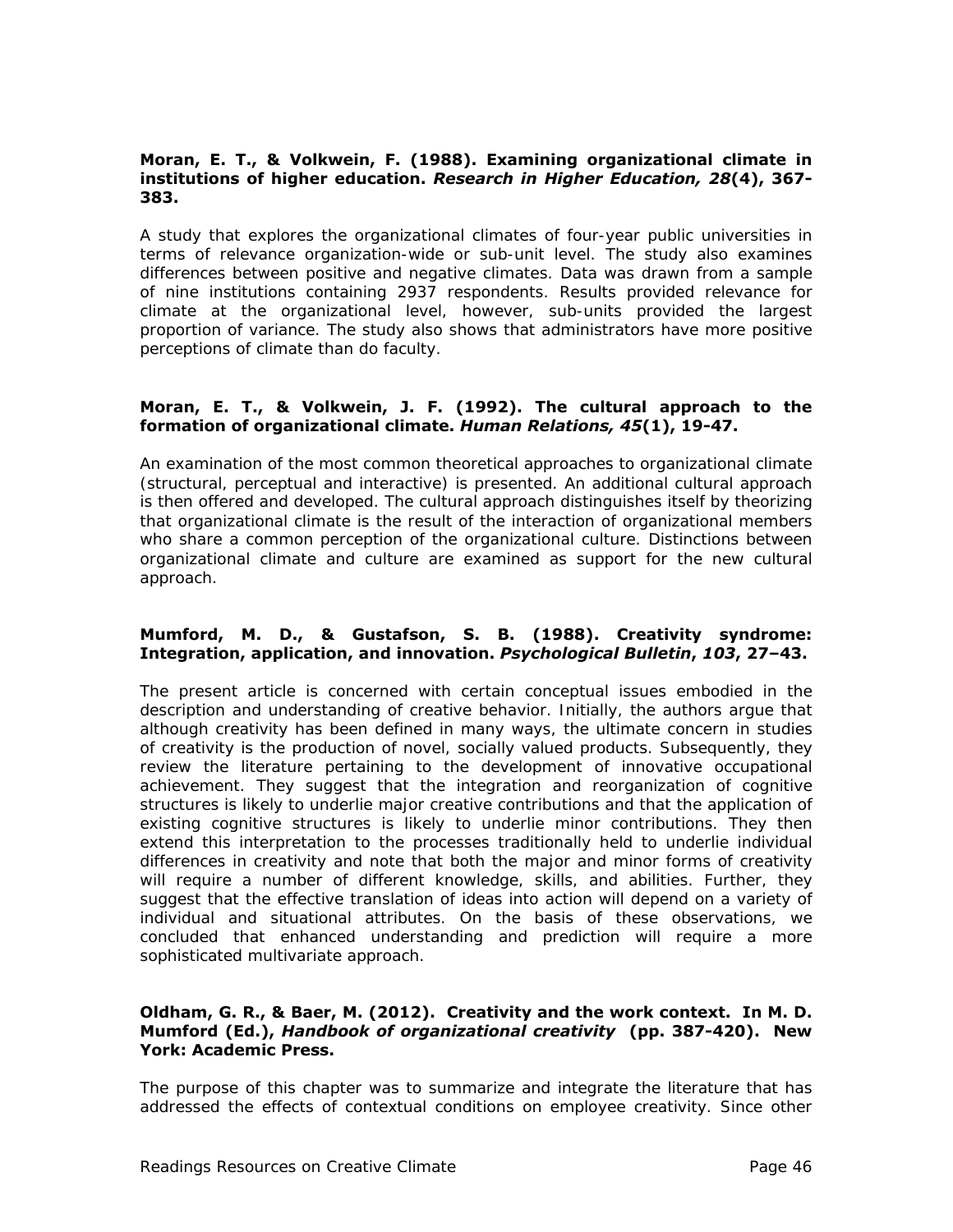**Moran, E. T., & Volkwein, F. (1988). Examining organizational climate in institutions of higher education. *Research in Higher Education, 28*(4), 367-383.**

A study that explores the organizational climates of four-year public universities in terms of relevance organization-wide or sub-unit level. The study also examines differences between positive and negative climates. Data was drawn from a sample of nine institutions containing 2937 respondents. Results provided relevance for climate at the organizational level, however, sub-units provided the largest proportion of variance. The study also shows that administrators have more positive perceptions of climate than do faculty.

**Moran, E. T., & Volkwein, J. F. (1992). The cultural approach to the formation of organizational climate. *Human Relations, 45*(1), 19-47.**

An examination of the most common theoretical approaches to organizational climate (structural, perceptual and interactive) is presented. An additional cultural approach is then offered and developed. The cultural approach distinguishes itself by theorizing that organizational climate is the result of the interaction of organizational members who share a common perception of the organizational culture. Distinctions between organizational climate and culture are examined as support for the new cultural approach.

**Mumford, M. D., & Gustafson, S. B. (1988). Creativity syndrome: Integration, application, and innovation. *Psychological Bulletin*, *103*, 27–43.**

The present article is concerned with certain conceptual issues embodied in the description and understanding of creative behavior. Initially, the authors argue that although creativity has been defined in many ways, the ultimate concern in studies of creativity is the production of novel, socially valued products. Subsequently, they review the literature pertaining to the development of innovative occupational achievement. They suggest that the integration and reorganization of cognitive structures is likely to underlie major creative contributions and that the application of existing cognitive structures is likely to underlie minor contributions. They then extend this interpretation to the processes traditionally held to underlie individual differences in creativity and note that both the major and minor forms of creativity will require a number of different knowledge, skills, and abilities. Further, they suggest that the effective translation of ideas into action will depend on a variety of individual and situational attributes. On the basis of these observations, we concluded that enhanced understanding and prediction will require a more sophisticated multivariate approach.

**Oldham, G. R., & Baer, M. (2012). Creativity and the work context. In M. D. Mumford (Ed.), *Handbook of organizational creativity* (pp. 387-420). New York: Academic Press.**

The purpose of this chapter was to summarize and integrate the literature that has addressed the effects of contextual conditions on employee creativity. Since other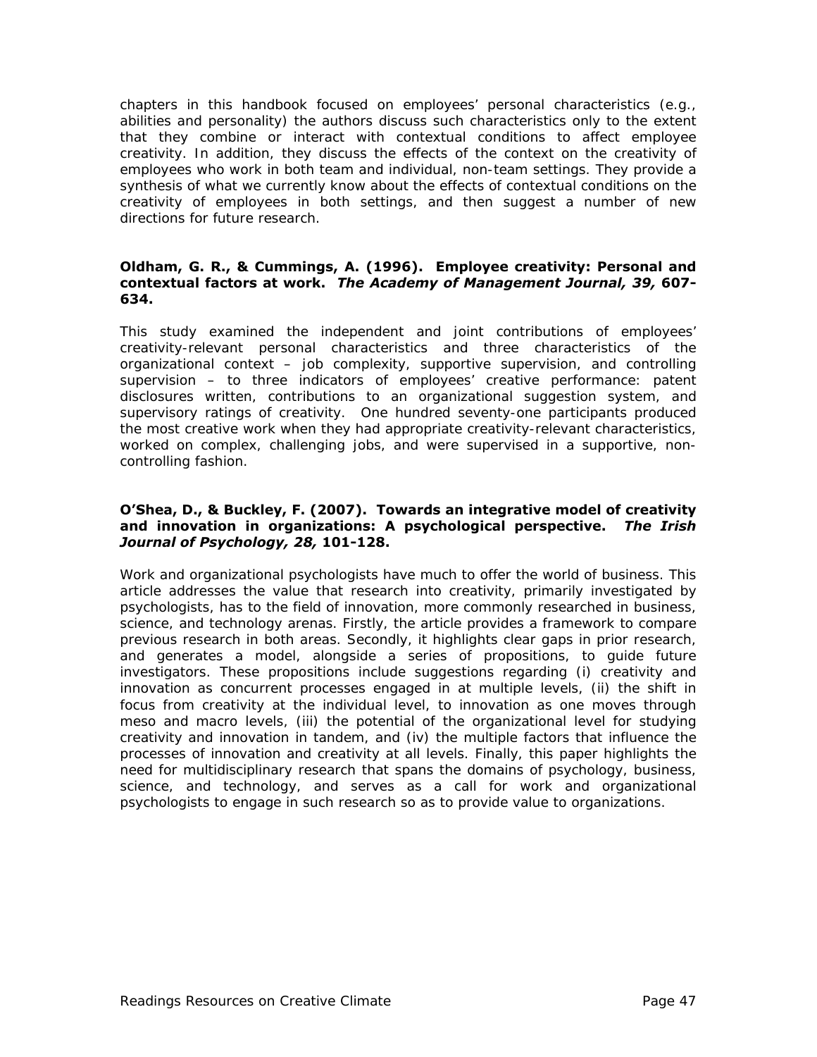chapters in this handbook focused on employees' personal characteristics (e.g., abilities and personality) the authors discuss such characteristics only to the extent that they combine or interact with contextual conditions to affect employee creativity. In addition, they discuss the effects of the context on the creativity of employees who work in both team and individual, non-team settings. They provide a synthesis of what we currently know about the effects of contextual conditions on the creativity of employees in both settings, and then suggest a number of new directions for future research.

**Oldham, G. R., & Cummings, A. (1996). Employee creativity: Personal and contextual factors at work. *The Academy of Management Journal, 39,* 607-634.**

This study examined the independent and joint contributions of employees' creativity-relevant personal characteristics and three characteristics of the organizational context – job complexity, supportive supervision, and controlling supervision – to three indicators of employees' creative performance: patent disclosures written, contributions to an organizational suggestion system, and supervisory ratings of creativity. One hundred seventy-one participants produced the most creative work when they had appropriate creativity-relevant characteristics, worked on complex, challenging jobs, and were supervised in a supportive, non-controlling fashion.

**O'Shea, D., & Buckley, F. (2007). Towards an integrative model of creativity and innovation in organizations: A psychological perspective. *The Irish Journal of Psychology, 28,* 101-128.**

Work and organizational psychologists have much to offer the world of business. This article addresses the value that research into creativity, primarily investigated by psychologists, has to the field of innovation, more commonly researched in business, science, and technology arenas. Firstly, the article provides a framework to compare previous research in both areas. Secondly, it highlights clear gaps in prior research, and generates a model, alongside a series of propositions, to guide future investigators. These propositions include suggestions regarding (i) creativity and innovation as concurrent processes engaged in at multiple levels, (ii) the shift in focus from creativity at the individual level, to innovation as one moves through meso and macro levels, (iii) the potential of the organizational level for studying creativity and innovation in tandem, and (iv) the multiple factors that influence the processes of innovation and creativity at all levels. Finally, this paper highlights the need for multidisciplinary research that spans the domains of psychology, business, science, and technology, and serves as a call for work and organizational psychologists to engage in such research so as to provide value to organizations.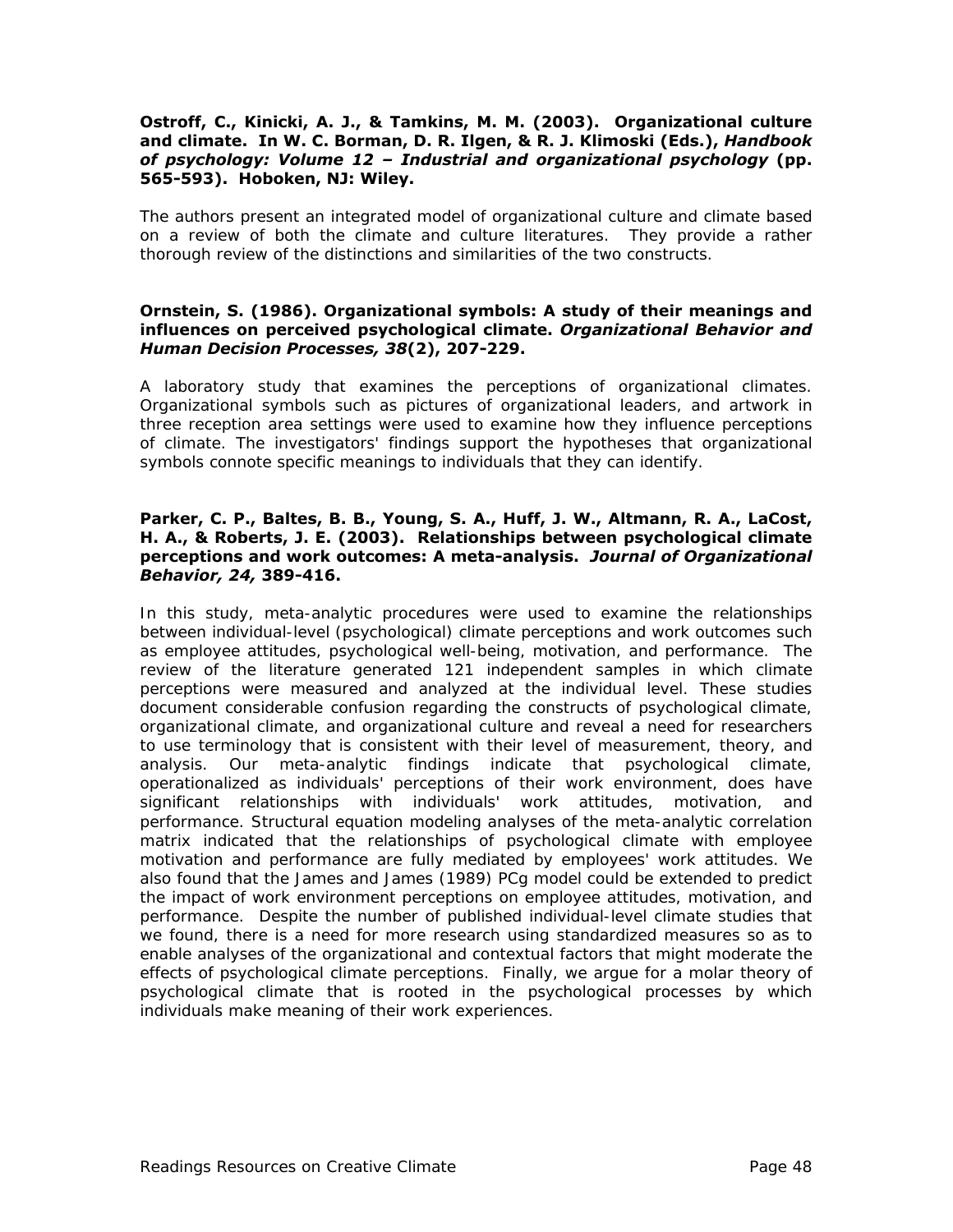**Ostroff, C., Kinicki, A. J., & Tamkins, M. M. (2003). Organizational culture and climate. In W. C. Borman, D. R. Ilgen, & R. J. Klimoski (Eds.), *Handbook of psychology: Volume 12 – Industrial and organizational psychology* (pp. 565-593). Hoboken, NJ: Wiley.**

The authors present an integrated model of organizational culture and climate based on a review of both the climate and culture literatures. They provide a rather thorough review of the distinctions and similarities of the two constructs.

**Ornstein, S. (1986). Organizational symbols: A study of their meanings and influences on perceived psychological climate. *Organizational Behavior and Human Decision Processes, 38*(2), 207-229.**

A laboratory study that examines the perceptions of organizational climates. Organizational symbols such as pictures of organizational leaders, and artwork in three reception area settings were used to examine how they influence perceptions of climate. The investigators' findings support the hypotheses that organizational symbols connote specific meanings to individuals that they can identify.

**Parker, C. P., Baltes, B. B., Young, S. A., Huff, J. W., Altmann, R. A., LaCost, H. A., & Roberts, J. E. (2003). Relationships between psychological climate perceptions and work outcomes: A meta-analysis. *Journal of Organizational Behavior, 24,* 389-416.**

In this study, meta-analytic procedures were used to examine the relationships between individual-level (psychological) climate perceptions and work outcomes such as employee attitudes, psychological well-being, motivation, and performance. The review of the literature generated 121 independent samples in which climate perceptions were measured and analyzed at the individual level. These studies document considerable confusion regarding the constructs of psychological climate, organizational climate, and organizational culture and reveal a need for researchers to use terminology that is consistent with their level of measurement, theory, and analysis. Our meta-analytic findings indicate that psychological climate, operationalized as individuals' perceptions of their work environment, does have significant relationships with individuals' work attitudes, motivation, and performance. Structural equation modeling analyses of the meta-analytic correlation matrix indicated that the relationships of psychological climate with employee motivation and performance are fully mediated by employees' work attitudes. We also found that the James and James (1989) PCg model could be extended to predict the impact of work environment perceptions on employee attitudes, motivation, and performance. Despite the number of published individual-level climate studies that we found, there is a need for more research using standardized measures so as to enable analyses of the organizational and contextual factors that might moderate the effects of psychological climate perceptions. Finally, we argue for a molar theory of psychological climate that is rooted in the psychological processes by which individuals make meaning of their work experiences.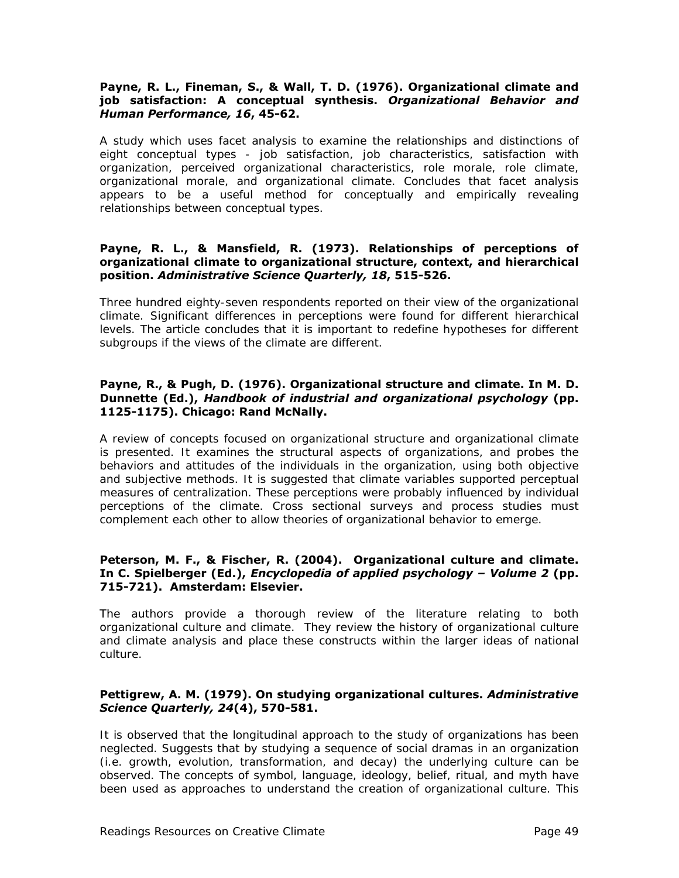**Payne, R. L., Fineman, S., & Wall, T. D. (1976). Organizational climate and job satisfaction: A conceptual synthesis. *Organizational Behavior and Human Performance, 16*, 45-62.**

A study which uses facet analysis to examine the relationships and distinctions of eight conceptual types - job satisfaction, job characteristics, satisfaction with organization, perceived organizational characteristics, role morale, role climate, organizational morale, and organizational climate. Concludes that facet analysis appears to be a useful method for conceptually and empirically revealing relationships between conceptual types.

**Payne, R. L., & Mansfield, R. (1973). Relationships of perceptions of organizational climate to organizational structure, context, and hierarchical position. *Administrative Science Quarterly, 18*, 515-526.**

Three hundred eighty-seven respondents reported on their view of the organizational climate. Significant differences in perceptions were found for different hierarchical levels. The article concludes that it is important to redefine hypotheses for different subgroups if the views of the climate are different.

**Payne, R., & Pugh, D. (1976). Organizational structure and climate. In M. D. Dunnette (Ed.), *Handbook of industrial and organizational psychology* (pp. 1125-1175). Chicago: Rand McNally.**

A review of concepts focused on organizational structure and organizational climate is presented. It examines the structural aspects of organizations, and probes the behaviors and attitudes of the individuals in the organization, using both objective and subjective methods. It is suggested that climate variables supported perceptual measures of centralization. These perceptions were probably influenced by individual perceptions of the climate. Cross sectional surveys and process studies must complement each other to allow theories of organizational behavior to emerge.

**Peterson, M. F., & Fischer, R. (2004). Organizational culture and climate. In C. Spielberger (Ed.), *Encyclopedia of applied psychology – Volume 2* (pp. 715-721). Amsterdam: Elsevier.**

The authors provide a thorough review of the literature relating to both organizational culture and climate. They review the history of organizational culture and climate analysis and place these constructs within the larger ideas of national culture.

**Pettigrew, A. M. (1979). On studying organizational cultures. *Administrative Science Quarterly, 24*(4), 570-581.**

It is observed that the longitudinal approach to the study of organizations has been neglected. Suggests that by studying a sequence of social dramas in an organization (i.e. growth, evolution, transformation, and decay) the underlying culture can be observed. The concepts of symbol, language, ideology, belief, ritual, and myth have been used as approaches to understand the creation of organizational culture. This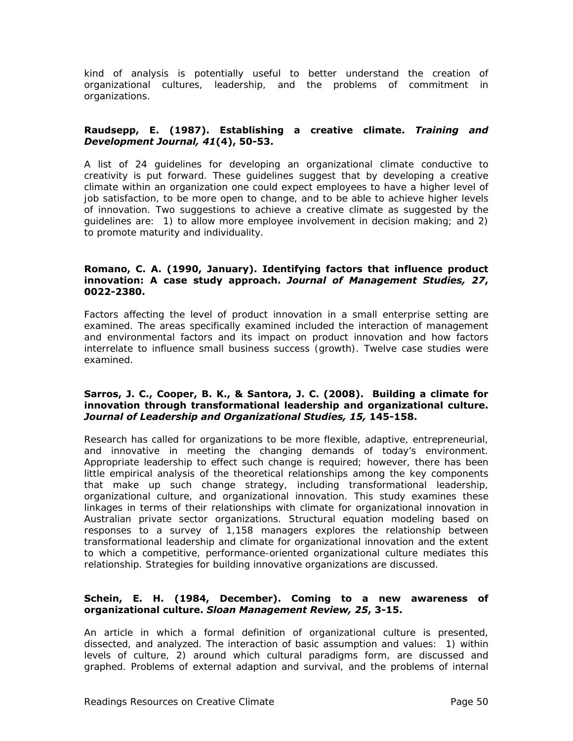kind of analysis is potentially useful to better understand the creation of organizational cultures, leadership, and the problems of commitment in organizations.

**Raudsepp, E. (1987). Establishing a creative climate. *Training and Development Journal, 41*(4), 50-53.**

A list of 24 guidelines for developing an organizational climate conductive to creativity is put forward. These guidelines suggest that by developing a creative climate within an organization one could expect employees to have a higher level of job satisfaction, to be more open to change, and to be able to achieve higher levels of innovation. Two suggestions to achieve a creative climate as suggested by the guidelines are: 1) to allow more employee involvement in decision making; and 2) to promote maturity and individuality.

**Romano, C. A. (1990, January). Identifying factors that influence product innovation: A case study approach. *Journal of Management Studies, 27*, 0022-2380.**

Factors affecting the level of product innovation in a small enterprise setting are examined. The areas specifically examined included the interaction of management and environmental factors and its impact on product innovation and how factors interrelate to influence small business success (growth). Twelve case studies were examined.

**Sarros, J. C., Cooper, B. K., & Santora, J. C. (2008). Building a climate for innovation through transformational leadership and organizational culture. *Journal of Leadership and Organizational Studies, 15,* 145-158.**

Research has called for organizations to be more flexible, adaptive, entrepreneurial, and innovative in meeting the changing demands of today's environment. Appropriate leadership to effect such change is required; however, there has been little empirical analysis of the theoretical relationships among the key components that make up such change strategy, including transformational leadership, organizational culture, and organizational innovation. This study examines these linkages in terms of their relationships with climate for organizational innovation in Australian private sector organizations. Structural equation modeling based on responses to a survey of 1,158 managers explores the relationship between transformational leadership and climate for organizational innovation and the extent to which a competitive, performance-oriented organizational culture mediates this relationship. Strategies for building innovative organizations are discussed.

**Schein, E. H. (1984, December). Coming to a new awareness of organizational culture. *Sloan Management Review, 25*, 3-15.**

An article in which a formal definition of organizational culture is presented, dissected, and analyzed. The interaction of basic assumption and values: 1) within levels of culture, 2) around which cultural paradigms form, are discussed and graphed. Problems of external adaption and survival, and the problems of internal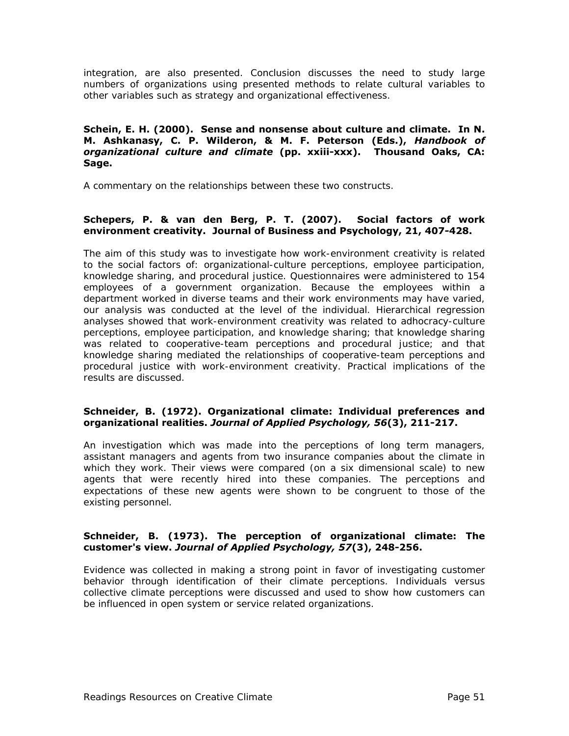integration, are also presented. Conclusion discusses the need to study large numbers of organizations using presented methods to relate cultural variables to other variables such as strategy and organizational effectiveness.

**Schein, E. H. (2000). Sense and nonsense about culture and climate. In N. M. Ashkanasy, C. P. Wilderon, & M. F. Peterson (Eds.), *Handbook of organizational culture and climate* (pp. xxiii-xxx). Thousand Oaks, CA: Sage.**

A commentary on the relationships between these two constructs.

**Schepers, P. & van den Berg, P. T. (2007). Social factors of work environment creativity. Journal of Business and Psychology, 21, 407-428.**

The aim of this study was to investigate how work-environment creativity is related to the social factors of: organizational-culture perceptions, employee participation, knowledge sharing, and procedural justice. Questionnaires were administered to 154 employees of a government organization. Because the employees within a department worked in diverse teams and their work environments may have varied, our analysis was conducted at the level of the individual. Hierarchical regression analyses showed that work-environment creativity was related to adhocracy-culture perceptions, employee participation, and knowledge sharing; that knowledge sharing was related to cooperative-team perceptions and procedural justice; and that knowledge sharing mediated the relationships of cooperative-team perceptions and procedural justice with work-environment creativity. Practical implications of the results are discussed.

**Schneider, B. (1972). Organizational climate: Individual preferences and organizational realities. *Journal of Applied Psychology, 56*(3), 211-217.**

An investigation which was made into the perceptions of long term managers, assistant managers and agents from two insurance companies about the climate in which they work. Their views were compared (on a six dimensional scale) to new agents that were recently hired into these companies. The perceptions and expectations of these new agents were shown to be congruent to those of the existing personnel.

**Schneider, B. (1973). The perception of organizational climate: The customer's view. *Journal of Applied Psychology, 57*(3), 248-256.**

Evidence was collected in making a strong point in favor of investigating customer behavior through identification of their climate perceptions. Individuals versus collective climate perceptions were discussed and used to show how customers can be influenced in open system or service related organizations.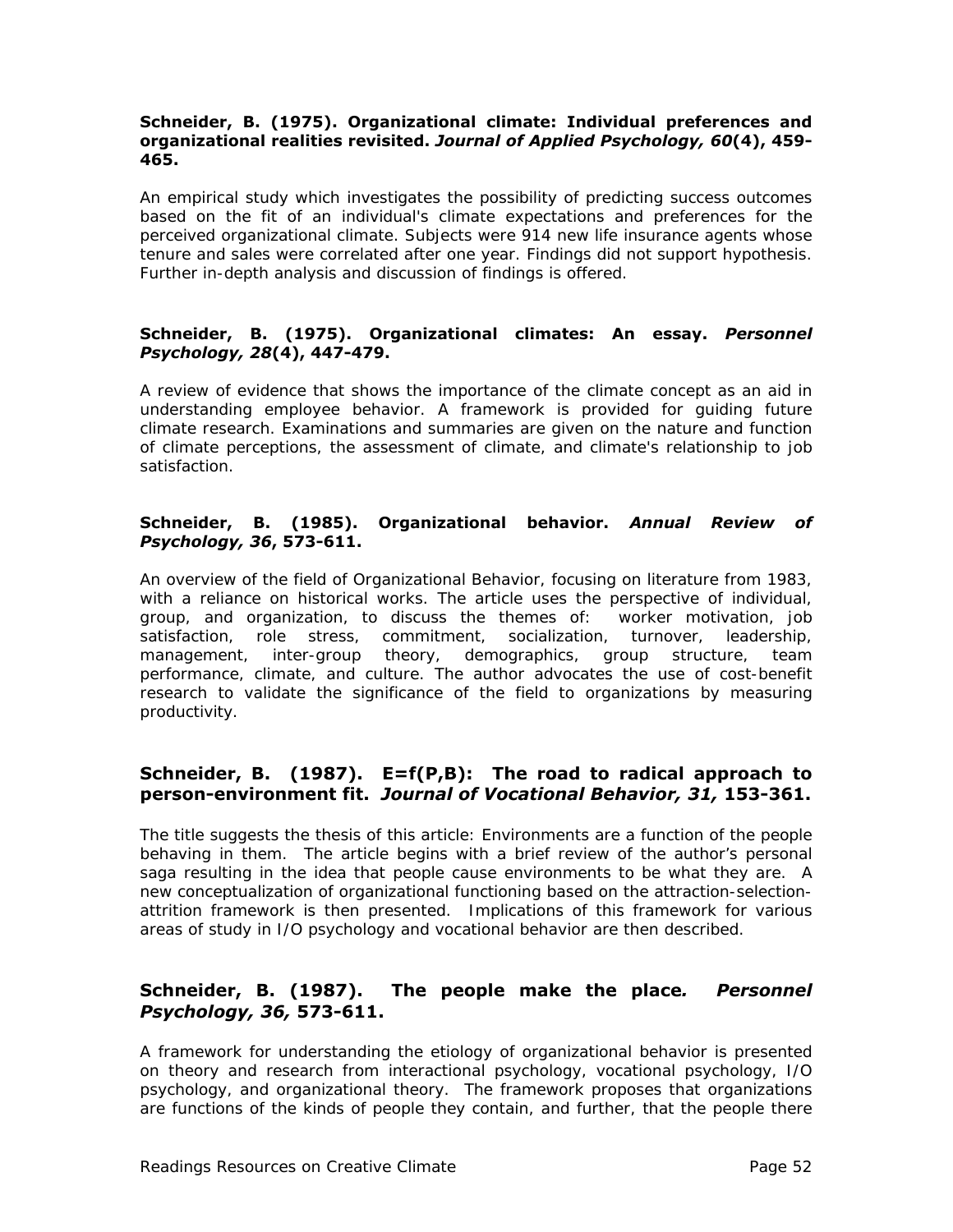**Schneider, B. (1975). Organizational climate: Individual preferences and organizational realities revisited. *Journal of Applied Psychology, 60*(4), 459-465.**

An empirical study which investigates the possibility of predicting success outcomes based on the fit of an individual's climate expectations and preferences for the perceived organizational climate. Subjects were 914 new life insurance agents whose tenure and sales were correlated after one year. Findings did not support hypothesis. Further in-depth analysis and discussion of findings is offered.

**Schneider, B. (1975). Organizational climates: An essay. *Personnel Psychology, 28*(4), 447-479.**

A review of evidence that shows the importance of the climate concept as an aid in understanding employee behavior. A framework is provided for guiding future climate research. Examinations and summaries are given on the nature and function of climate perceptions, the assessment of climate, and climate's relationship to job satisfaction.

**Schneider, B. (1985). Organizational behavior. *Annual Review of Psychology, 36*, 573-611.**

An overview of the field of Organizational Behavior, focusing on literature from 1983, with a reliance on historical works. The article uses the perspective of individual, group, and organization, to discuss the themes of: worker motivation, job satisfaction, role stress, commitment, socialization, turnover, leadership, management, inter-group theory, demographics, group structure, team performance, climate, and culture. The author advocates the use of cost-benefit research to validate the significance of the field to organizations by measuring productivity.

**Schneider, B. (1987). E=f(P,B): The road to radical approach to person-environment fit. *Journal of Vocational Behavior, 31,* 153-361.**

The title suggests the thesis of this article: Environments are a function of the people behaving in them. The article begins with a brief review of the author's personal saga resulting in the idea that people cause environments to be what they are. A new conceptualization of organizational functioning based on the attraction-selection-attrition framework is then presented. Implications of this framework for various areas of study in I/O psychology and vocational behavior are then described.

**Schneider, B. (1987). The people make the place*. Personnel Psychology, 36,* 573-611.**

A framework for understanding the etiology of organizational behavior is presented on theory and research from interactional psychology, vocational psychology, I/O psychology, and organizational theory. The framework proposes that organizations are functions of the kinds of people they contain, and further, that the people there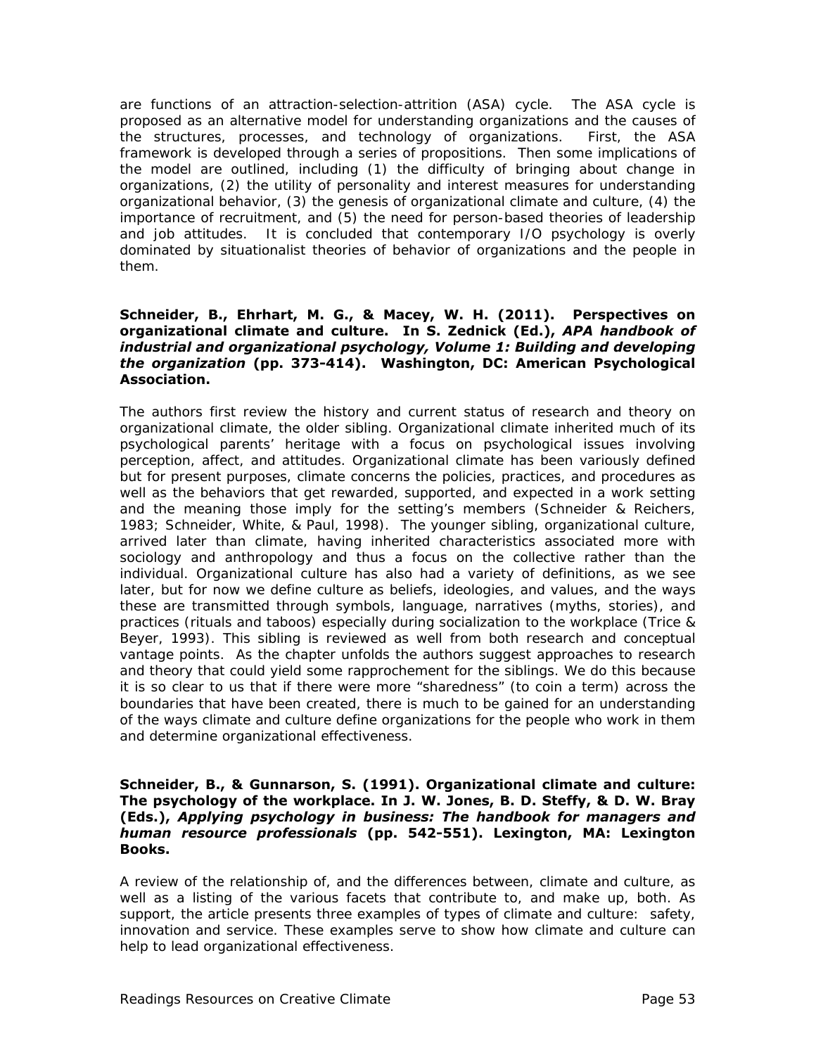are functions of an attraction-selection-attrition (ASA) cycle. The ASA cycle is proposed as an alternative model for understanding organizations and the causes of the structures, processes, and technology of organizations. First, the ASA framework is developed through a series of propositions. Then some implications of the model are outlined, including (1) the difficulty of bringing about change in organizations, (2) the utility of personality and interest measures for understanding organizational behavior, (3) the genesis of organizational climate and culture, (4) the importance of recruitment, and (5) the need for person-based theories of leadership and job attitudes. It is concluded that contemporary I/O psychology is overly dominated by situationalist theories of behavior of organizations and the people in them.

**Schneider, B., Ehrhart, M. G., & Macey, W. H. (2011). Perspectives on organizational climate and culture. In S. Zednick (Ed.), *APA handbook of industrial and organizational psychology, Volume 1: Building and developing the organization* (pp. 373-414). Washington, DC: American Psychological Association.**

The authors first review the history and current status of research and theory on organizational climate, the older sibling. Organizational climate inherited much of its psychological parents' heritage with a focus on psychological issues involving perception, affect, and attitudes. Organizational climate has been variously defined but for present purposes, climate concerns the policies, practices, and procedures as well as the behaviors that get rewarded, supported, and expected in a work setting and the meaning those imply for the setting's members (Schneider & Reichers, 1983; Schneider, White, & Paul, 1998). The younger sibling, organizational culture, arrived later than climate, having inherited characteristics associated more with sociology and anthropology and thus a focus on the collective rather than the individual. Organizational culture has also had a variety of definitions, as we see later, but for now we define culture as beliefs, ideologies, and values, and the ways these are transmitted through symbols, language, narratives (myths, stories), and practices (rituals and taboos) especially during socialization to the workplace (Trice & Beyer, 1993). This sibling is reviewed as well from both research and conceptual vantage points. As the chapter unfolds the authors suggest approaches to research and theory that could yield some rapprochement for the siblings. We do this because it is so clear to us that if there were more "sharedness" (to coin a term) across the boundaries that have been created, there is much to be gained for an understanding of the ways climate and culture define organizations for the people who work in them and determine organizational effectiveness.

**Schneider, B., & Gunnarson, S. (1991). Organizational climate and culture: The psychology of the workplace. In J. W. Jones, B. D. Steffy, & D. W. Bray (Eds.), *Applying psychology in business: The handbook for managers and human resource professionals* (pp. 542-551). Lexington, MA: Lexington Books.**

A review of the relationship of, and the differences between, climate and culture, as well as a listing of the various facets that contribute to, and make up, both. As support, the article presents three examples of types of climate and culture: safety, innovation and service. These examples serve to show how climate and culture can help to lead organizational effectiveness.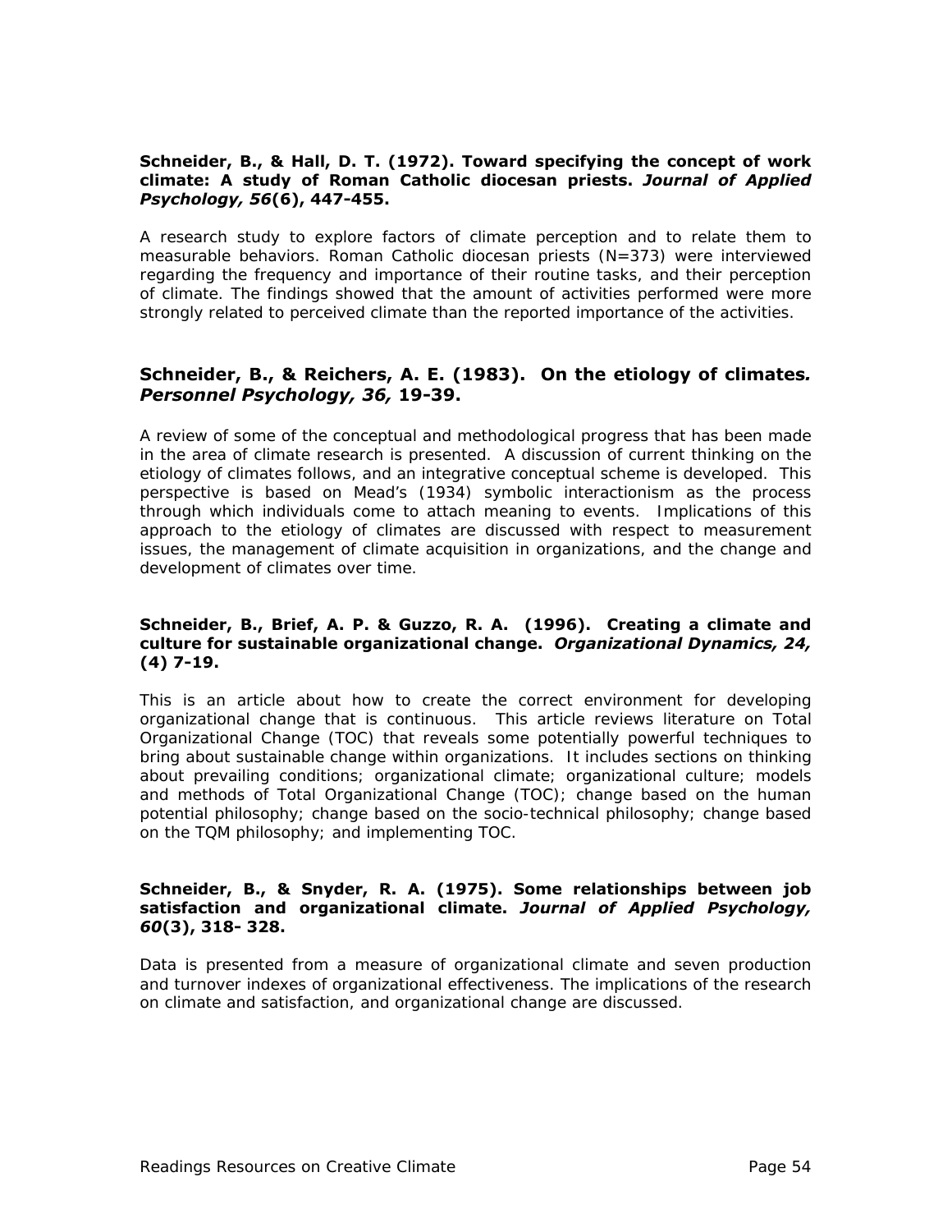**Schneider, B., & Hall, D. T. (1972). Toward specifying the concept of work climate: A study of Roman Catholic diocesan priests. *Journal of Applied Psychology, 56*(6), 447-455.**

A research study to explore factors of climate perception and to relate them to measurable behaviors. Roman Catholic diocesan priests (N=373) were interviewed regarding the frequency and importance of their routine tasks, and their perception of climate. The findings showed that the amount of activities performed were more strongly related to perceived climate than the reported importance of the activities.

**Schneider, B., & Reichers, A. E. (1983). On the etiology of climates*. Personnel Psychology, 36,* 19-39.**

A review of some of the conceptual and methodological progress that has been made in the area of climate research is presented. A discussion of current thinking on the etiology of climates follows, and an integrative conceptual scheme is developed. This perspective is based on Mead's (1934) symbolic interactionism as the process through which individuals come to attach meaning to events. Implications of this approach to the etiology of climates are discussed with respect to measurement issues, the management of climate acquisition in organizations, and the change and development of climates over time.

**Schneider, B., Brief, A. P. & Guzzo, R. A. (1996). Creating a climate and culture for sustainable organizational change. *Organizational Dynamics, 24,* (4) 7-19.**

This is an article about how to create the correct environment for developing organizational change that is continuous. This article reviews literature on Total Organizational Change (TOC) that reveals some potentially powerful techniques to bring about sustainable change within organizations. It includes sections on thinking about prevailing conditions; organizational climate; organizational culture; models and methods of Total Organizational Change (TOC); change based on the human potential philosophy; change based on the socio-technical philosophy; change based on the TQM philosophy; and implementing TOC.

**Schneider, B., & Snyder, R. A. (1975). Some relationships between job satisfaction and organizational climate. *Journal of Applied Psychology, 60*(3), 318- 328.**

Data is presented from a measure of organizational climate and seven production and turnover indexes of organizational effectiveness. The implications of the research on climate and satisfaction, and organizational change are discussed.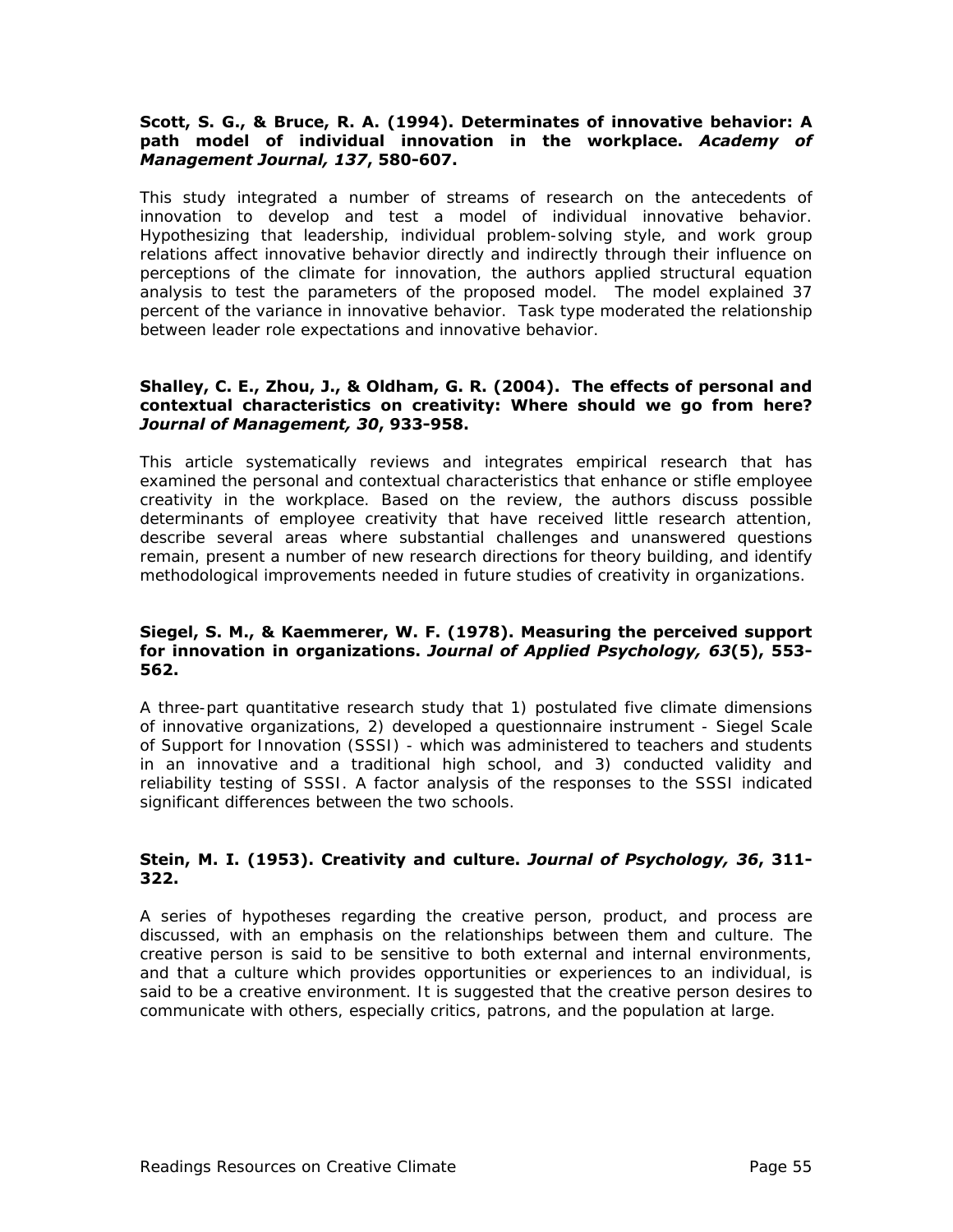**Scott, S. G., & Bruce, R. A. (1994). Determinates of innovative behavior: A path model of individual innovation in the workplace. *Academy of Management Journal, 137*, 580-607.**

This study integrated a number of streams of research on the antecedents of innovation to develop and test a model of individual innovative behavior. Hypothesizing that leadership, individual problem-solving style, and work group relations affect innovative behavior directly and indirectly through their influence on perceptions of the climate for innovation, the authors applied structural equation analysis to test the parameters of the proposed model. The model explained 37 percent of the variance in innovative behavior. Task type moderated the relationship between leader role expectations and innovative behavior.

**Shalley, C. E., Zhou, J., & Oldham, G. R. (2004). The effects of personal and contextual characteristics on creativity: Where should we go from here? *Journal of Management, 30*, 933-958.**

This article systematically reviews and integrates empirical research that has examined the personal and contextual characteristics that enhance or stifle employee creativity in the workplace. Based on the review, the authors discuss possible determinants of employee creativity that have received little research attention, describe several areas where substantial challenges and unanswered questions remain, present a number of new research directions for theory building, and identify methodological improvements needed in future studies of creativity in organizations.

**Siegel, S. M., & Kaemmerer, W. F. (1978). Measuring the perceived support for innovation in organizations. *Journal of Applied Psychology, 63*(5), 553-562.**

A three-part quantitative research study that 1) postulated five climate dimensions of innovative organizations, 2) developed a questionnaire instrument - Siegel Scale of Support for Innovation (SSSI) - which was administered to teachers and students in an innovative and a traditional high school, and 3) conducted validity and reliability testing of SSSI. A factor analysis of the responses to the SSSI indicated significant differences between the two schools.

**Stein, M. I. (1953). Creativity and culture. *Journal of Psychology, 36*, 311-322.**

A series of hypotheses regarding the creative person, product, and process are discussed, with an emphasis on the relationships between them and culture. The creative person is said to be sensitive to both external and internal environments, and that a culture which provides opportunities or experiences to an individual, is said to be a creative environment. It is suggested that the creative person desires to communicate with others, especially critics, patrons, and the population at large.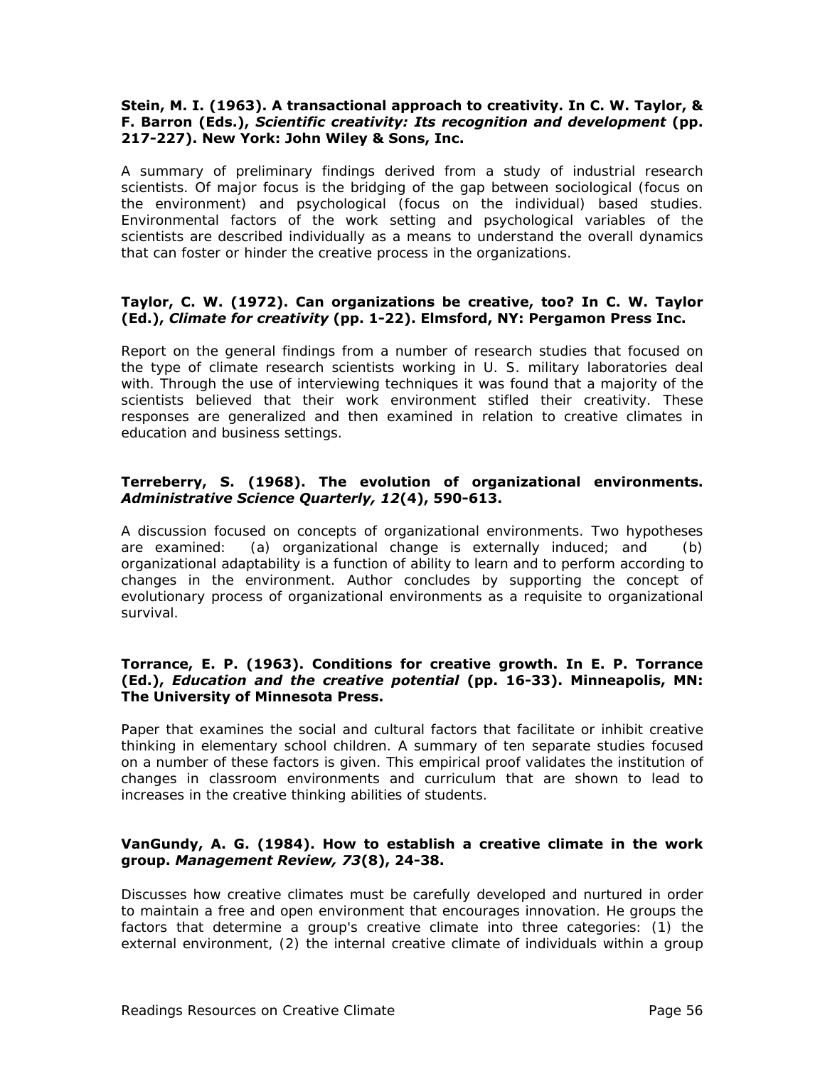**Stein, M. I. (1963). A transactional approach to creativity. In C. W. Taylor, & F. Barron (Eds.), *Scientific creativity: Its recognition and development* (pp. 217-227). New York: John Wiley & Sons, Inc.**

A summary of preliminary findings derived from a study of industrial research scientists. Of major focus is the bridging of the gap between sociological (focus on the environment) and psychological (focus on the individual) based studies. Environmental factors of the work setting and psychological variables of the scientists are described individually as a means to understand the overall dynamics that can foster or hinder the creative process in the organizations.

**Taylor, C. W. (1972). Can organizations be creative, too? In C. W. Taylor (Ed.), *Climate for creativity* (pp. 1-22). Elmsford, NY: Pergamon Press Inc.**

Report on the general findings from a number of research studies that focused on the type of climate research scientists working in U. S. military laboratories deal with. Through the use of interviewing techniques it was found that a majority of the scientists believed that their work environment stifled their creativity. These responses are generalized and then examined in relation to creative climates in education and business settings.

**Terreberry, S. (1968). The evolution of organizational environments. *Administrative Science Quarterly, 12*(4), 590-613.**

A discussion focused on concepts of organizational environments. Two hypotheses are examined: (a) organizational change is externally induced; and (b) organizational adaptability is a function of ability to learn and to perform according to changes in the environment. Author concludes by supporting the concept of evolutionary process of organizational environments as a requisite to organizational survival.

**Torrance, E. P. (1963). Conditions for creative growth. In E. P. Torrance (Ed.), *Education and the creative potential* (pp. 16-33). Minneapolis, MN: The University of Minnesota Press.**

Paper that examines the social and cultural factors that facilitate or inhibit creative thinking in elementary school children. A summary of ten separate studies focused on a number of these factors is given. This empirical proof validates the institution of changes in classroom environments and curriculum that are shown to lead to increases in the creative thinking abilities of students.

**VanGundy, A. G. (1984). How to establish a creative climate in the work group. *Management Review, 73*(8), 24-38.**

Discusses how creative climates must be carefully developed and nurtured in order to maintain a free and open environment that encourages innovation. He groups the factors that determine a group's creative climate into three categories: (1) the external environment, (2) the internal creative climate of individuals within a group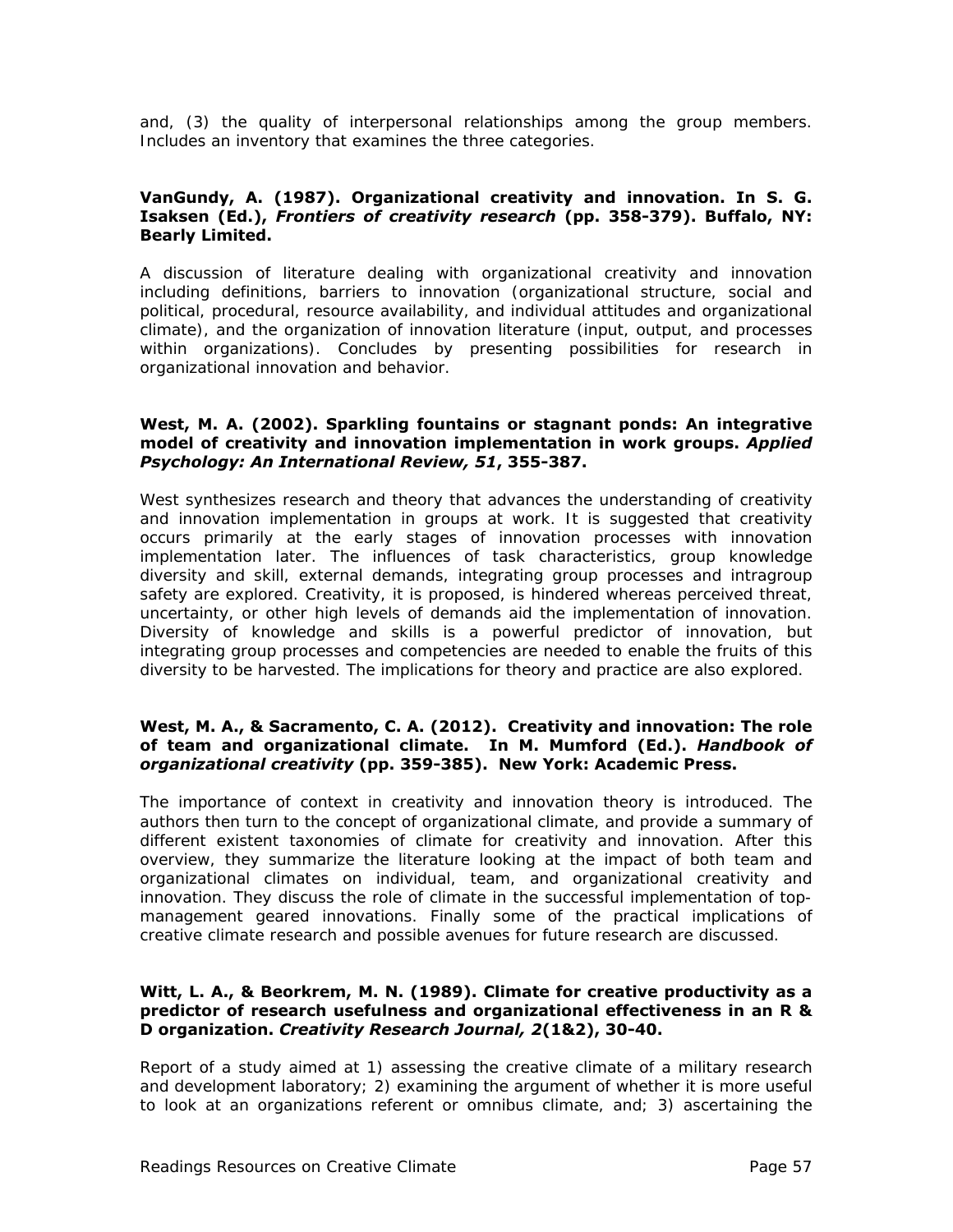and, (3) the quality of interpersonal relationships among the group members. Includes an inventory that examines the three categories.

**VanGundy, A. (1987). Organizational creativity and innovation. In S. G. Isaksen (Ed.), *Frontiers of creativity research* (pp. 358-379). Buffalo, NY: Bearly Limited.**

A discussion of literature dealing with organizational creativity and innovation including definitions, barriers to innovation (organizational structure, social and political, procedural, resource availability, and individual attitudes and organizational climate), and the organization of innovation literature (input, output, and processes within organizations). Concludes by presenting possibilities for research in organizational innovation and behavior.

**West, M. A. (2002). Sparkling fountains or stagnant ponds: An integrative model of creativity and innovation implementation in work groups. *Applied Psychology: An International Review, 51*, 355-387.**

West synthesizes research and theory that advances the understanding of creativity and innovation implementation in groups at work. It is suggested that creativity occurs primarily at the early stages of innovation processes with innovation implementation later. The influences of task characteristics, group knowledge diversity and skill, external demands, integrating group processes and intragroup safety are explored. Creativity, it is proposed, is hindered whereas perceived threat, uncertainty, or other high levels of demands aid the implementation of innovation. Diversity of knowledge and skills is a powerful predictor of innovation, but integrating group processes and competencies are needed to enable the fruits of this diversity to be harvested. The implications for theory and practice are also explored.

**West, M. A., & Sacramento, C. A. (2012). Creativity and innovation: The role of team and organizational climate. In M. Mumford (Ed.). *Handbook of organizational creativity* (pp. 359-385). New York: Academic Press.**

The importance of context in creativity and innovation theory is introduced. The authors then turn to the concept of organizational climate, and provide a summary of different existent taxonomies of climate for creativity and innovation. After this overview, they summarize the literature looking at the impact of both team and organizational climates on individual, team, and organizational creativity and innovation. They discuss the role of climate in the successful implementation of top-management geared innovations. Finally some of the practical implications of creative climate research and possible avenues for future research are discussed.

**Witt, L. A., & Beorkrem, M. N. (1989). Climate for creative productivity as a predictor of research usefulness and organizational effectiveness in an R & D organization. *Creativity Research Journal, 2*(1&2), 30-40.**

Report of a study aimed at 1) assessing the creative climate of a military research and development laboratory; 2) examining the argument of whether it is more useful to look at an organizations referent or omnibus climate, and; 3) ascertaining the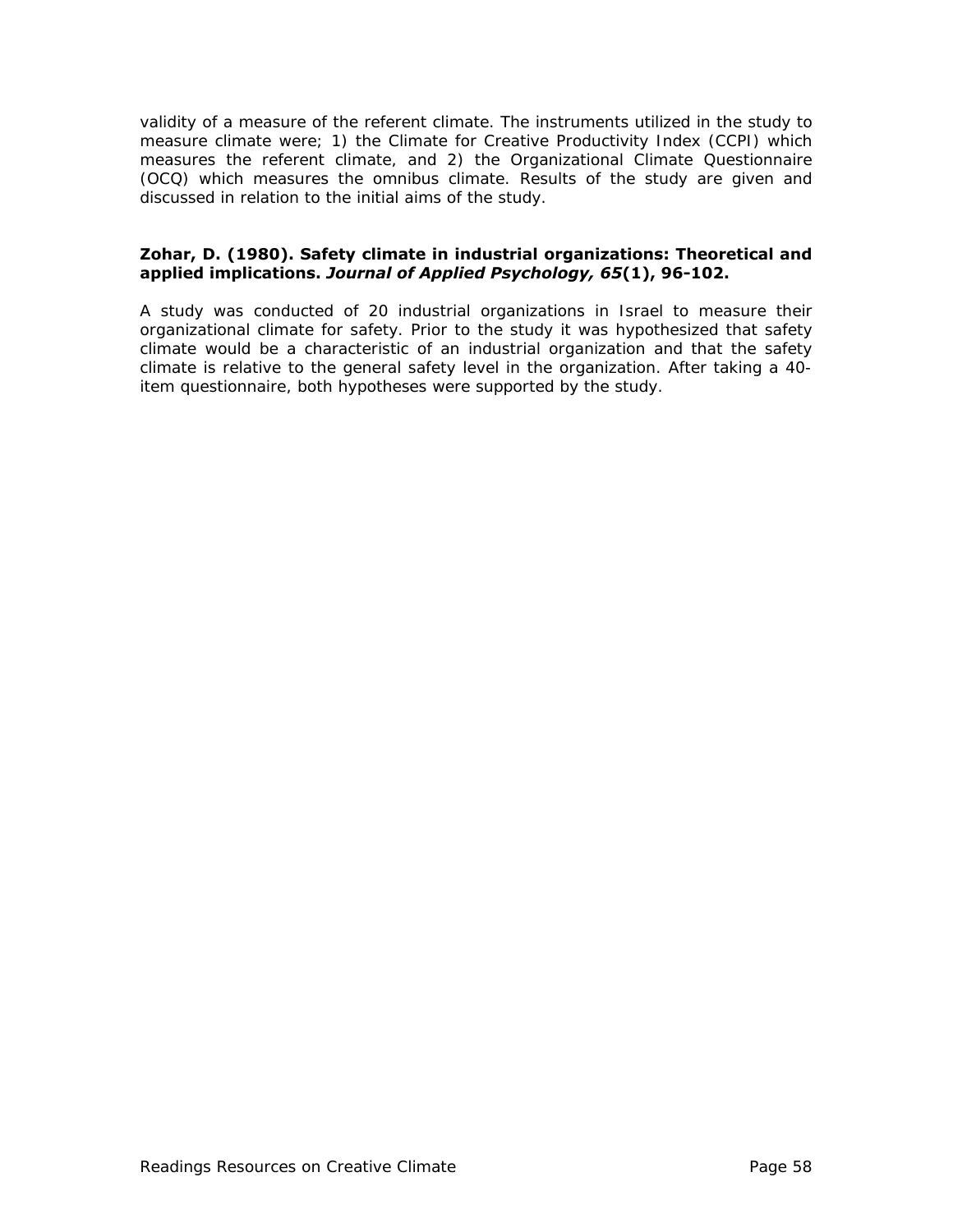validity of a measure of the referent climate. The instruments utilized in the study to measure climate were; 1) the Climate for Creative Productivity Index (CCPI) which measures the referent climate, and 2) the Organizational Climate Questionnaire (OCQ) which measures the omnibus climate. Results of the study are given and discussed in relation to the initial aims of the study.

**Zohar, D. (1980). Safety climate in industrial organizations: Theoretical and applied implications. *Journal of Applied Psychology, 65*(1), 96-102.**

A study was conducted of 20 industrial organizations in Israel to measure their organizational climate for safety. Prior to the study it was hypothesized that safety climate would be a characteristic of an industrial organization and that the safety climate is relative to the general safety level in the organization. After taking a 40-item questionnaire, both hypotheses were supported by the study.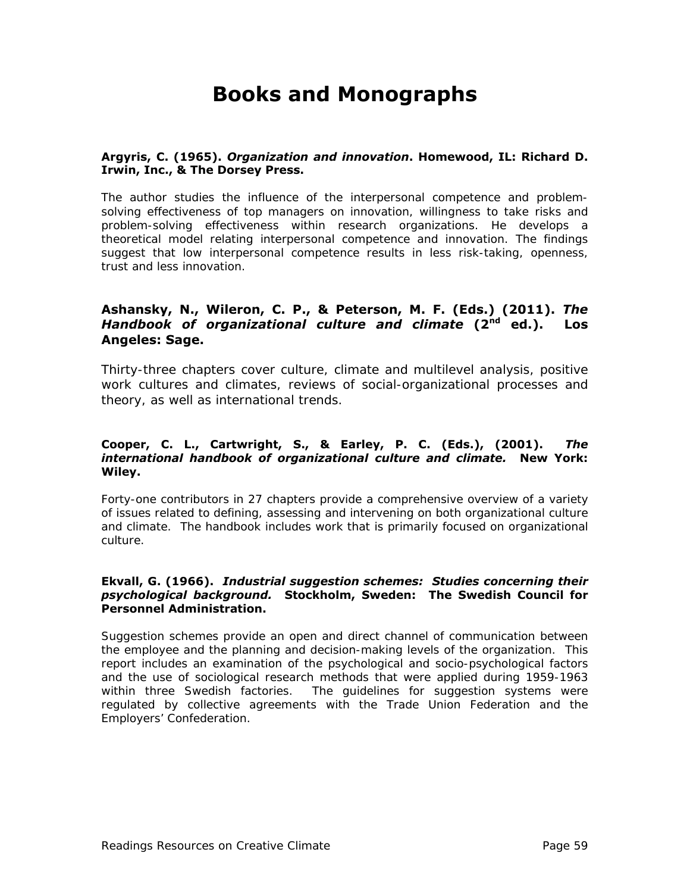# Books and Monographs

**Argyris, C. (1965). *Organization and innovation*. Homewood, IL: Richard D. Irwin, Inc., & The Dorsey Press.**

The author studies the influence of the interpersonal competence and problem-solving effectiveness of top managers on innovation, willingness to take risks and problem-solving effectiveness within research organizations. He develops a theoretical model relating interpersonal competence and innovation. The findings suggest that low interpersonal competence results in less risk-taking, openness, trust and less innovation.

**Ashansky, N., Wileron, C. P., & Peterson, M. F. (Eds.) (2011). *The Handbook of organizational culture and climate* (2nd ed.). Los Angeles: Sage.**

Thirty-three chapters cover culture, climate and multilevel analysis, positive work cultures and climates, reviews of social-organizational processes and theory, as well as international trends.

**Cooper, C. L., Cartwright, S., & Earley, P. C. (Eds.), (2001). *The international handbook of organizational culture and climate.* New York: Wiley.**

Forty-one contributors in 27 chapters provide a comprehensive overview of a variety of issues related to defining, assessing and intervening on both organizational culture and climate. The handbook includes work that is primarily focused on organizational culture.

**Ekvall, G. (1966). *Industrial suggestion schemes: Studies concerning their psychological background.* Stockholm, Sweden: The Swedish Council for Personnel Administration.**

Suggestion schemes provide an open and direct channel of communication between the employee and the planning and decision-making levels of the organization. This report includes an examination of the psychological and socio-psychological factors and the use of sociological research methods that were applied during 1959-1963 within three Swedish factories. The guidelines for suggestion systems were regulated by collective agreements with the Trade Union Federation and the Employers' Confederation.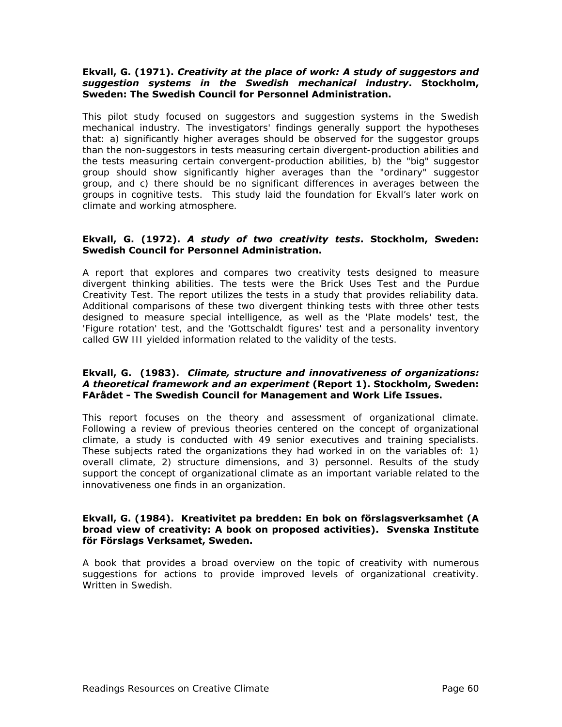**Ekvall, G. (1971). *Creativity at the place of work: A study of suggestors and suggestion systems in the Swedish mechanical industry*. Stockholm, Sweden: The Swedish Council for Personnel Administration.**

This pilot study focused on suggestors and suggestion systems in the Swedish mechanical industry. The investigators' findings generally support the hypotheses that: a) significantly higher averages should be observed for the suggestor groups than the non-suggestors in tests measuring certain divergent-production abilities and the tests measuring certain convergent-production abilities, b) the "big" suggestor group should show significantly higher averages than the "ordinary" suggestor group, and c) there should be no significant differences in averages between the groups in cognitive tests. This study laid the foundation for Ekvall's later work on climate and working atmosphere.

**Ekvall, G. (1972). *A study of two creativity tests*. Stockholm, Sweden: Swedish Council for Personnel Administration.**

A report that explores and compares two creativity tests designed to measure divergent thinking abilities. The tests were the Brick Uses Test and the Purdue Creativity Test. The report utilizes the tests in a study that provides reliability data. Additional comparisons of these two divergent thinking tests with three other tests designed to measure special intelligence, as well as the 'Plate models' test, the 'Figure rotation' test, and the 'Gottschaldt figures' test and a personality inventory called GW III yielded information related to the validity of the tests.

**Ekvall, G. (1983). *Climate, structure and innovativeness of organizations: A theoretical framework and an experiment* (Report 1). Stockholm, Sweden: FArådet - The Swedish Council for Management and Work Life Issues.**

This report focuses on the theory and assessment of organizational climate. Following a review of previous theories centered on the concept of organizational climate, a study is conducted with 49 senior executives and training specialists. These subjects rated the organizations they had worked in on the variables of: 1) overall climate, 2) structure dimensions, and 3) personnel. Results of the study support the concept of organizational climate as an important variable related to the innovativeness one finds in an organization.

**Ekvall, G. (1984). Kreativitet pa bredden: En bok on förslagsverksamhet (A broad view of creativity: A book on proposed activities). Svenska Institute för Förslags Verksamet, Sweden.**

A book that provides a broad overview on the topic of creativity with numerous suggestions for actions to provide improved levels of organizational creativity. Written in Swedish.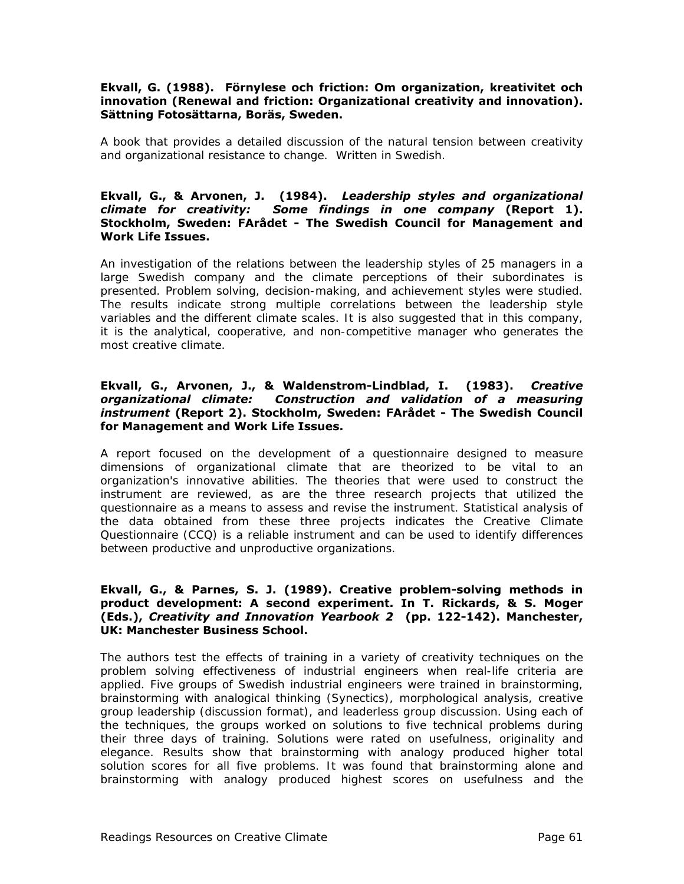**Ekvall, G. (1988). Förnylese och friction: Om organization, kreativitet och innovation (Renewal and friction: Organizational creativity and innovation). Sättning Fotosättarna, Boräs, Sweden.**

A book that provides a detailed discussion of the natural tension between creativity and organizational resistance to change. Written in Swedish.

**Ekvall, G., & Arvonen, J. (1984).** ***Leadership styles and organizational climate for creativity: Some findings in one company*** **(Report 1). Stockholm, Sweden: FArådet - The Swedish Council for Management and Work Life Issues.**

An investigation of the relations between the leadership styles of 25 managers in a large Swedish company and the climate perceptions of their subordinates is presented. Problem solving, decision-making, and achievement styles were studied. The results indicate strong multiple correlations between the leadership style variables and the different climate scales. It is also suggested that in this company, it is the analytical, cooperative, and non-competitive manager who generates the most creative climate.

**Ekvall, G., Arvonen, J., & Waldenstrom-Lindblad, I. (1983).** ***Creative organizational climate: Construction and validation of a measuring instrument*** **(Report 2). Stockholm, Sweden: FArådet - The Swedish Council for Management and Work Life Issues.**

A report focused on the development of a questionnaire designed to measure dimensions of organizational climate that are theorized to be vital to an organization's innovative abilities. The theories that were used to construct the instrument are reviewed, as are the three research projects that utilized the questionnaire as a means to assess and revise the instrument. Statistical analysis of the data obtained from these three projects indicates the Creative Climate Questionnaire (CCQ) is a reliable instrument and can be used to identify differences between productive and unproductive organizations.

**Ekvall, G., & Parnes, S. J. (1989). Creative problem-solving methods in product development: A second experiment. In T. Rickards, & S. Moger (Eds.),** ***Creativity and Innovation Yearbook 2*** **(pp. 122-142). Manchester, UK: Manchester Business School.**

The authors test the effects of training in a variety of creativity techniques on the problem solving effectiveness of industrial engineers when real-life criteria are applied. Five groups of Swedish industrial engineers were trained in brainstorming, brainstorming with analogical thinking (Synectics), morphological analysis, creative group leadership (discussion format), and leaderless group discussion. Using each of the techniques, the groups worked on solutions to five technical problems during their three days of training. Solutions were rated on usefulness, originality and elegance. Results show that brainstorming with analogy produced higher total solution scores for all five problems. It was found that brainstorming alone and brainstorming with analogy produced highest scores on usefulness and the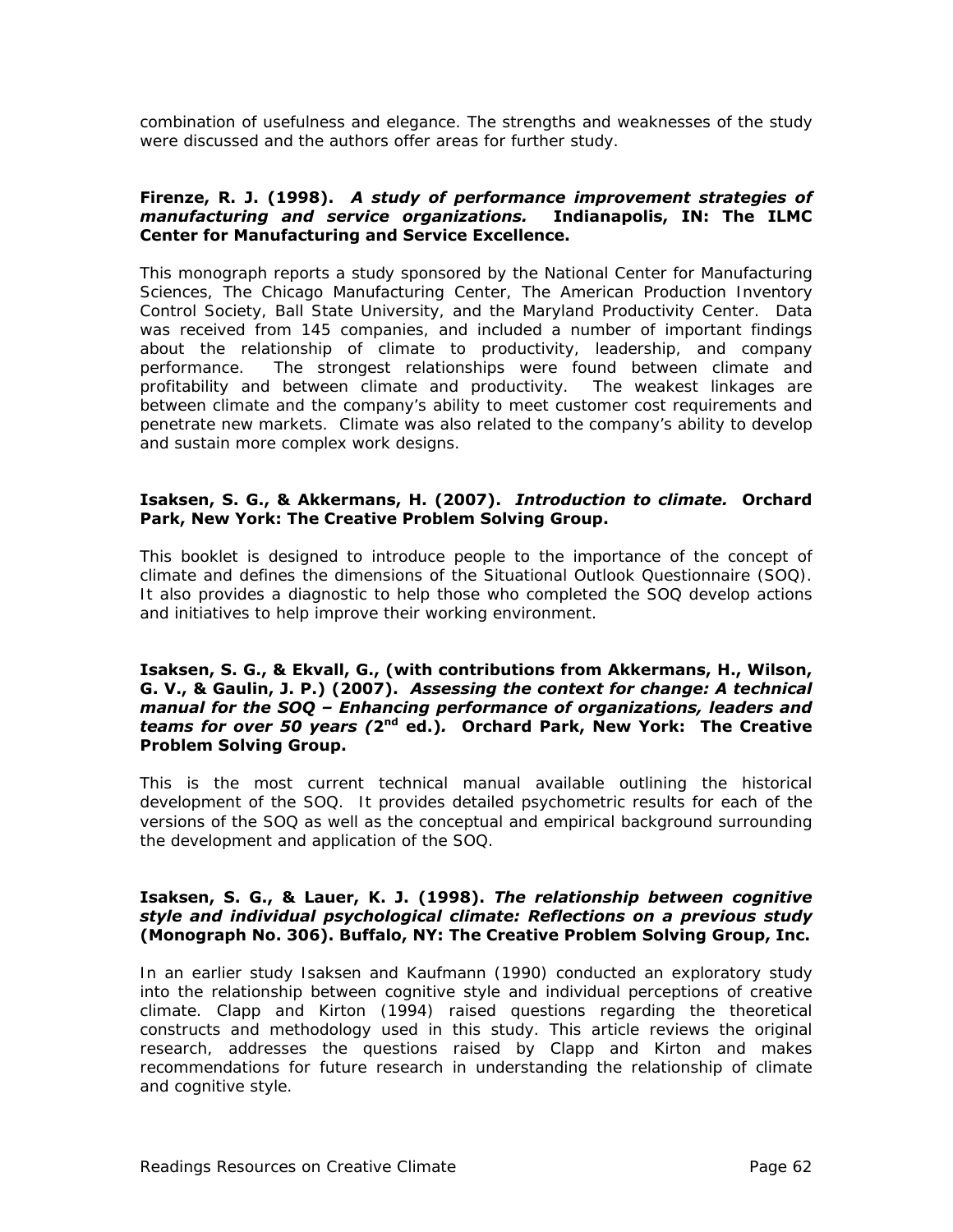combination of usefulness and elegance. The strengths and weaknesses of the study were discussed and the authors offer areas for further study.

**Firenze, R. J. (1998).** ***A study of performance improvement strategies of manufacturing and service organizations.*** **Indianapolis, IN: The ILMC Center for Manufacturing and Service Excellence.**

This monograph reports a study sponsored by the National Center for Manufacturing Sciences, The Chicago Manufacturing Center, The American Production Inventory Control Society, Ball State University, and the Maryland Productivity Center. Data was received from 145 companies, and included a number of important findings about the relationship of climate to productivity, leadership, and company performance. The strongest relationships were found between climate and profitability and between climate and productivity. The weakest linkages are between climate and the company's ability to meet customer cost requirements and penetrate new markets. Climate was also related to the company's ability to develop and sustain more complex work designs.

**Isaksen, S. G., & Akkermans, H. (2007).** ***Introduction to climate.*** **Orchard Park, New York: The Creative Problem Solving Group.**

This booklet is designed to introduce people to the importance of the concept of climate and defines the dimensions of the Situational Outlook Questionnaire (SOQ). It also provides a diagnostic to help those who completed the SOQ develop actions and initiatives to help improve their working environment.

**Isaksen, S. G., & Ekvall, G., (with contributions from Akkermans, H., Wilson, G. V., & Gaulin, J. P.) (2007).** ***Assessing the context for change: A technical manual for the SOQ – Enhancing performance of organizations, leaders and teams for over 50 years (*2nd ed.*).*** **Orchard Park, New York: The Creative Problem Solving Group.**

This is the most current technical manual available outlining the historical development of the SOQ. It provides detailed psychometric results for each of the versions of the SOQ as well as the conceptual and empirical background surrounding the development and application of the SOQ.

**Isaksen, S. G., & Lauer, K. J. (1998).** ***The relationship between cognitive style and individual psychological climate: Reflections on a previous study*** **(Monograph No. 306). Buffalo, NY: The Creative Problem Solving Group, Inc.**

In an earlier study Isaksen and Kaufmann (1990) conducted an exploratory study into the relationship between cognitive style and individual perceptions of creative climate. Clapp and Kirton (1994) raised questions regarding the theoretical constructs and methodology used in this study. This article reviews the original research, addresses the questions raised by Clapp and Kirton and makes recommendations for future research in understanding the relationship of climate and cognitive style.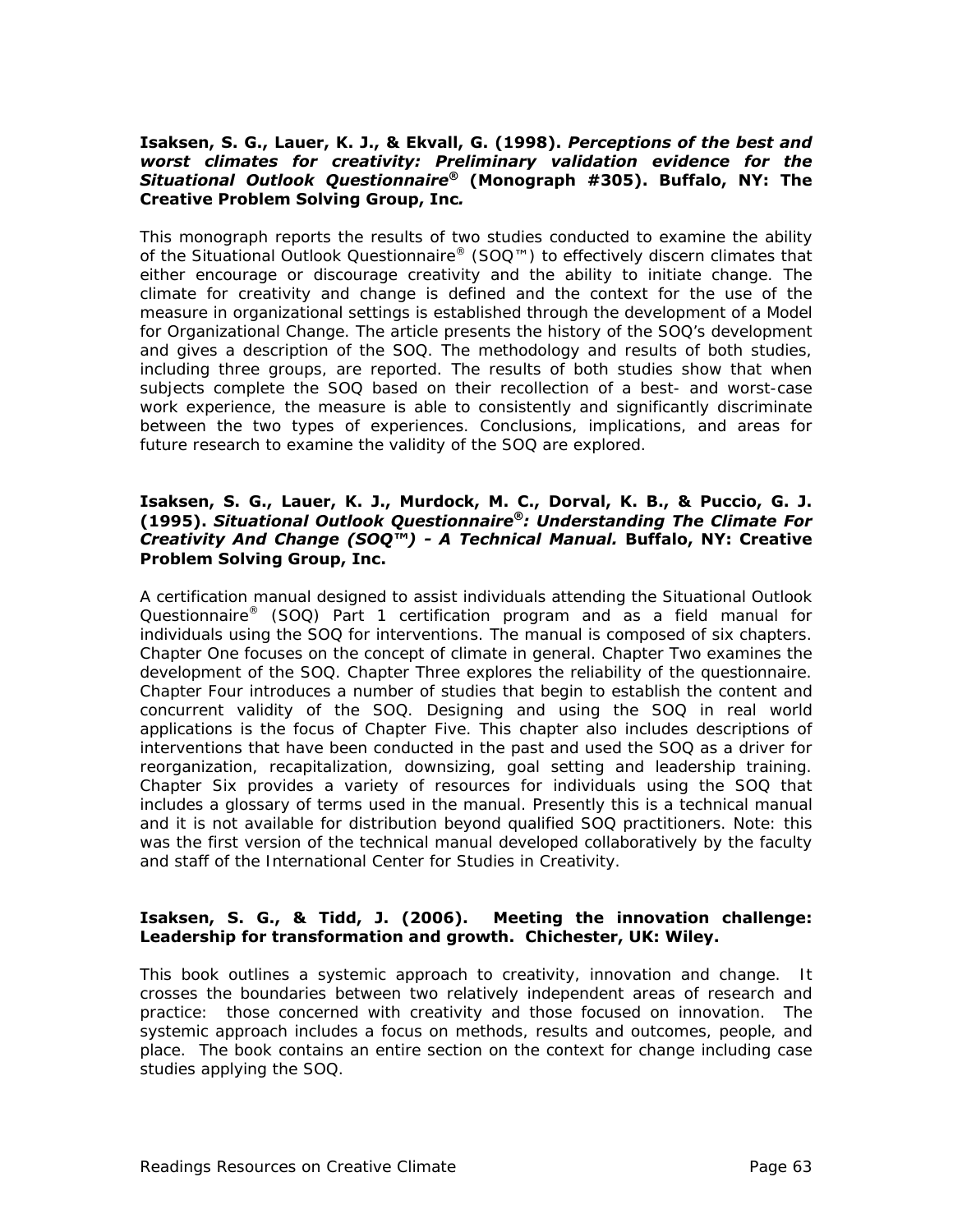**Isaksen, S. G., Lauer, K. J., & Ekvall, G. (1998). *Perceptions of the best and worst climates for creativity: Preliminary validation evidence for the Situational Outlook Questionnaire®* (Monograph #305). Buffalo, NY: The Creative Problem Solving Group, Inc*.***

This monograph reports the results of two studies conducted to examine the ability of the Situational Outlook Questionnaire® (SOQ™) to effectively discern climates that either encourage or discourage creativity and the ability to initiate change. The climate for creativity and change is defined and the context for the use of the measure in organizational settings is established through the development of a Model for Organizational Change. The article presents the history of the SOQ's development and gives a description of the SOQ. The methodology and results of both studies, including three groups, are reported. The results of both studies show that when subjects complete the SOQ based on their recollection of a best- and worst-case work experience, the measure is able to consistently and significantly discriminate between the two types of experiences. Conclusions, implications, and areas for future research to examine the validity of the SOQ are explored.

**Isaksen, S. G., Lauer, K. J., Murdock, M. C., Dorval, K. B., & Puccio, G. J. (1995). *Situational Outlook Questionnaire®: Understanding The Climate For Creativity And Change (SOQ™) - A Technical Manual.* Buffalo, NY: Creative Problem Solving Group, Inc.**

A certification manual designed to assist individuals attending the Situational Outlook Questionnaire® (SOQ) Part 1 certification program and as a field manual for individuals using the SOQ for interventions. The manual is composed of six chapters. Chapter One focuses on the concept of climate in general. Chapter Two examines the development of the SOQ. Chapter Three explores the reliability of the questionnaire. Chapter Four introduces a number of studies that begin to establish the content and concurrent validity of the SOQ. Designing and using the SOQ in real world applications is the focus of Chapter Five. This chapter also includes descriptions of interventions that have been conducted in the past and used the SOQ as a driver for reorganization, recapitalization, downsizing, goal setting and leadership training. Chapter Six provides a variety of resources for individuals using the SOQ that includes a glossary of terms used in the manual. Presently this is a technical manual and it is not available for distribution beyond qualified SOQ practitioners. Note: this was the first version of the technical manual developed collaboratively by the faculty and staff of the International Center for Studies in Creativity.

**Isaksen, S. G., & Tidd, J. (2006). Meeting the innovation challenge: Leadership for transformation and growth. Chichester, UK: Wiley.**

This book outlines a systemic approach to creativity, innovation and change. It crosses the boundaries between two relatively independent areas of research and practice: those concerned with creativity and those focused on innovation. The systemic approach includes a focus on methods, results and outcomes, people, and place. The book contains an entire section on the context for change including case studies applying the SOQ.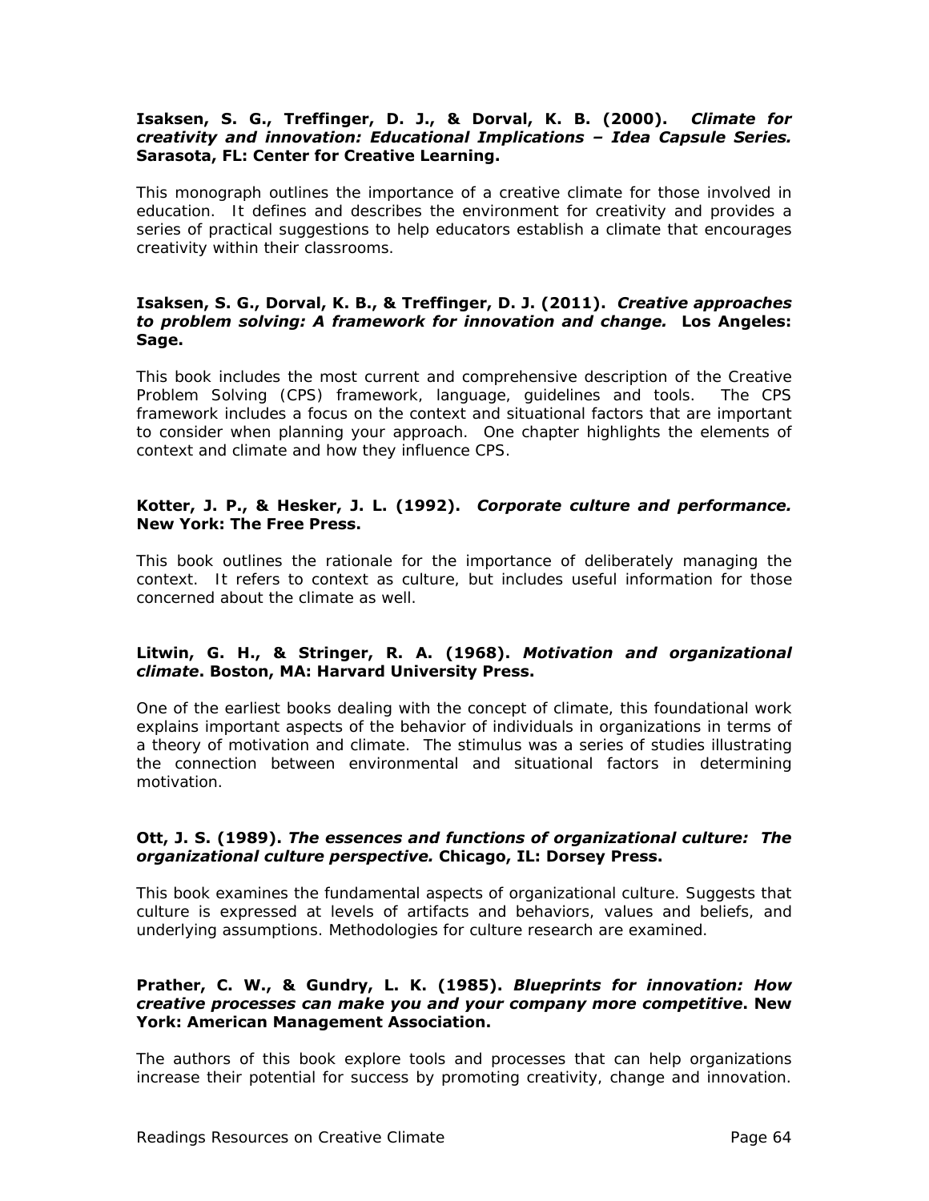**Isaksen, S. G., Treffinger, D. J., & Dorval, K. B. (2000).** ***Climate for creativity and innovation: Educational Implications – Idea Capsule Series.*** **Sarasota, FL: Center for Creative Learning.**

This monograph outlines the importance of a creative climate for those involved in education. It defines and describes the environment for creativity and provides a series of practical suggestions to help educators establish a climate that encourages creativity within their classrooms.

**Isaksen, S. G., Dorval, K. B., & Treffinger, D. J. (2011).** ***Creative approaches to problem solving: A framework for innovation and change.*** **Los Angeles: Sage.**

This book includes the most current and comprehensive description of the Creative Problem Solving (CPS) framework, language, guidelines and tools. The CPS framework includes a focus on the context and situational factors that are important to consider when planning your approach. One chapter highlights the elements of context and climate and how they influence CPS.

**Kotter, J. P., & Hesker, J. L. (1992).** ***Corporate culture and performance.*** **New York: The Free Press.**

This book outlines the rationale for the importance of deliberately managing the context. It refers to context as culture, but includes useful information for those concerned about the climate as well.

**Litwin, G. H., & Stringer, R. A. (1968).** ***Motivation and organizational climate*****. Boston, MA: Harvard University Press.**

One of the earliest books dealing with the concept of climate, this foundational work explains important aspects of the behavior of individuals in organizations in terms of a theory of motivation and climate. The stimulus was a series of studies illustrating the connection between environmental and situational factors in determining motivation.

**Ott, J. S. (1989).** ***The essences and functions of organizational culture: The organizational culture perspective.*** **Chicago, IL: Dorsey Press.**

This book examines the fundamental aspects of organizational culture. Suggests that culture is expressed at levels of artifacts and behaviors, values and beliefs, and underlying assumptions. Methodologies for culture research are examined.

**Prather, C. W., & Gundry, L. K. (1985).** ***Blueprints for innovation: How creative processes can make you and your company more competitive*****. New York: American Management Association.**

The authors of this book explore tools and processes that can help organizations increase their potential for success by promoting creativity, change and innovation.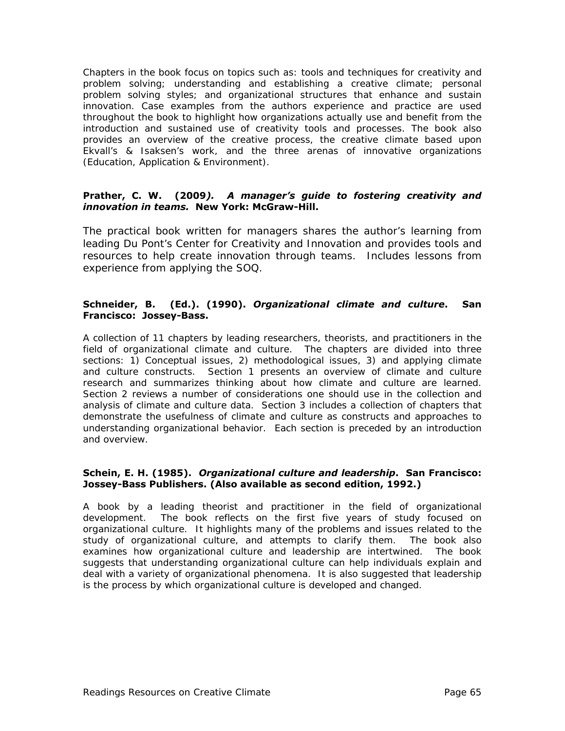Chapters in the book focus on topics such as: tools and techniques for creativity and problem solving; understanding and establishing a creative climate; personal problem solving styles; and organizational structures that enhance and sustain innovation. Case examples from the authors experience and practice are used throughout the book to highlight how organizations actually use and benefit from the introduction and sustained use of creativity tools and processes. The book also provides an overview of the creative process, the creative climate based upon Ekvall's & Isaksen's work, and the three arenas of innovative organizations (Education, Application & Environment).

**Prather, C. W. (2009*). A manager's guide to fostering creativity and innovation in teams.* New York: McGraw-Hill.**

The practical book written for managers shares the author's learning from leading Du Pont's Center for Creativity and Innovation and provides tools and resources to help create innovation through teams. Includes lessons from experience from applying the SOQ.

**Schneider, B. (Ed.). (1990). *Organizational climate and culture*. San Francisco: Jossey-Bass.**

A collection of 11 chapters by leading researchers, theorists, and practitioners in the field of organizational climate and culture. The chapters are divided into three sections: 1) Conceptual issues, 2) methodological issues, 3) and applying climate and culture constructs. Section 1 presents an overview of climate and culture research and summarizes thinking about how climate and culture are learned. Section 2 reviews a number of considerations one should use in the collection and analysis of climate and culture data. Section 3 includes a collection of chapters that demonstrate the usefulness of climate and culture as constructs and approaches to understanding organizational behavior. Each section is preceded by an introduction and overview.

**Schein, E. H. (1985). *Organizational culture and leadership*. San Francisco: Jossey-Bass Publishers. (Also available as second edition, 1992.)**

A book by a leading theorist and practitioner in the field of organizational development. The book reflects on the first five years of study focused on organizational culture. It highlights many of the problems and issues related to the study of organizational culture, and attempts to clarify them. The book also examines how organizational culture and leadership are intertwined. The book suggests that understanding organizational culture can help individuals explain and deal with a variety of organizational phenomena. It is also suggested that leadership is the process by which organizational culture is developed and changed.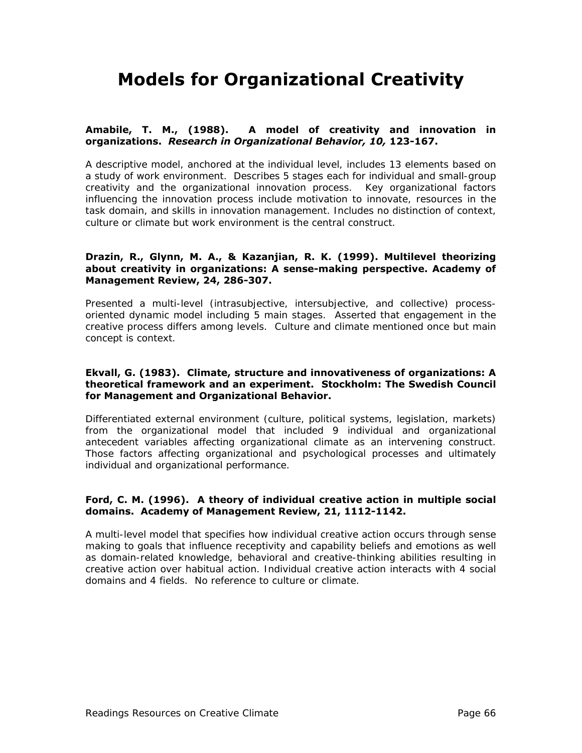# Models for Organizational Creativity

**Amabile, T. M., (1988). A model of creativity and innovation in organizations. *Research in Organizational Behavior, 10,* 123-167.**

A descriptive model, anchored at the individual level, includes 13 elements based on a study of work environment. Describes 5 stages each for individual and small-group creativity and the organizational innovation process. Key organizational factors influencing the innovation process include motivation to innovate, resources in the task domain, and skills in innovation management. Includes no distinction of context, culture or climate but work environment is the central construct.

**Drazin, R., Glynn, M. A., & Kazanjian, R. K. (1999). Multilevel theorizing about creativity in organizations: A sense-making perspective. Academy of Management Review, 24, 286-307.**

Presented a multi-level (intrasubjective, intersubjective, and collective) process-oriented dynamic model including 5 main stages. Asserted that engagement in the creative process differs among levels. Culture and climate mentioned once but main concept is context.

**Ekvall, G. (1983). Climate, structure and innovativeness of organizations: A theoretical framework and an experiment. Stockholm: The Swedish Council for Management and Organizational Behavior.**

Differentiated external environment (culture, political systems, legislation, markets) from the organizational model that included 9 individual and organizational antecedent variables affecting organizational climate as an intervening construct. Those factors affecting organizational and psychological processes and ultimately individual and organizational performance.

**Ford, C. M. (1996). A theory of individual creative action in multiple social domains. Academy of Management Review, 21, 1112-1142.**

A multi-level model that specifies how individual creative action occurs through sense making to goals that influence receptivity and capability beliefs and emotions as well as domain-related knowledge, behavioral and creative-thinking abilities resulting in creative action over habitual action. Individual creative action interacts with 4 social domains and 4 fields. No reference to culture or climate.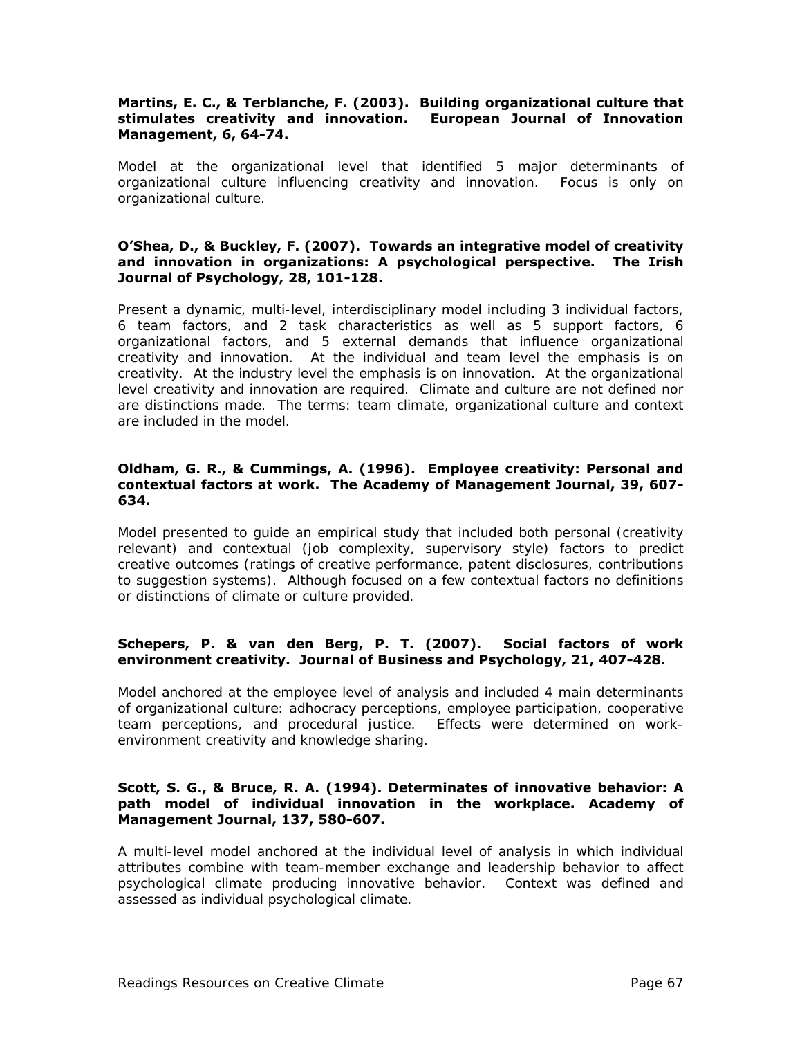**Martins, E. C., & Terblanche, F. (2003). Building organizational culture that stimulates creativity and innovation. European Journal of Innovation Management, 6, 64-74.**

Model at the organizational level that identified 5 major determinants of organizational culture influencing creativity and innovation. Focus is only on organizational culture.

**O'Shea, D., & Buckley, F. (2007). Towards an integrative model of creativity and innovation in organizations: A psychological perspective. The Irish Journal of Psychology, 28, 101-128.**

Present a dynamic, multi-level, interdisciplinary model including 3 individual factors, 6 team factors, and 2 task characteristics as well as 5 support factors, 6 organizational factors, and 5 external demands that influence organizational creativity and innovation. At the individual and team level the emphasis is on creativity. At the industry level the emphasis is on innovation. At the organizational level creativity and innovation are required. Climate and culture are not defined nor are distinctions made. The terms: team climate, organizational culture and context are included in the model.

**Oldham, G. R., & Cummings, A. (1996). Employee creativity: Personal and contextual factors at work. The Academy of Management Journal, 39, 607-634.**

Model presented to guide an empirical study that included both personal (creativity relevant) and contextual (job complexity, supervisory style) factors to predict creative outcomes (ratings of creative performance, patent disclosures, contributions to suggestion systems). Although focused on a few contextual factors no definitions or distinctions of climate or culture provided.

**Schepers, P. & van den Berg, P. T. (2007). Social factors of work environment creativity. Journal of Business and Psychology, 21, 407-428.**

Model anchored at the employee level of analysis and included 4 main determinants of organizational culture: adhocracy perceptions, employee participation, cooperative team perceptions, and procedural justice. Effects were determined on work-environment creativity and knowledge sharing.

**Scott, S. G., & Bruce, R. A. (1994). Determinates of innovative behavior: A path model of individual innovation in the workplace. Academy of Management Journal, 137, 580-607.**

A multi-level model anchored at the individual level of analysis in which individual attributes combine with team-member exchange and leadership behavior to affect psychological climate producing innovative behavior. Context was defined and assessed as individual psychological climate.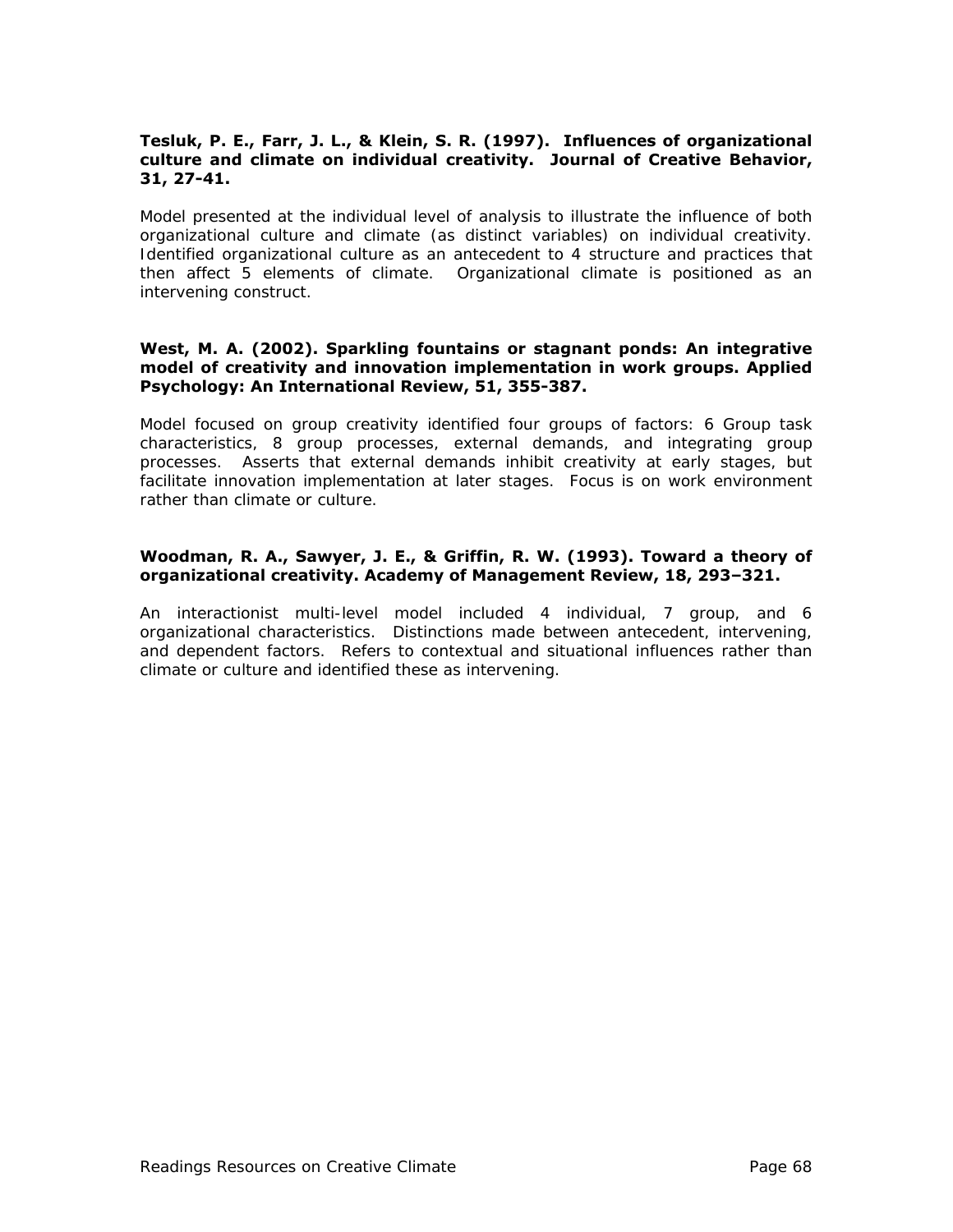**Tesluk, P. E., Farr, J. L., & Klein, S. R. (1997). Influences of organizational culture and climate on individual creativity. Journal of Creative Behavior, 31, 27-41.**

Model presented at the individual level of analysis to illustrate the influence of both organizational culture and climate (as distinct variables) on individual creativity. Identified organizational culture as an antecedent to 4 structure and practices that then affect 5 elements of climate. Organizational climate is positioned as an intervening construct.

**West, M. A. (2002). Sparkling fountains or stagnant ponds: An integrative model of creativity and innovation implementation in work groups. Applied Psychology: An International Review, 51, 355-387.**

Model focused on group creativity identified four groups of factors: 6 Group task characteristics, 8 group processes, external demands, and integrating group processes. Asserts that external demands inhibit creativity at early stages, but facilitate innovation implementation at later stages. Focus is on work environment rather than climate or culture.

**Woodman, R. A., Sawyer, J. E., & Griffin, R. W. (1993). Toward a theory of organizational creativity. Academy of Management Review, 18, 293–321.**

An interactionist multi-level model included 4 individual, 7 group, and 6 organizational characteristics. Distinctions made between antecedent, intervening, and dependent factors. Refers to contextual and situational influences rather than climate or culture and identified these as intervening.